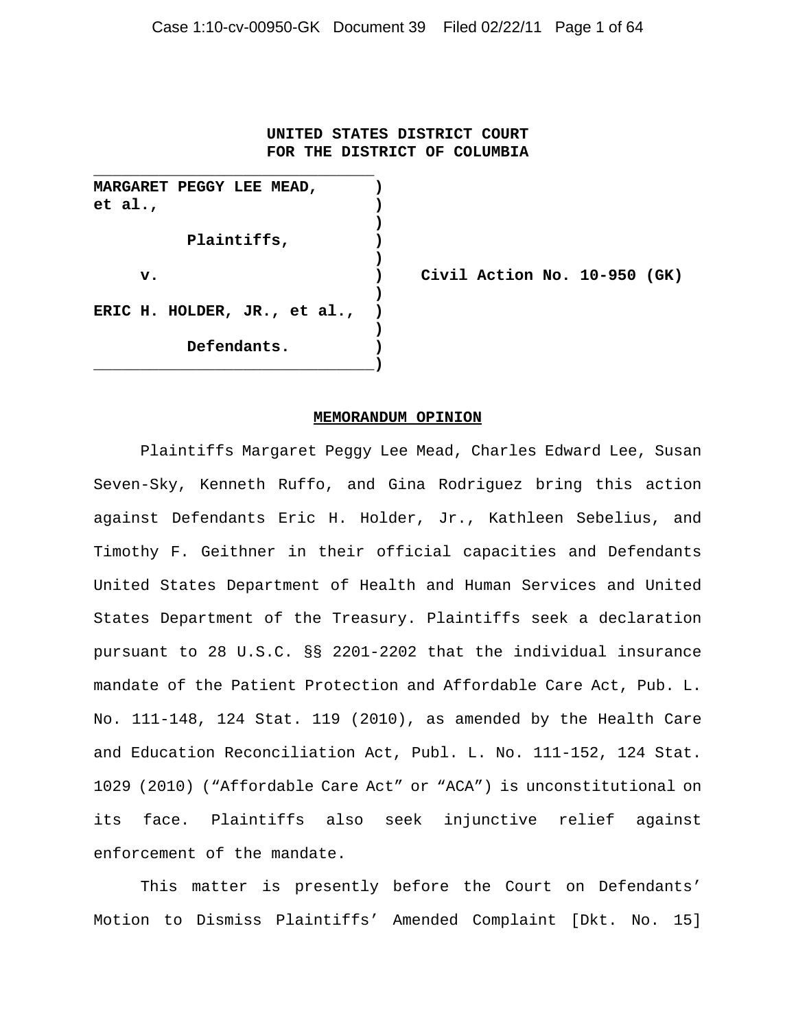**UNITED STATES DISTRICT COURT**
**FOR THE DISTRICT OF COLUMBIA**

| | | |
|---|---|---|
| **MARGARET PEGGY LEE MEAD, et al.,** | ) | |
| **Plaintiffs,** | ) | |
| **v.** | ) | **Civil Action No. 10-950 (GK)** |
| **ERIC H. HOLDER, JR., et al.,** | ) | |
| **Defendants.** | ) | |

## MEMORANDUM OPINION

Plaintiffs Margaret Peggy Lee Mead, Charles Edward Lee, Susan Seven-Sky, Kenneth Ruffo, and Gina Rodriguez bring this action against Defendants Eric H. Holder, Jr., Kathleen Sebelius, and Timothy F. Geithner in their official capacities and Defendants United States Department of Health and Human Services and United States Department of the Treasury. Plaintiffs seek a declaration pursuant to 28 U.S.C. §§ 2201-2202 that the individual insurance mandate of the Patient Protection and Affordable Care Act, Pub. L. No. 111-148, 124 Stat. 119 (2010), as amended by the Health Care and Education Reconciliation Act, Publ. L. No. 111-152, 124 Stat. 1029 (2010) ("Affordable Care Act" or "ACA") is unconstitutional on its face. Plaintiffs also seek injunctive relief against enforcement of the mandate.

This matter is presently before the Court on Defendants' Motion to Dismiss Plaintiffs' Amended Complaint [Dkt. No. 15]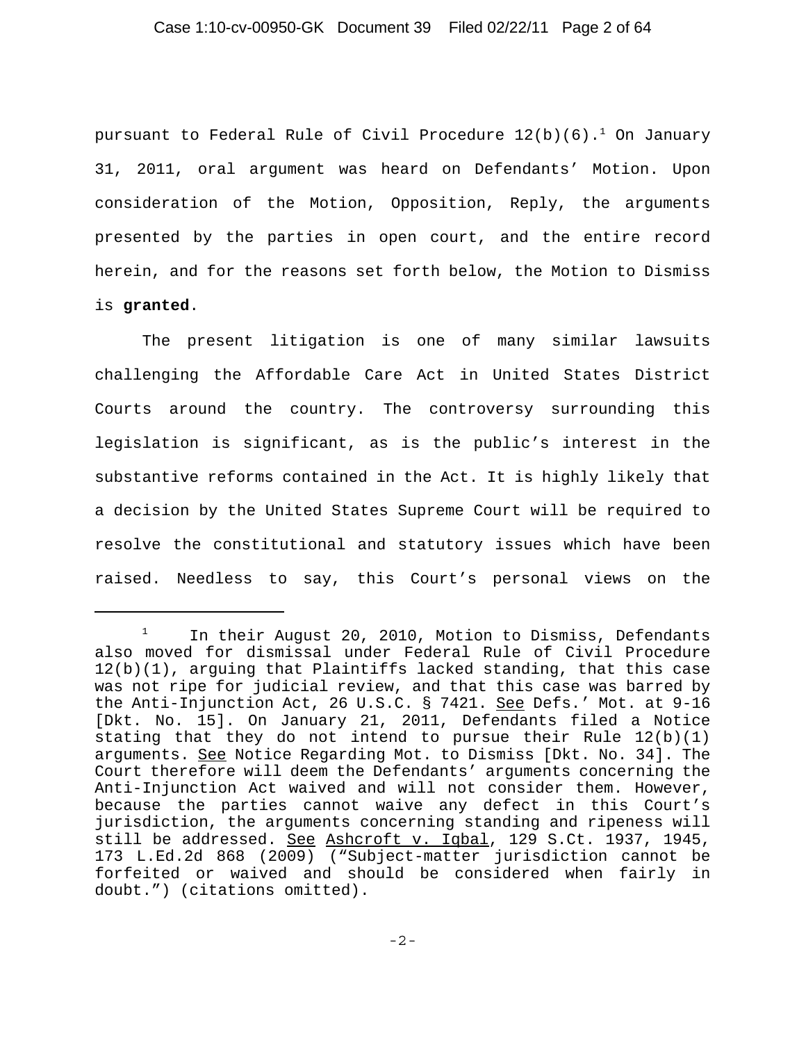pursuant to Federal Rule of Civil Procedure 12(b)(6).[1] On January 31, 2011, oral argument was heard on Defendants' Motion. Upon consideration of the Motion, Opposition, Reply, the arguments presented by the parties in open court, and the entire record herein, and for the reasons set forth below, the Motion to Dismiss is **granted**.

The present litigation is one of many similar lawsuits challenging the Affordable Care Act in United States District Courts around the country. The controversy surrounding this legislation is significant, as is the public's interest in the substantive reforms contained in the Act. It is highly likely that a decision by the United States Supreme Court will be required to resolve the constitutional and statutory issues which have been raised. Needless to say, this Court's personal views on the

---

[1] In their August 20, 2010, Motion to Dismiss, Defendants also moved for dismissal under Federal Rule of Civil Procedure 12(b)(1), arguing that Plaintiffs lacked standing, that this case was not ripe for judicial review, and that this case was barred by the Anti-Injunction Act, 26 U.S.C. § 7421. See Defs.' Mot. at 9-16 [Dkt. No. 15]. On January 21, 2011, Defendants filed a Notice stating that they do not intend to pursue their Rule 12(b)(1) arguments. See Notice Regarding Mot. to Dismiss [Dkt. No. 34]. The Court therefore will deem the Defendants' arguments concerning the Anti-Injunction Act waived and will not consider them. However, because the parties cannot waive any defect in this Court's jurisdiction, the arguments concerning standing and ripeness will still be addressed. See Ashcroft v. Iqbal, 129 S.Ct. 1937, 1945, 173 L.Ed.2d 868 (2009) ("Subject-matter jurisdiction cannot be forfeited or waived and should be considered when fairly in doubt.") (citations omitted).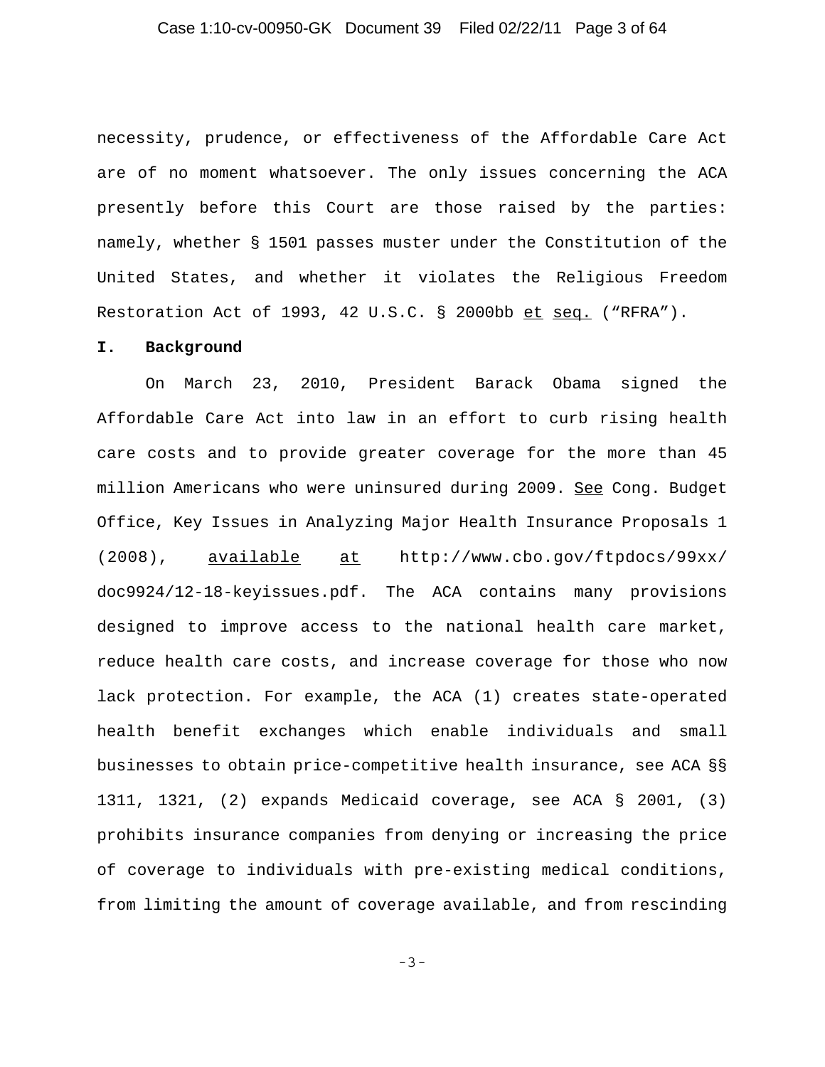necessity, prudence, or effectiveness of the Affordable Care Act are of no moment whatsoever. The only issues concerning the ACA presently before this Court are those raised by the parties: namely, whether § 1501 passes muster under the Constitution of the United States, and whether it violates the Religious Freedom Restoration Act of 1993, 42 U.S.C. § 2000bb et seq. ("RFRA").

## I. Background

On March 23, 2010, President Barack Obama signed the Affordable Care Act into law in an effort to curb rising health care costs and to provide greater coverage for the more than 45 million Americans who were uninsured during 2009. See Cong. Budget Office, Key Issues in Analyzing Major Health Insurance Proposals 1 (2008), available at http://www.cbo.gov/ftpdocs/99xx/doc9924/12-18-keyissues.pdf. The ACA contains many provisions designed to improve access to the national health care market, reduce health care costs, and increase coverage for those who now lack protection. For example, the ACA (1) creates state-operated health benefit exchanges which enable individuals and small businesses to obtain price-competitive health insurance, see ACA §§ 1311, 1321, (2) expands Medicaid coverage, see ACA § 2001, (3) prohibits insurance companies from denying or increasing the price of coverage to individuals with pre-existing medical conditions, from limiting the amount of coverage available, and from rescinding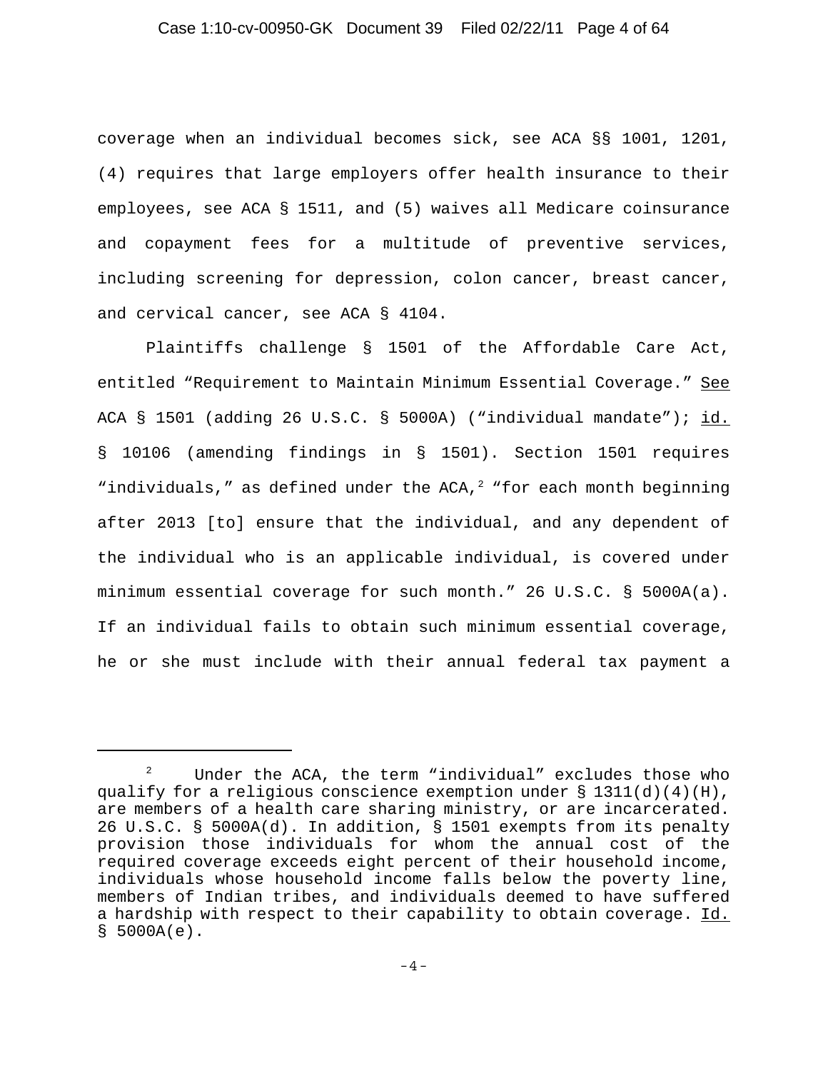coverage when an individual becomes sick, see ACA §§ 1001, 1201, (4) requires that large employers offer health insurance to their employees, see ACA § 1511, and (5) waives all Medicare coinsurance and copayment fees for a multitude of preventive services, including screening for depression, colon cancer, breast cancer, and cervical cancer, see ACA § 4104.

Plaintiffs challenge § 1501 of the Affordable Care Act, entitled "Requirement to Maintain Minimum Essential Coverage." See ACA § 1501 (adding 26 U.S.C. § 5000A) ("individual mandate"); id. § 10106 (amending findings in § 1501). Section 1501 requires "individuals," as defined under the ACA,[2] "for each month beginning after 2013 [to] ensure that the individual, and any dependent of the individual who is an applicable individual, is covered under minimum essential coverage for such month." 26 U.S.C. § 5000A(a). If an individual fails to obtain such minimum essential coverage, he or she must include with their annual federal tax payment a

---

[2] Under the ACA, the term "individual" excludes those who qualify for a religious conscience exemption under § 1311(d)(4)(H), are members of a health care sharing ministry, or are incarcerated. 26 U.S.C. § 5000A(d). In addition, § 1501 exempts from its penalty provision those individuals for whom the annual cost of the required coverage exceeds eight percent of their household income, individuals whose household income falls below the poverty line, members of Indian tribes, and individuals deemed to have suffered a hardship with respect to their capability to obtain coverage. Id. § 5000A(e).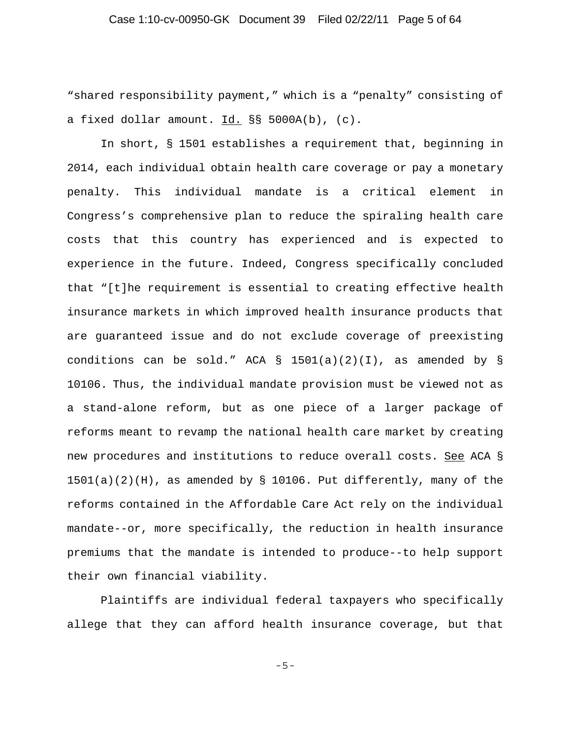"shared responsibility payment," which is a "penalty" consisting of a fixed dollar amount. Id. §§ 5000A(b), (c).

In short, § 1501 establishes a requirement that, beginning in 2014, each individual obtain health care coverage or pay a monetary penalty. This individual mandate is a critical element in Congress's comprehensive plan to reduce the spiraling health care costs that this country has experienced and is expected to experience in the future. Indeed, Congress specifically concluded that "[t]he requirement is essential to creating effective health insurance markets in which improved health insurance products that are guaranteed issue and do not exclude coverage of preexisting conditions can be sold." ACA § 1501(a)(2)(I), as amended by § 10106. Thus, the individual mandate provision must be viewed not as a stand-alone reform, but as one piece of a larger package of reforms meant to revamp the national health care market by creating new procedures and institutions to reduce overall costs. See ACA § 1501(a)(2)(H), as amended by § 10106. Put differently, many of the reforms contained in the Affordable Care Act rely on the individual mandate--or, more specifically, the reduction in health insurance premiums that the mandate is intended to produce--to help support their own financial viability.

Plaintiffs are individual federal taxpayers who specifically allege that they can afford health insurance coverage, but that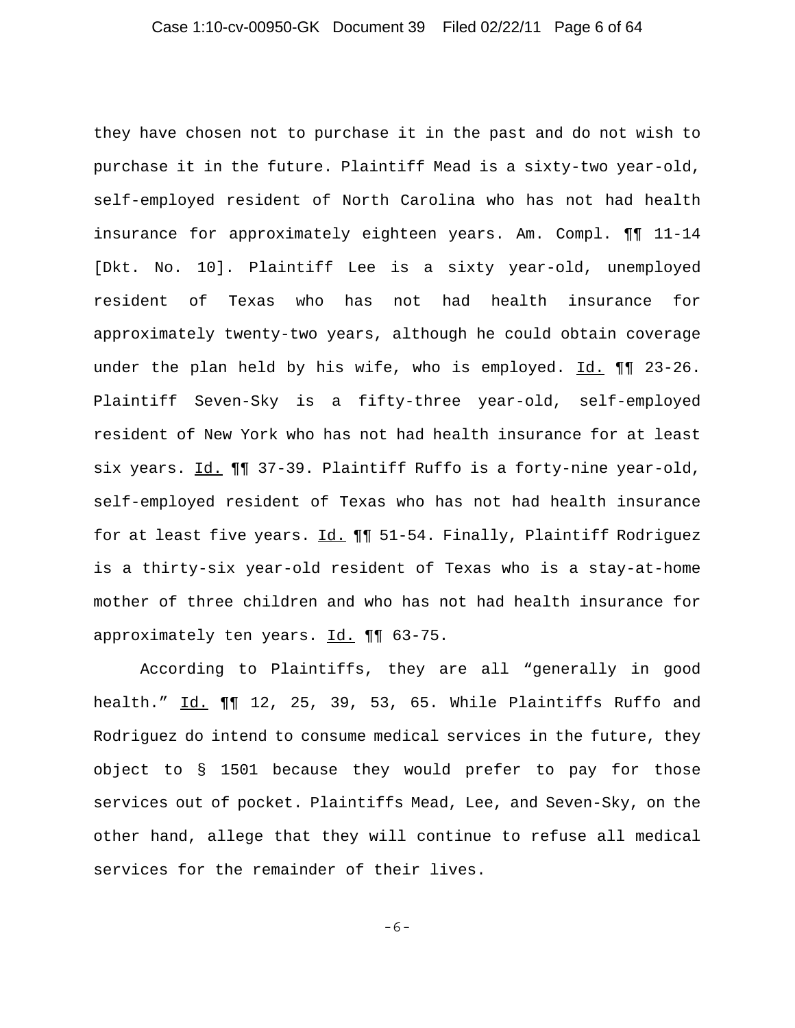they have chosen not to purchase it in the past and do not wish to purchase it in the future. Plaintiff Mead is a sixty-two year-old, self-employed resident of North Carolina who has not had health insurance for approximately eighteen years. Am. Compl. ¶¶ 11-14 [Dkt. No. 10]. Plaintiff Lee is a sixty year-old, unemployed resident of Texas who has not had health insurance for approximately twenty-two years, although he could obtain coverage under the plan held by his wife, who is employed. Id. ¶¶ 23-26. Plaintiff Seven-Sky is a fifty-three year-old, self-employed resident of New York who has not had health insurance for at least six years. Id. ¶¶ 37-39. Plaintiff Ruffo is a forty-nine year-old, self-employed resident of Texas who has not had health insurance for at least five years. Id. ¶¶ 51-54. Finally, Plaintiff Rodriguez is a thirty-six year-old resident of Texas who is a stay-at-home mother of three children and who has not had health insurance for approximately ten years. Id. ¶¶ 63-75.

According to Plaintiffs, they are all "generally in good health." Id. ¶¶ 12, 25, 39, 53, 65. While Plaintiffs Ruffo and Rodriguez do intend to consume medical services in the future, they object to § 1501 because they would prefer to pay for those services out of pocket. Plaintiffs Mead, Lee, and Seven-Sky, on the other hand, allege that they will continue to refuse all medical services for the remainder of their lives.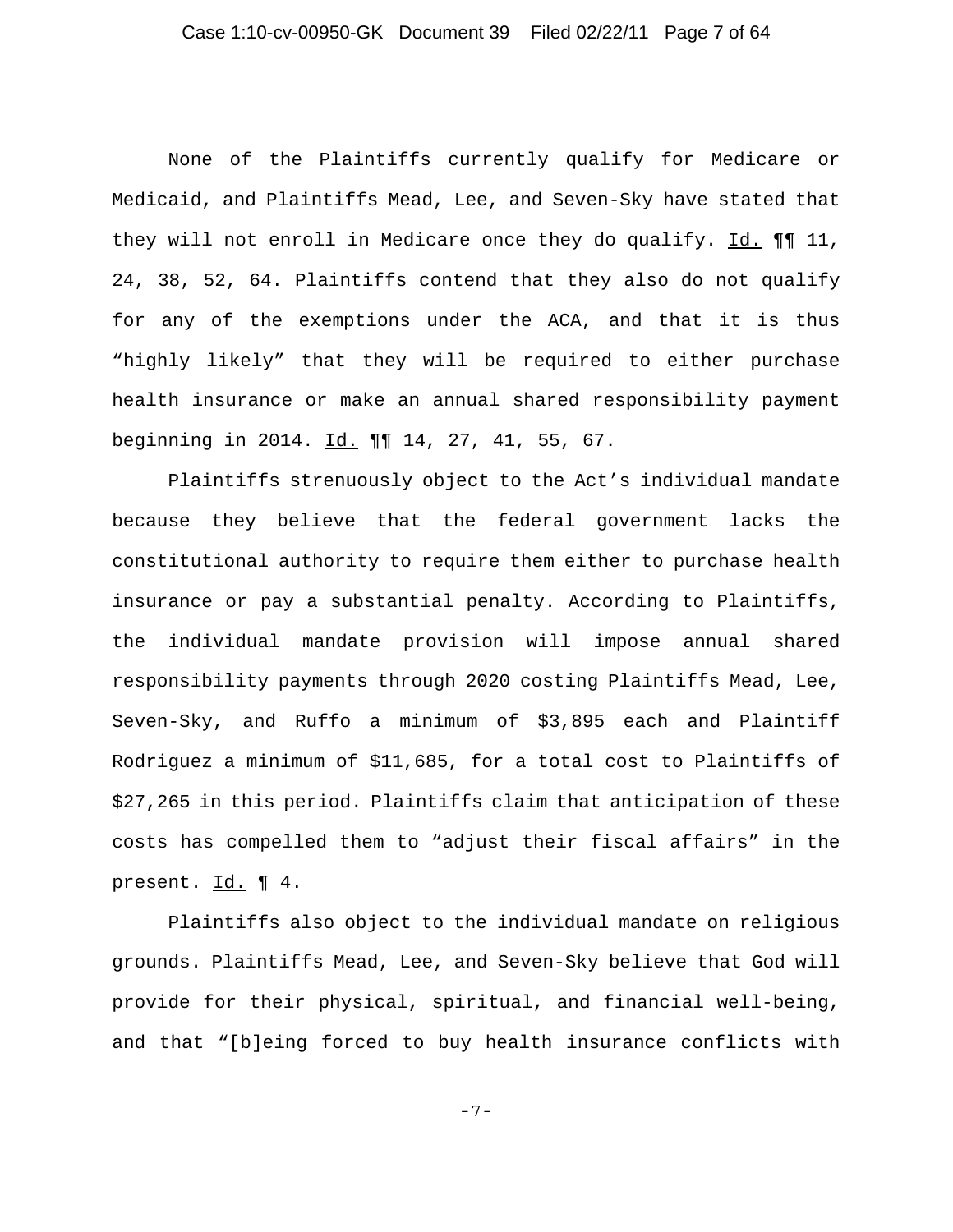None of the Plaintiffs currently qualify for Medicare or Medicaid, and Plaintiffs Mead, Lee, and Seven-Sky have stated that they will not enroll in Medicare once they do qualify. Id. ¶¶ 11, 24, 38, 52, 64. Plaintiffs contend that they also do not qualify for any of the exemptions under the ACA, and that it is thus "highly likely" that they will be required to either purchase health insurance or make an annual shared responsibility payment beginning in 2014. Id. ¶¶ 14, 27, 41, 55, 67.

Plaintiffs strenuously object to the Act's individual mandate because they believe that the federal government lacks the constitutional authority to require them either to purchase health insurance or pay a substantial penalty. According to Plaintiffs, the individual mandate provision will impose annual shared responsibility payments through 2020 costing Plaintiffs Mead, Lee, Seven-Sky, and Ruffo a minimum of $3,895 each and Plaintiff Rodriguez a minimum of $11,685, for a total cost to Plaintiffs of $27,265 in this period. Plaintiffs claim that anticipation of these costs has compelled them to "adjust their fiscal affairs" in the present. Id. ¶ 4.

Plaintiffs also object to the individual mandate on religious grounds. Plaintiffs Mead, Lee, and Seven-Sky believe that God will provide for their physical, spiritual, and financial well-being, and that "[b]eing forced to buy health insurance conflicts with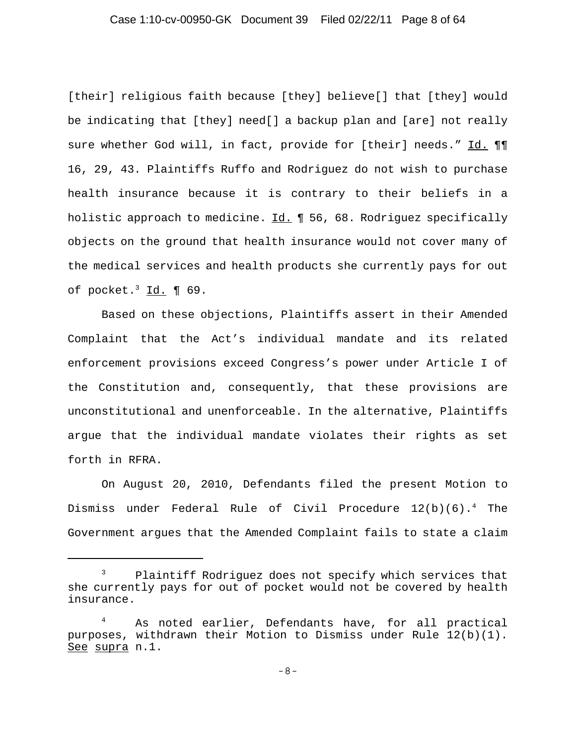[their] religious faith because [they] believe[] that [they] would be indicating that [they] need[] a backup plan and [are] not really sure whether God will, in fact, provide for [their] needs." Id. ¶¶ 16, 29, 43. Plaintiffs Ruffo and Rodriguez do not wish to purchase health insurance because it is contrary to their beliefs in a holistic approach to medicine. Id. ¶ 56, 68. Rodriguez specifically objects on the ground that health insurance would not cover many of the medical services and health products she currently pays for out of pocket.[3] Id. ¶ 69.

Based on these objections, Plaintiffs assert in their Amended Complaint that the Act's individual mandate and its related enforcement provisions exceed Congress's power under Article I of the Constitution and, consequently, that these provisions are unconstitutional and unenforceable. In the alternative, Plaintiffs argue that the individual mandate violates their rights as set forth in RFRA.

On August 20, 2010, Defendants filed the present Motion to Dismiss under Federal Rule of Civil Procedure 12(b)(6).[4] The Government argues that the Amended Complaint fails to state a claim

---

[3] Plaintiff Rodriguez does not specify which services that she currently pays for out of pocket would not be covered by health insurance.

[4] As noted earlier, Defendants have, for all practical purposes, withdrawn their Motion to Dismiss under Rule 12(b)(1). See supra n.1.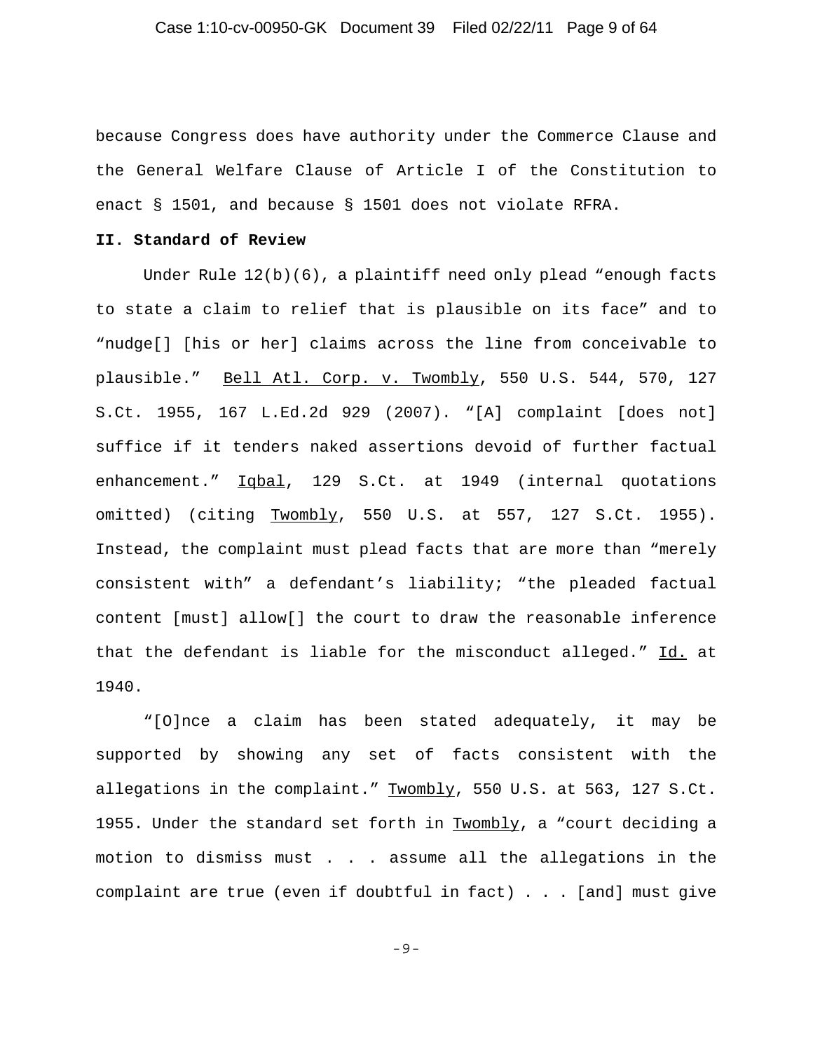because Congress does have authority under the Commerce Clause and the General Welfare Clause of Article I of the Constitution to enact § 1501, and because § 1501 does not violate RFRA.

**II. Standard of Review**

Under Rule 12(b)(6), a plaintiff need only plead "enough facts to state a claim to relief that is plausible on its face" and to "nudge[] [his or her] claims across the line from conceivable to plausible." Bell Atl. Corp. v. Twombly, 550 U.S. 544, 570, 127 S.Ct. 1955, 167 L.Ed.2d 929 (2007). "[A] complaint [does not] suffice if it tenders naked assertions devoid of further factual enhancement." Iqbal, 129 S.Ct. at 1949 (internal quotations omitted) (citing Twombly, 550 U.S. at 557, 127 S.Ct. 1955). Instead, the complaint must plead facts that are more than "merely consistent with" a defendant's liability; "the pleaded factual content [must] allow[] the court to draw the reasonable inference that the defendant is liable for the misconduct alleged." Id. at 1940.

"[O]nce a claim has been stated adequately, it may be supported by showing any set of facts consistent with the allegations in the complaint." Twombly, 550 U.S. at 563, 127 S.Ct. 1955. Under the standard set forth in Twombly, a "court deciding a motion to dismiss must . . . assume all the allegations in the complaint are true (even if doubtful in fact) . . . [and] must give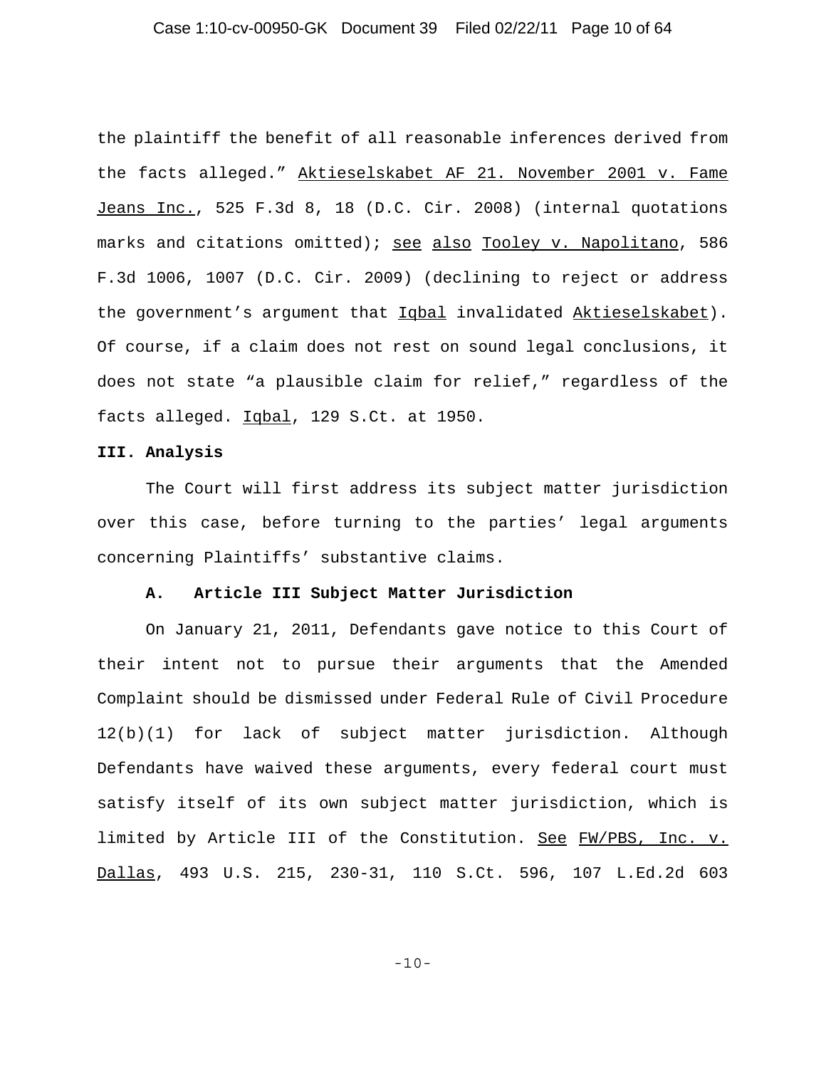the plaintiff the benefit of all reasonable inferences derived from the facts alleged." Aktieselskabet AF 21. November 2001 v. Fame Jeans Inc., 525 F.3d 8, 18 (D.C. Cir. 2008) (internal quotations marks and citations omitted); see also Tooley v. Napolitano, 586 F.3d 1006, 1007 (D.C. Cir. 2009) (declining to reject or address the government's argument that Iqbal invalidated Aktieselskabet). Of course, if a claim does not rest on sound legal conclusions, it does not state "a plausible claim for relief," regardless of the facts alleged. Iqbal, 129 S.Ct. at 1950.

**III. Analysis**

The Court will first address its subject matter jurisdiction over this case, before turning to the parties' legal arguments concerning Plaintiffs' substantive claims.

**A. Article III Subject Matter Jurisdiction**

On January 21, 2011, Defendants gave notice to this Court of their intent not to pursue their arguments that the Amended Complaint should be dismissed under Federal Rule of Civil Procedure 12(b)(1) for lack of subject matter jurisdiction. Although Defendants have waived these arguments, every federal court must satisfy itself of its own subject matter jurisdiction, which is limited by Article III of the Constitution. See FW/PBS, Inc. v. Dallas, 493 U.S. 215, 230-31, 110 S.Ct. 596, 107 L.Ed.2d 603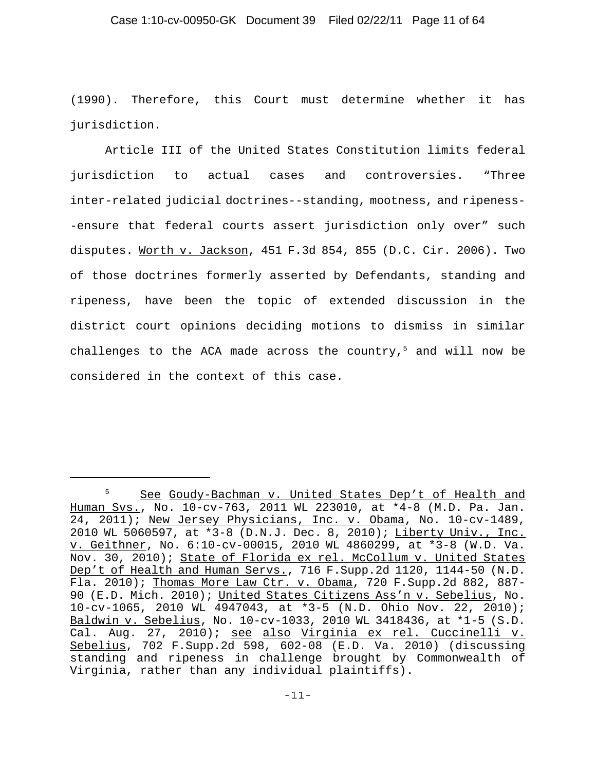(1990). Therefore, this Court must determine whether it has jurisdiction.

Article III of the United States Constitution limits federal jurisdiction to actual cases and controversies. "Three inter-related judicial doctrines--standing, mootness, and ripeness--ensure that federal courts assert jurisdiction only over" such disputes. Worth v. Jackson, 451 F.3d 854, 855 (D.C. Cir. 2006). Two of those doctrines formerly asserted by Defendants, standing and ripeness, have been the topic of extended discussion in the district court opinions deciding motions to dismiss in similar challenges to the ACA made across the country,[5] and will now be considered in the context of this case.

---

[5] See Goudy-Bachman v. United States Dep't of Health and Human Svs., No. 10-cv-763, 2011 WL 223010, at *4-8 (M.D. Pa. Jan. 24, 2011); New Jersey Physicians, Inc. v. Obama, No. 10-cv-1489, 2010 WL 5060597, at *3-8 (D.N.J. Dec. 8, 2010); Liberty Univ., Inc. v. Geithner, No. 6:10-cv-00015, 2010 WL 4860299, at *3-8 (W.D. Va. Nov. 30, 2010); State of Florida ex rel. McCollum v. United States Dep't of Health and Human Servs., 716 F.Supp.2d 1120, 1144-50 (N.D. Fla. 2010); Thomas More Law Ctr. v. Obama, 720 F.Supp.2d 882, 887-90 (E.D. Mich. 2010); United States Citizens Ass'n v. Sebelius, No. 10-cv-1065, 2010 WL 4947043, at *3-5 (N.D. Ohio Nov. 22, 2010); Baldwin v. Sebelius, No. 10-cv-1033, 2010 WL 3418436, at *1-5 (S.D. Cal. Aug. 27, 2010); see also Virginia ex rel. Cuccinelli v. Sebelius, 702 F.Supp.2d 598, 602-08 (E.D. Va. 2010) (discussing standing and ripeness in challenge brought by Commonwealth of Virginia, rather than any individual plaintiffs).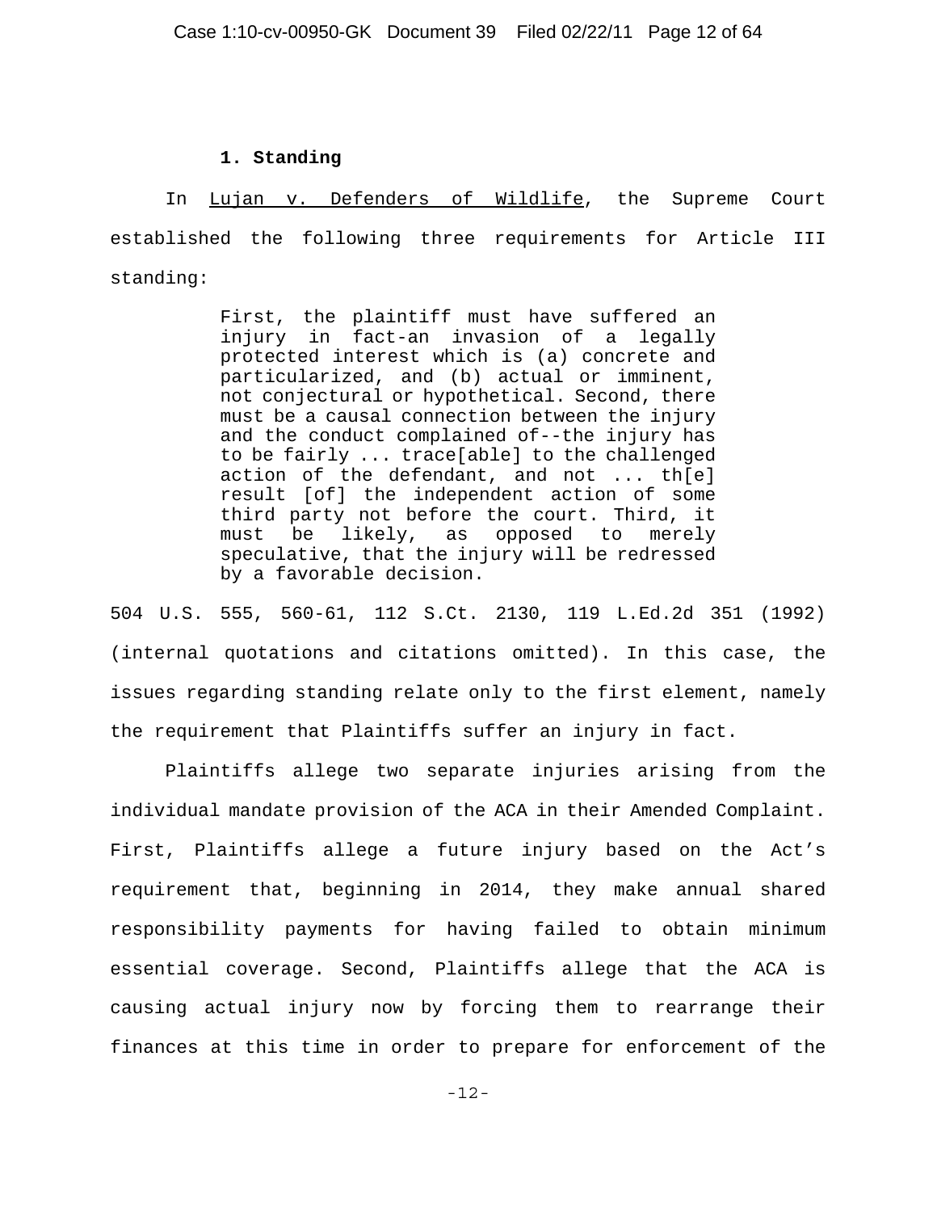**1. Standing**

In Lujan v. Defenders of Wildlife, the Supreme Court established the following three requirements for Article III standing:

> First, the plaintiff must have suffered an injury in fact-an invasion of a legally protected interest which is (a) concrete and particularized, and (b) actual or imminent, not conjectural or hypothetical. Second, there must be a causal connection between the injury and the conduct complained of--the injury has to be fairly ... trace[able] to the challenged action of the defendant, and not ... th[e] result [of] the independent action of some third party not before the court. Third, it must be likely, as opposed to merely speculative, that the injury will be redressed by a favorable decision.

504 U.S. 555, 560-61, 112 S.Ct. 2130, 119 L.Ed.2d 351 (1992) (internal quotations and citations omitted). In this case, the issues regarding standing relate only to the first element, namely the requirement that Plaintiffs suffer an injury in fact.

Plaintiffs allege two separate injuries arising from the individual mandate provision of the ACA in their Amended Complaint. First, Plaintiffs allege a future injury based on the Act's requirement that, beginning in 2014, they make annual shared responsibility payments for having failed to obtain minimum essential coverage. Second, Plaintiffs allege that the ACA is causing actual injury now by forcing them to rearrange their finances at this time in order to prepare for enforcement of the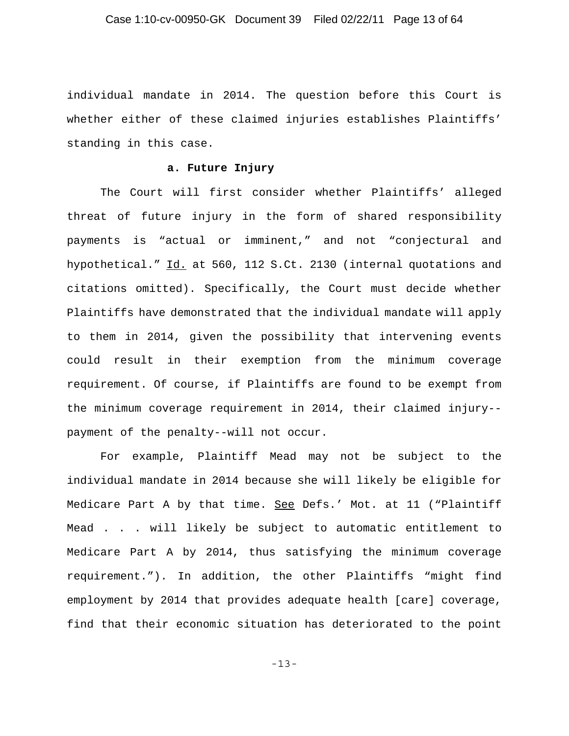individual mandate in 2014. The question before this Court is whether either of these claimed injuries establishes Plaintiffs' standing in this case.

**a. Future Injury**

The Court will first consider whether Plaintiffs' alleged threat of future injury in the form of shared responsibility payments is "actual or imminent," and not "conjectural and hypothetical." Id. at 560, 112 S.Ct. 2130 (internal quotations and citations omitted). Specifically, the Court must decide whether Plaintiffs have demonstrated that the individual mandate will apply to them in 2014, given the possibility that intervening events could result in their exemption from the minimum coverage requirement. Of course, if Plaintiffs are found to be exempt from the minimum coverage requirement in 2014, their claimed injury--payment of the penalty--will not occur.

For example, Plaintiff Mead may not be subject to the individual mandate in 2014 because she will likely be eligible for Medicare Part A by that time. See Defs.' Mot. at 11 ("Plaintiff Mead . . . will likely be subject to automatic entitlement to Medicare Part A by 2014, thus satisfying the minimum coverage requirement."). In addition, the other Plaintiffs "might find employment by 2014 that provides adequate health [care] coverage, find that their economic situation has deteriorated to the point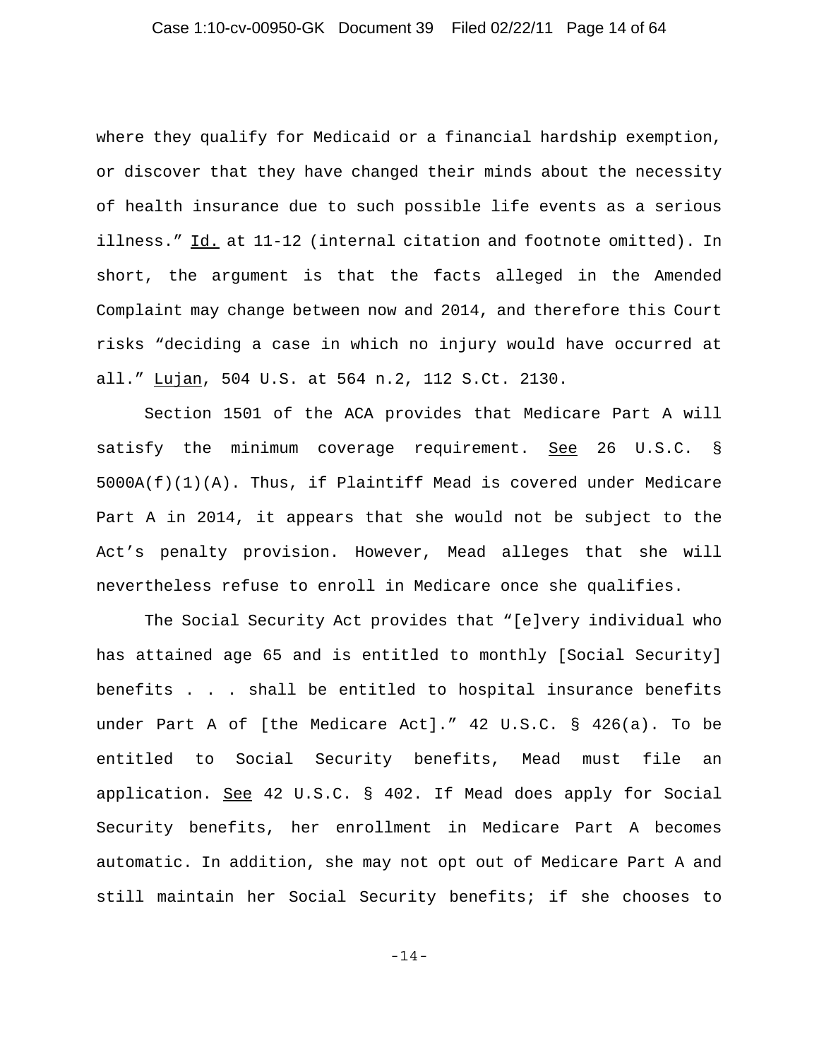where they qualify for Medicaid or a financial hardship exemption, or discover that they have changed their minds about the necessity of health insurance due to such possible life events as a serious illness." Id. at 11-12 (internal citation and footnote omitted). In short, the argument is that the facts alleged in the Amended Complaint may change between now and 2014, and therefore this Court risks "deciding a case in which no injury would have occurred at all." Lujan, 504 U.S. at 564 n.2, 112 S.Ct. 2130.

Section 1501 of the ACA provides that Medicare Part A will satisfy the minimum coverage requirement. See 26 U.S.C. § 5000A(f)(1)(A). Thus, if Plaintiff Mead is covered under Medicare Part A in 2014, it appears that she would not be subject to the Act's penalty provision. However, Mead alleges that she will nevertheless refuse to enroll in Medicare once she qualifies.

The Social Security Act provides that "[e]very individual who has attained age 65 and is entitled to monthly [Social Security] benefits . . . shall be entitled to hospital insurance benefits under Part A of [the Medicare Act]." 42 U.S.C. § 426(a). To be entitled to Social Security benefits, Mead must file an application. See 42 U.S.C. § 402. If Mead does apply for Social Security benefits, her enrollment in Medicare Part A becomes automatic. In addition, she may not opt out of Medicare Part A and still maintain her Social Security benefits; if she chooses to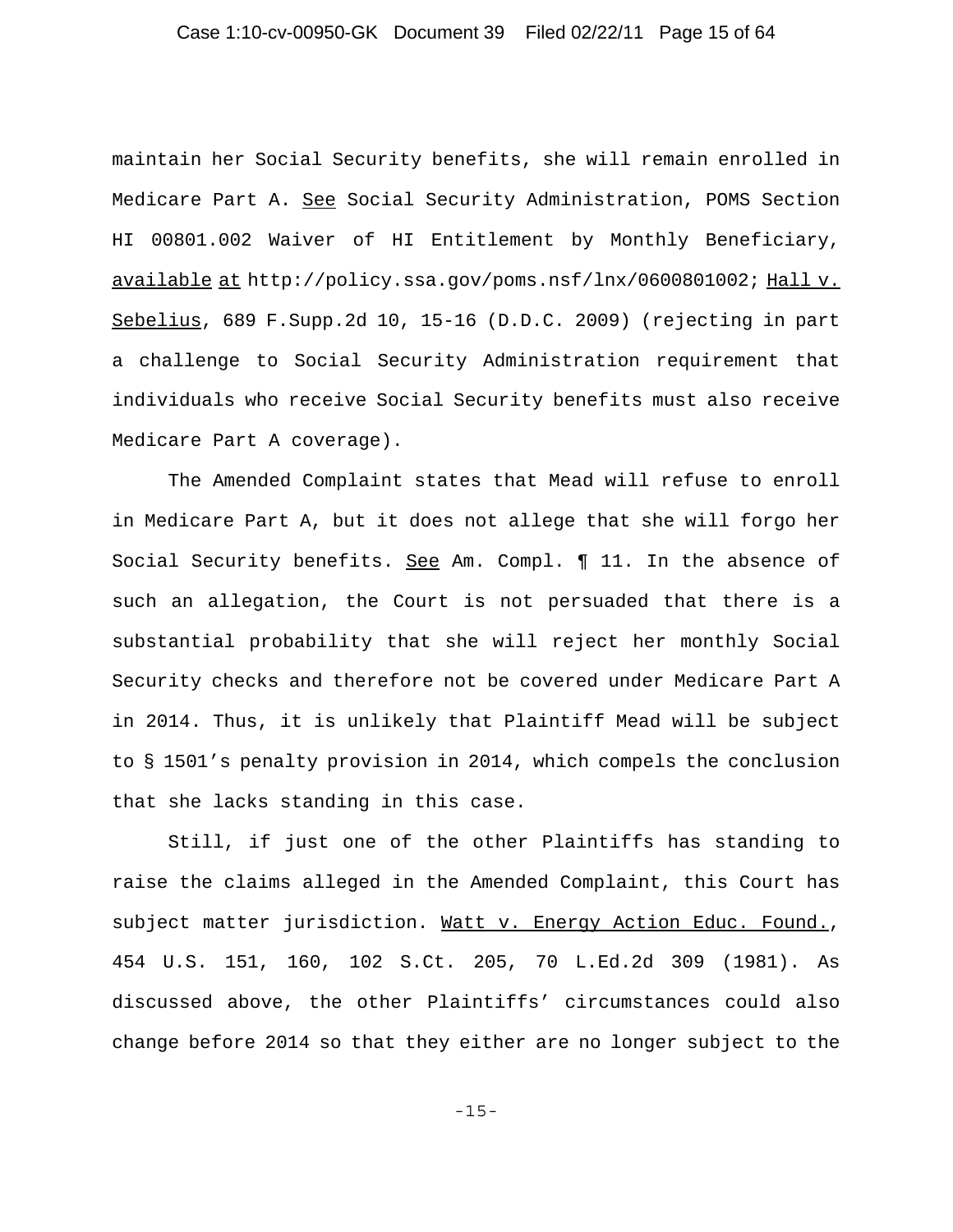maintain her Social Security benefits, she will remain enrolled in Medicare Part A. See Social Security Administration, POMS Section HI 00801.002 Waiver of HI Entitlement by Monthly Beneficiary, available at http://policy.ssa.gov/poms.nsf/lnx/0600801002; Hall v. Sebelius, 689 F.Supp.2d 10, 15-16 (D.D.C. 2009) (rejecting in part a challenge to Social Security Administration requirement that individuals who receive Social Security benefits must also receive Medicare Part A coverage).

The Amended Complaint states that Mead will refuse to enroll in Medicare Part A, but it does not allege that she will forgo her Social Security benefits. See Am. Compl. ¶ 11. In the absence of such an allegation, the Court is not persuaded that there is a substantial probability that she will reject her monthly Social Security checks and therefore not be covered under Medicare Part A in 2014. Thus, it is unlikely that Plaintiff Mead will be subject to § 1501's penalty provision in 2014, which compels the conclusion that she lacks standing in this case.

Still, if just one of the other Plaintiffs has standing to raise the claims alleged in the Amended Complaint, this Court has subject matter jurisdiction. Watt v. Energy Action Educ. Found., 454 U.S. 151, 160, 102 S.Ct. 205, 70 L.Ed.2d 309 (1981). As discussed above, the other Plaintiffs' circumstances could also change before 2014 so that they either are no longer subject to the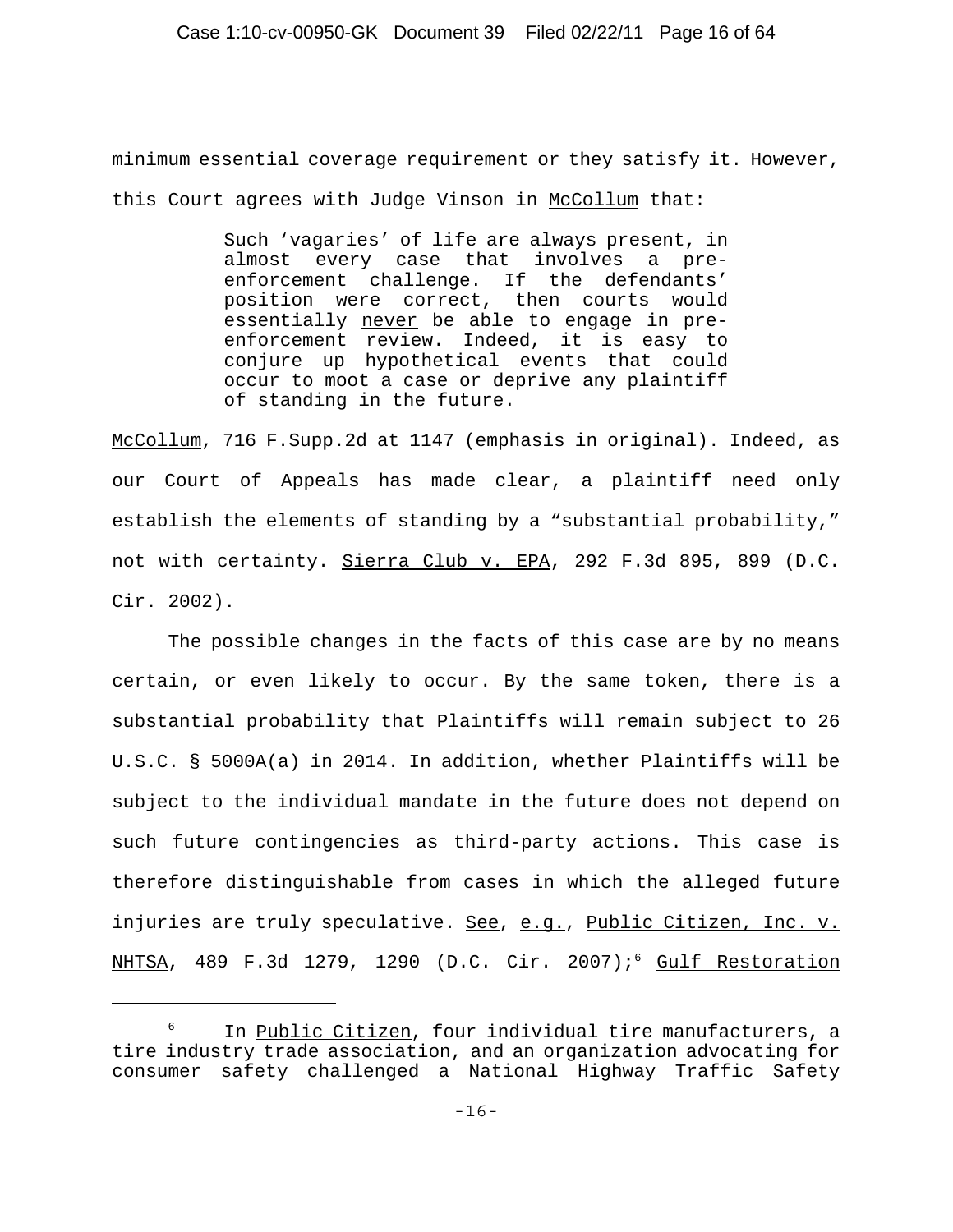minimum essential coverage requirement or they satisfy it. However, this Court agrees with Judge Vinson in McCollum that:

> Such 'vagaries' of life are always present, in almost every case that involves a pre-enforcement challenge. If the defendants' position were correct, then courts would essentially never be able to engage in pre-enforcement review. Indeed, it is easy to conjure up hypothetical events that could occur to moot a case or deprive any plaintiff of standing in the future.

McCollum, 716 F.Supp.2d at 1147 (emphasis in original). Indeed, as our Court of Appeals has made clear, a plaintiff need only establish the elements of standing by a "substantial probability," not with certainty. Sierra Club v. EPA, 292 F.3d 895, 899 (D.C. Cir. 2002).

The possible changes in the facts of this case are by no means certain, or even likely to occur. By the same token, there is a substantial probability that Plaintiffs will remain subject to 26 U.S.C. § 5000A(a) in 2014. In addition, whether Plaintiffs will be subject to the individual mandate in the future does not depend on such future contingencies as third-party actions. This case is therefore distinguishable from cases in which the alleged future injuries are truly speculative. See, e.g., Public Citizen, Inc. v. NHTSA, 489 F.3d 1279, 1290 (D.C. Cir. 2007);[6] Gulf Restoration

---

[6] In Public Citizen, four individual tire manufacturers, a tire industry trade association, and an organization advocating for consumer safety challenged a National Highway Traffic Safety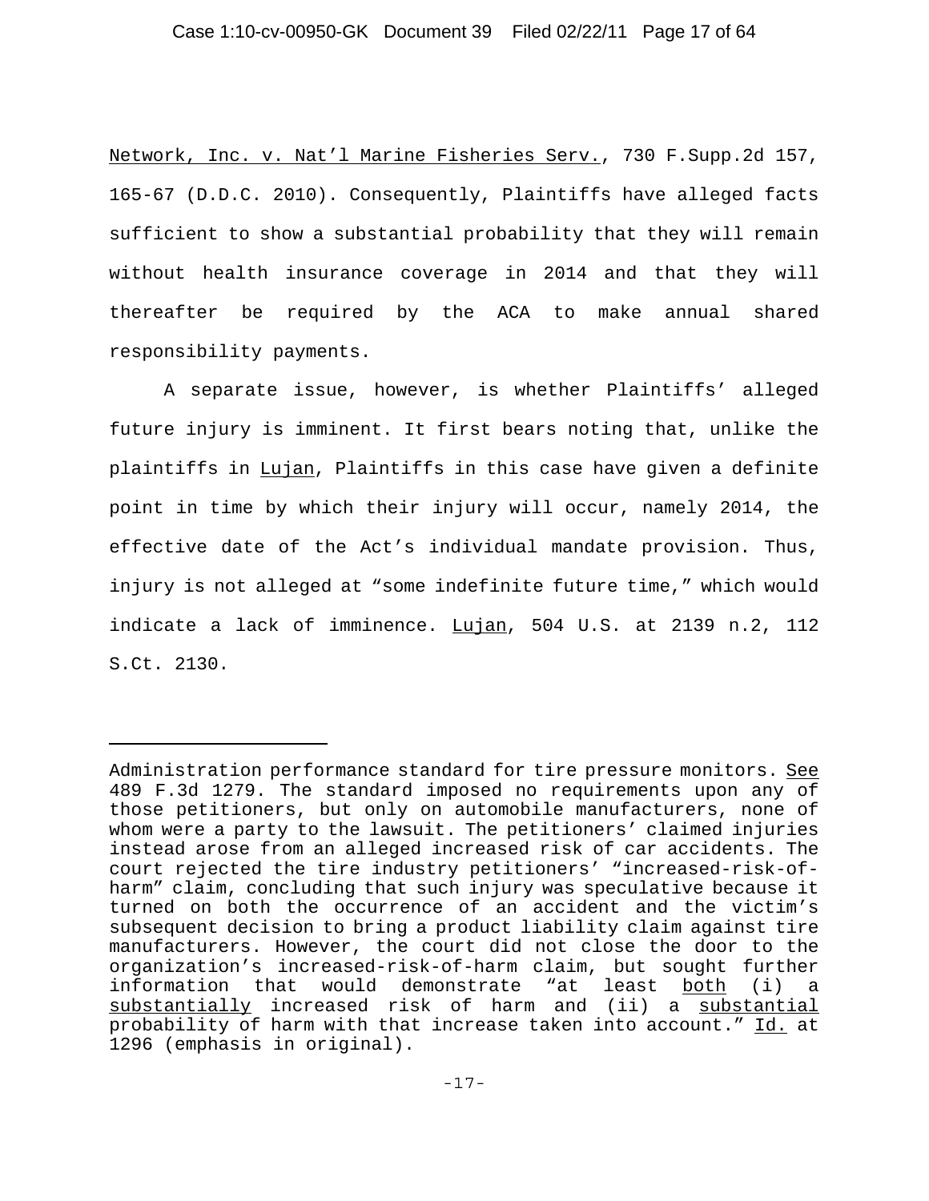Network, Inc. v. Nat'l Marine Fisheries Serv., 730 F.Supp.2d 157, 165-67 (D.D.C. 2010). Consequently, Plaintiffs have alleged facts sufficient to show a substantial probability that they will remain without health insurance coverage in 2014 and that they will thereafter be required by the ACA to make annual shared responsibility payments.

A separate issue, however, is whether Plaintiffs' alleged future injury is imminent. It first bears noting that, unlike the plaintiffs in Lujan, Plaintiffs in this case have given a definite point in time by which their injury will occur, namely 2014, the effective date of the Act's individual mandate provision. Thus, injury is not alleged at "some indefinite future time," which would indicate a lack of imminence. Lujan, 504 U.S. at 2139 n.2, 112 S.Ct. 2130.

---

Administration performance standard for tire pressure monitors. See 489 F.3d 1279. The standard imposed no requirements upon any of those petitioners, but only on automobile manufacturers, none of whom were a party to the lawsuit. The petitioners' claimed injuries instead arose from an alleged increased risk of car accidents. The court rejected the tire industry petitioners' "increased-risk-of-harm" claim, concluding that such injury was speculative because it turned on both the occurrence of an accident and the victim's subsequent decision to bring a product liability claim against tire manufacturers. However, the court did not close the door to the organization's increased-risk-of-harm claim, but sought further information that would demonstrate "at least both (i) a substantially increased risk of harm and (ii) a substantial probability of harm with that increase taken into account." Id. at 1296 (emphasis in original).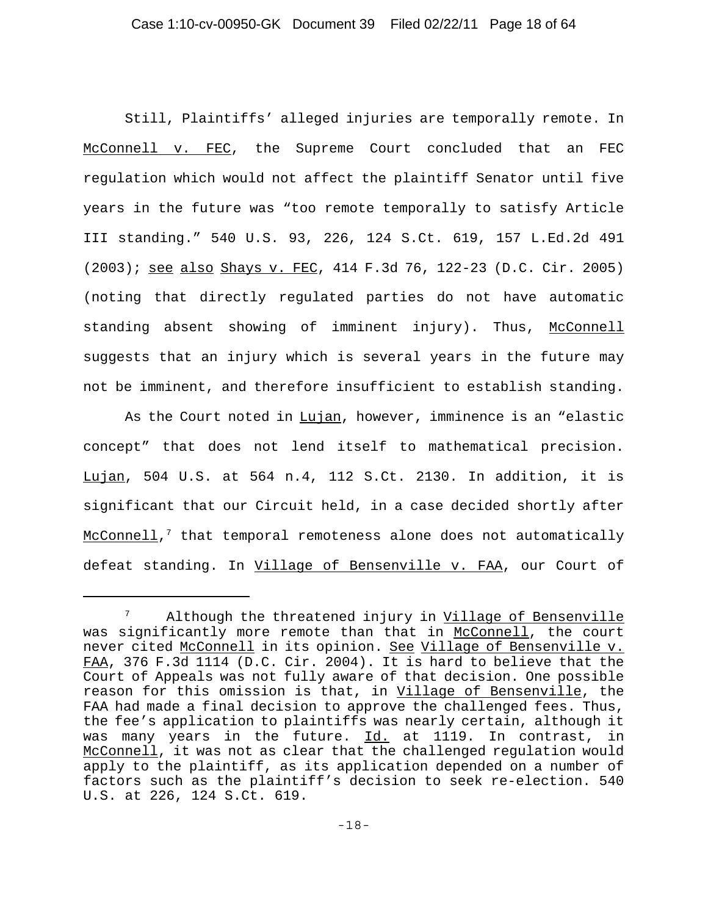Still, Plaintiffs' alleged injuries are temporally remote. In McConnell v. FEC, the Supreme Court concluded that an FEC regulation which would not affect the plaintiff Senator until five years in the future was "too remote temporally to satisfy Article III standing." 540 U.S. 93, 226, 124 S.Ct. 619, 157 L.Ed.2d 491 (2003); see also Shays v. FEC, 414 F.3d 76, 122-23 (D.C. Cir. 2005) (noting that directly regulated parties do not have automatic standing absent showing of imminent injury). Thus, McConnell suggests that an injury which is several years in the future may not be imminent, and therefore insufficient to establish standing.

As the Court noted in Lujan, however, imminence is an "elastic concept" that does not lend itself to mathematical precision. Lujan, 504 U.S. at 564 n.4, 112 S.Ct. 2130. In addition, it is significant that our Circuit held, in a case decided shortly after McConnell,[7] that temporal remoteness alone does not automatically defeat standing. In Village of Bensenville v. FAA, our Court of

---

[7] Although the threatened injury in Village of Bensenville was significantly more remote than that in McConnell, the court never cited McConnell in its opinion. See Village of Bensenville v. FAA, 376 F.3d 1114 (D.C. Cir. 2004). It is hard to believe that the Court of Appeals was not fully aware of that decision. One possible reason for this omission is that, in Village of Bensenville, the FAA had made a final decision to approve the challenged fees. Thus, the fee's application to plaintiffs was nearly certain, although it was many years in the future. Id. at 1119. In contrast, in McConnell, it was not as clear that the challenged regulation would apply to the plaintiff, as its application depended on a number of factors such as the plaintiff's decision to seek re-election. 540 U.S. at 226, 124 S.Ct. 619.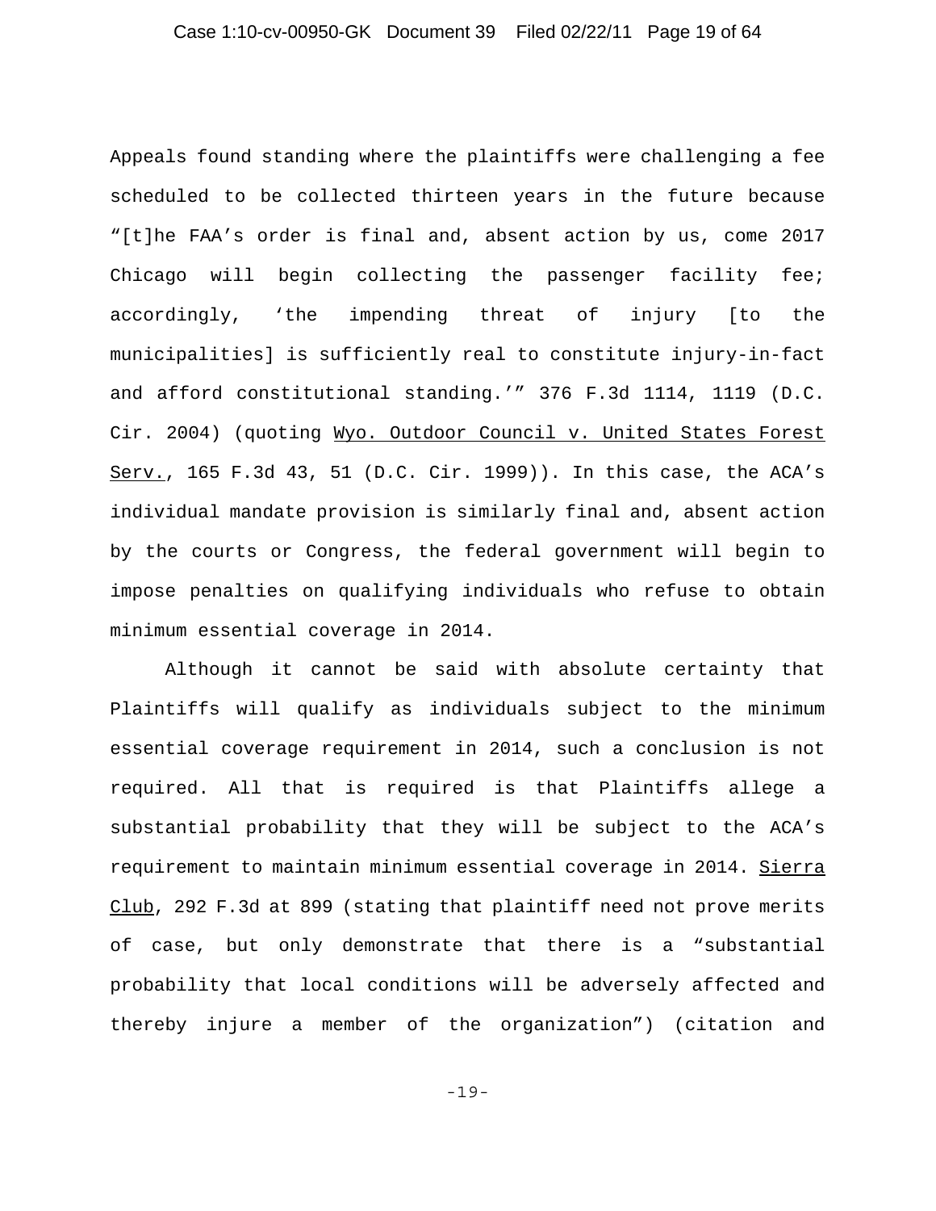Appeals found standing where the plaintiffs were challenging a fee scheduled to be collected thirteen years in the future because "[t]he FAA's order is final and, absent action by us, come 2017 Chicago will begin collecting the passenger facility fee; accordingly, 'the impending threat of injury [to the municipalities] is sufficiently real to constitute injury-in-fact and afford constitutional standing.'" 376 F.3d 1114, 1119 (D.C. Cir. 2004) (quoting Wyo. Outdoor Council v. United States Forest Serv., 165 F.3d 43, 51 (D.C. Cir. 1999)). In this case, the ACA's individual mandate provision is similarly final and, absent action by the courts or Congress, the federal government will begin to impose penalties on qualifying individuals who refuse to obtain minimum essential coverage in 2014.

Although it cannot be said with absolute certainty that Plaintiffs will qualify as individuals subject to the minimum essential coverage requirement in 2014, such a conclusion is not required. All that is required is that Plaintiffs allege a substantial probability that they will be subject to the ACA's requirement to maintain minimum essential coverage in 2014. Sierra Club, 292 F.3d at 899 (stating that plaintiff need not prove merits of case, but only demonstrate that there is a "substantial probability that local conditions will be adversely affected and thereby injure a member of the organization") (citation and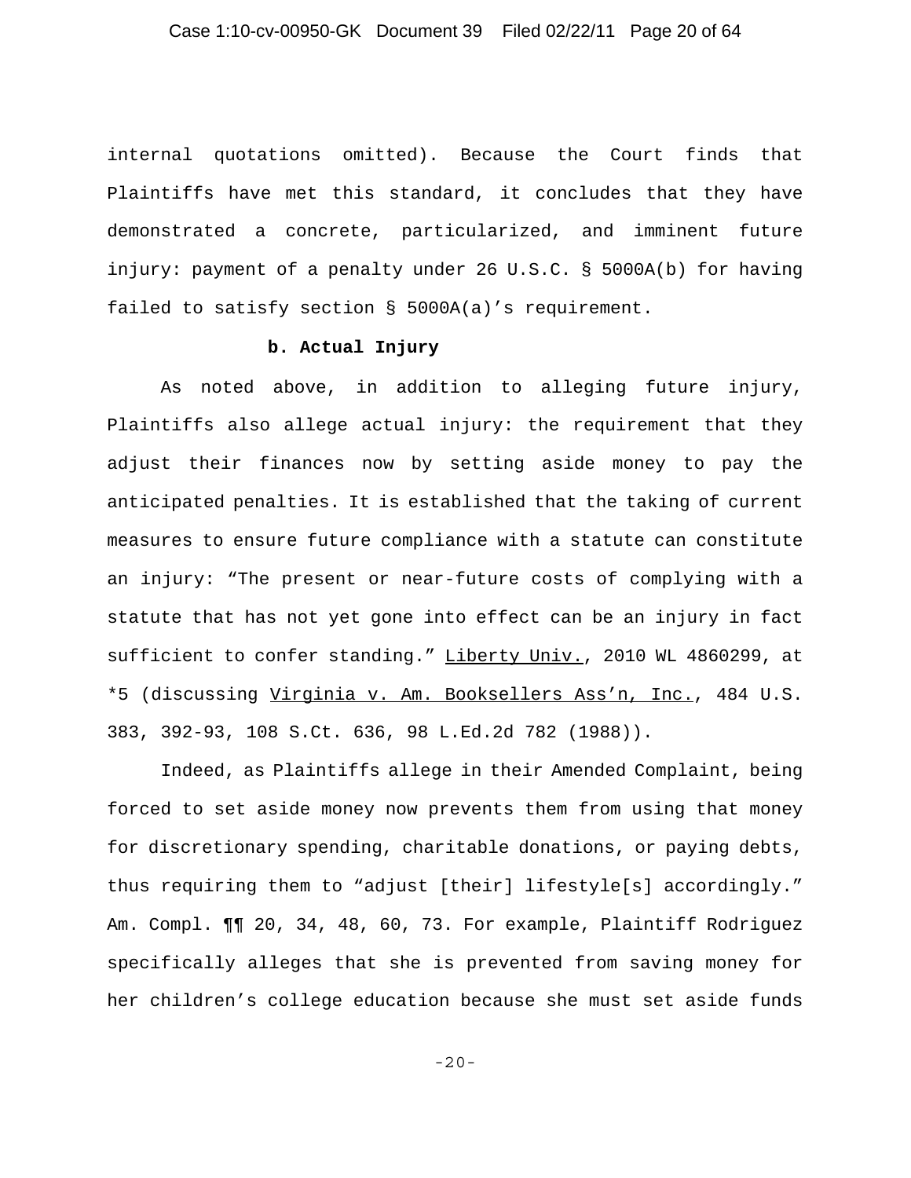internal quotations omitted). Because the Court finds that Plaintiffs have met this standard, it concludes that they have demonstrated a concrete, particularized, and imminent future injury: payment of a penalty under 26 U.S.C. § 5000A(b) for having failed to satisfy section § 5000A(a)'s requirement.

**b. Actual Injury**

As noted above, in addition to alleging future injury, Plaintiffs also allege actual injury: the requirement that they adjust their finances now by setting aside money to pay the anticipated penalties. It is established that the taking of current measures to ensure future compliance with a statute can constitute an injury: "The present or near-future costs of complying with a statute that has not yet gone into effect can be an injury in fact sufficient to confer standing." Liberty Univ., 2010 WL 4860299, at *5 (discussing Virginia v. Am. Booksellers Ass'n, Inc., 484 U.S. 383, 392-93, 108 S.Ct. 636, 98 L.Ed.2d 782 (1988)).

Indeed, as Plaintiffs allege in their Amended Complaint, being forced to set aside money now prevents them from using that money for discretionary spending, charitable donations, or paying debts, thus requiring them to "adjust [their] lifestyle[s] accordingly." Am. Compl. ¶¶ 20, 34, 48, 60, 73. For example, Plaintiff Rodriguez specifically alleges that she is prevented from saving money for her children's college education because she must set aside funds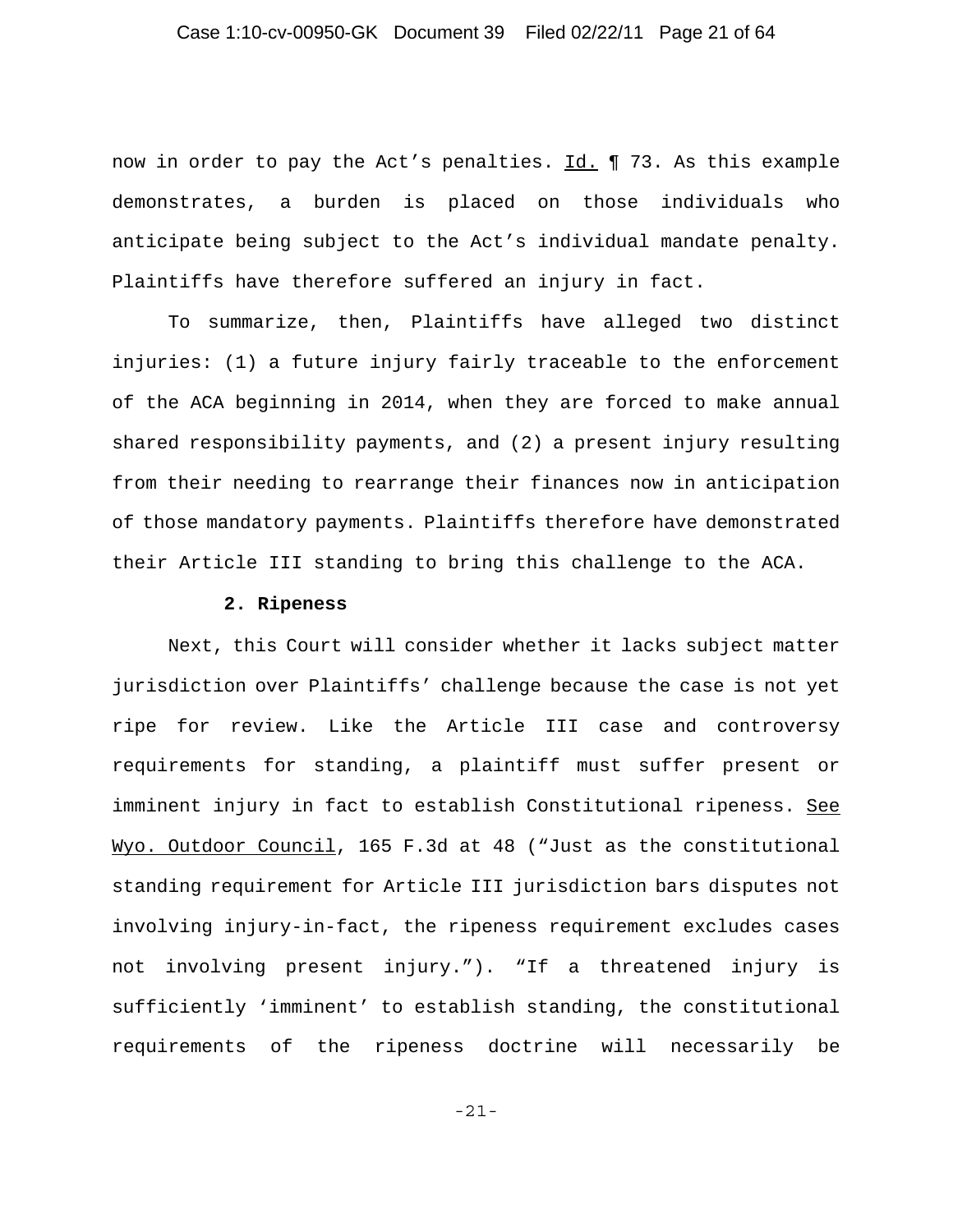now in order to pay the Act's penalties. Id. ¶ 73. As this example demonstrates, a burden is placed on those individuals who anticipate being subject to the Act's individual mandate penalty. Plaintiffs have therefore suffered an injury in fact.

To summarize, then, Plaintiffs have alleged two distinct injuries: (1) a future injury fairly traceable to the enforcement of the ACA beginning in 2014, when they are forced to make annual shared responsibility payments, and (2) a present injury resulting from their needing to rearrange their finances now in anticipation of those mandatory payments. Plaintiffs therefore have demonstrated their Article III standing to bring this challenge to the ACA.

**2. Ripeness**

Next, this Court will consider whether it lacks subject matter jurisdiction over Plaintiffs' challenge because the case is not yet ripe for review. Like the Article III case and controversy requirements for standing, a plaintiff must suffer present or imminent injury in fact to establish Constitutional ripeness. See Wyo. Outdoor Council, 165 F.3d at 48 ("Just as the constitutional standing requirement for Article III jurisdiction bars disputes not involving injury-in-fact, the ripeness requirement excludes cases not involving present injury."). "If a threatened injury is sufficiently 'imminent' to establish standing, the constitutional requirements of the ripeness doctrine will necessarily be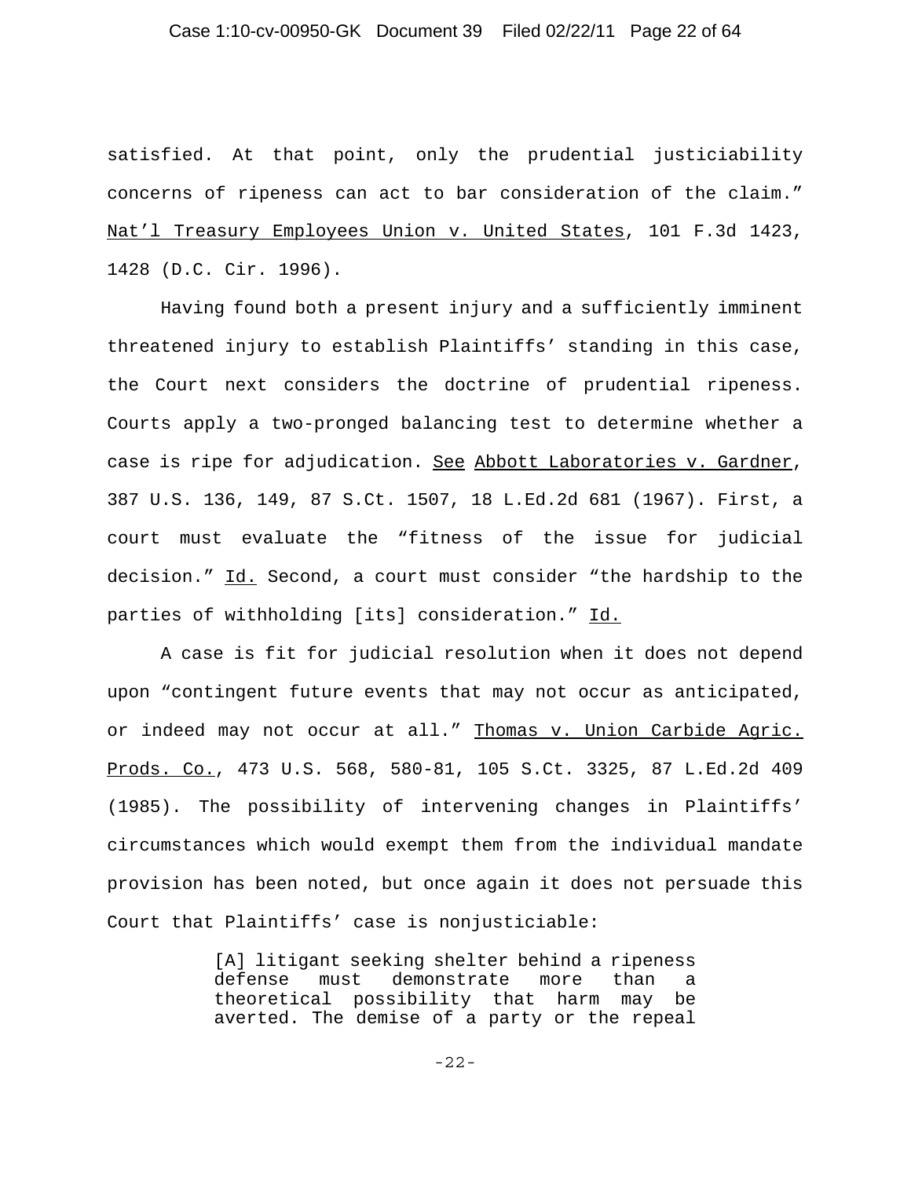satisfied. At that point, only the prudential justiciability concerns of ripeness can act to bar consideration of the claim." Nat'l Treasury Employees Union v. United States, 101 F.3d 1423, 1428 (D.C. Cir. 1996).

Having found both a present injury and a sufficiently imminent threatened injury to establish Plaintiffs' standing in this case, the Court next considers the doctrine of prudential ripeness. Courts apply a two-pronged balancing test to determine whether a case is ripe for adjudication. See Abbott Laboratories v. Gardner, 387 U.S. 136, 149, 87 S.Ct. 1507, 18 L.Ed.2d 681 (1967). First, a court must evaluate the "fitness of the issue for judicial decision." Id. Second, a court must consider "the hardship to the parties of withholding [its] consideration." Id.

A case is fit for judicial resolution when it does not depend upon "contingent future events that may not occur as anticipated, or indeed may not occur at all." Thomas v. Union Carbide Agric. Prods. Co., 473 U.S. 568, 580-81, 105 S.Ct. 3325, 87 L.Ed.2d 409 (1985). The possibility of intervening changes in Plaintiffs' circumstances which would exempt them from the individual mandate provision has been noted, but once again it does not persuade this Court that Plaintiffs' case is nonjusticiable:

> [A] litigant seeking shelter behind a ripeness defense must demonstrate more than a theoretical possibility that harm may be averted. The demise of a party or the repeal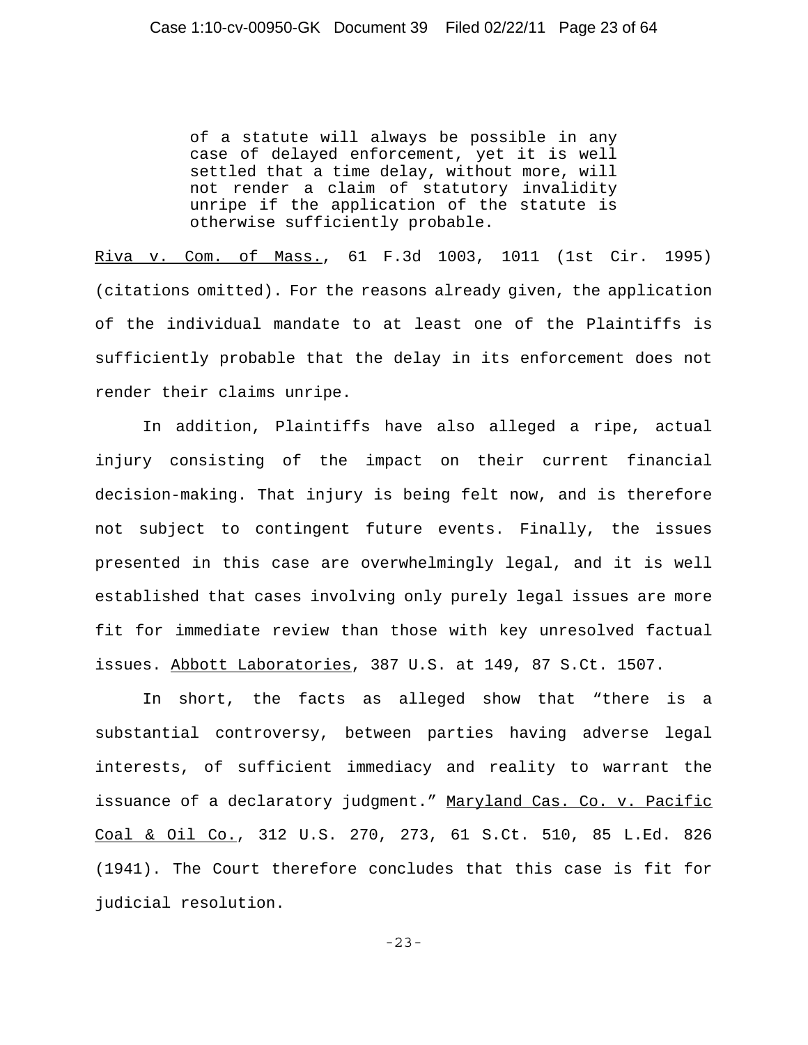> of a statute will always be possible in any case of delayed enforcement, yet it is well settled that a time delay, without more, will not render a claim of statutory invalidity unripe if the application of the statute is otherwise sufficiently probable.

Riva v. Com. of Mass., 61 F.3d 1003, 1011 (1st Cir. 1995) (citations omitted). For the reasons already given, the application of the individual mandate to at least one of the Plaintiffs is sufficiently probable that the delay in its enforcement does not render their claims unripe.

In addition, Plaintiffs have also alleged a ripe, actual injury consisting of the impact on their current financial decision-making. That injury is being felt now, and is therefore not subject to contingent future events. Finally, the issues presented in this case are overwhelmingly legal, and it is well established that cases involving only purely legal issues are more fit for immediate review than those with key unresolved factual issues. Abbott Laboratories, 387 U.S. at 149, 87 S.Ct. 1507.

In short, the facts as alleged show that "there is a substantial controversy, between parties having adverse legal interests, of sufficient immediacy and reality to warrant the issuance of a declaratory judgment." Maryland Cas. Co. v. Pacific Coal & Oil Co., 312 U.S. 270, 273, 61 S.Ct. 510, 85 L.Ed. 826 (1941). The Court therefore concludes that this case is fit for judicial resolution.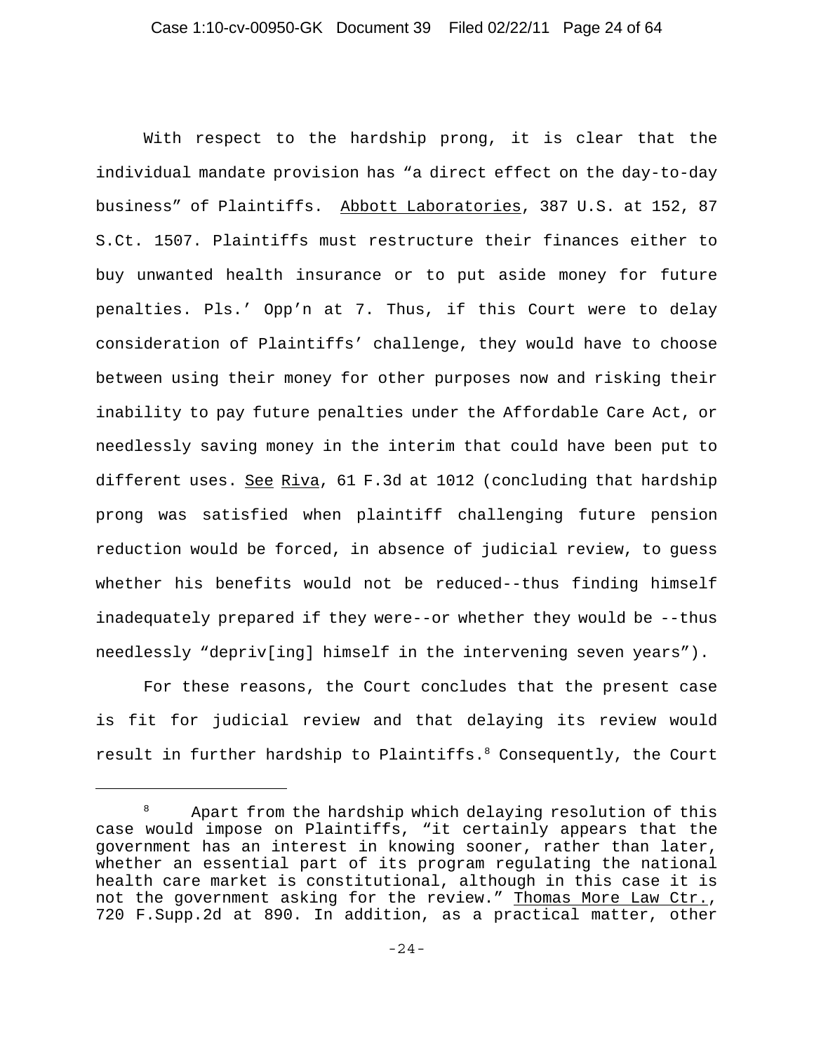With respect to the hardship prong, it is clear that the individual mandate provision has "a direct effect on the day-to-day business" of Plaintiffs. Abbott Laboratories, 387 U.S. at 152, 87 S.Ct. 1507. Plaintiffs must restructure their finances either to buy unwanted health insurance or to put aside money for future penalties. Pls.' Opp'n at 7. Thus, if this Court were to delay consideration of Plaintiffs' challenge, they would have to choose between using their money for other purposes now and risking their inability to pay future penalties under the Affordable Care Act, or needlessly saving money in the interim that could have been put to different uses. See Riva, 61 F.3d at 1012 (concluding that hardship prong was satisfied when plaintiff challenging future pension reduction would be forced, in absence of judicial review, to guess whether his benefits would not be reduced--thus finding himself inadequately prepared if they were--or whether they would be --thus needlessly "depriv[ing] himself in the intervening seven years").

For these reasons, the Court concludes that the present case is fit for judicial review and that delaying its review would result in further hardship to Plaintiffs.[8] Consequently, the Court

[8] Apart from the hardship which delaying resolution of this case would impose on Plaintiffs, "it certainly appears that the government has an interest in knowing sooner, rather than later, whether an essential part of its program regulating the national health care market is constitutional, although in this case it is not the government asking for the review." Thomas More Law Ctr., 720 F.Supp.2d at 890. In addition, as a practical matter, other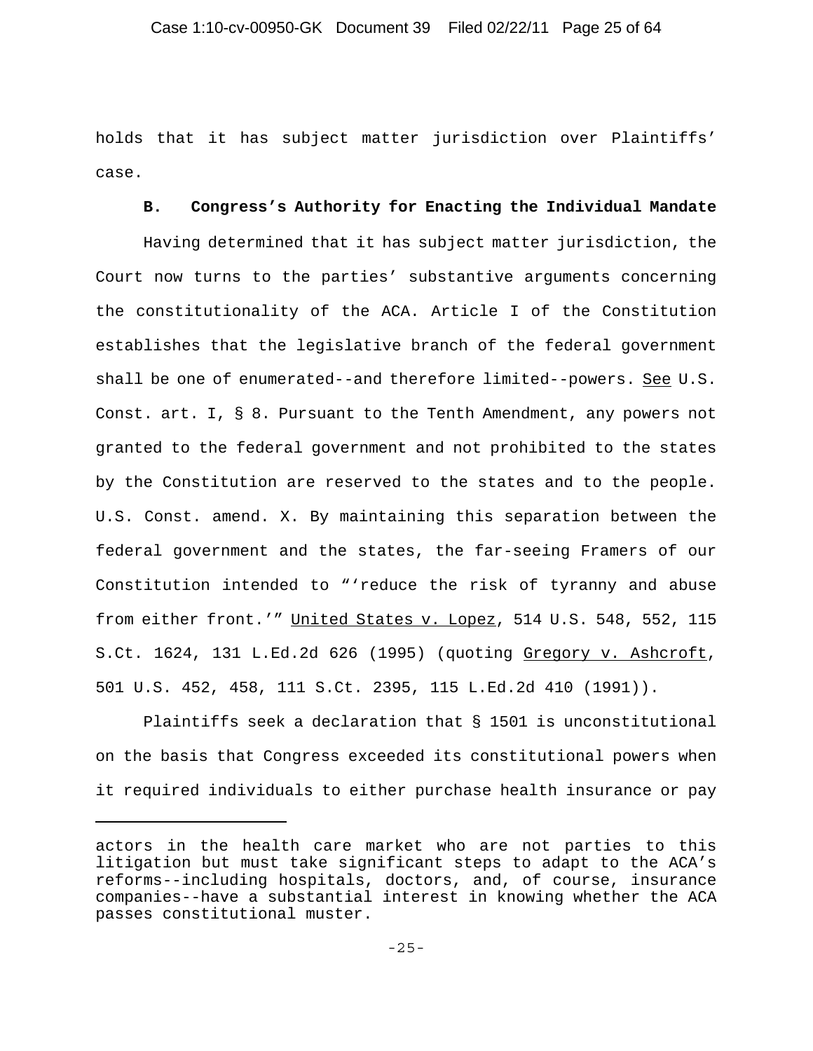holds that it has subject matter jurisdiction over Plaintiffs' case.

**B. Congress's Authority for Enacting the Individual Mandate**

Having determined that it has subject matter jurisdiction, the Court now turns to the parties' substantive arguments concerning the constitutionality of the ACA. Article I of the Constitution establishes that the legislative branch of the federal government shall be one of enumerated--and therefore limited--powers. See U.S. Const. art. I, § 8. Pursuant to the Tenth Amendment, any powers not granted to the federal government and not prohibited to the states by the Constitution are reserved to the states and to the people. U.S. Const. amend. X. By maintaining this separation between the federal government and the states, the far-seeing Framers of our Constitution intended to "'reduce the risk of tyranny and abuse from either front.'" United States v. Lopez, 514 U.S. 548, 552, 115 S.Ct. 1624, 131 L.Ed.2d 626 (1995) (quoting Gregory v. Ashcroft, 501 U.S. 452, 458, 111 S.Ct. 2395, 115 L.Ed.2d 410 (1991)).

Plaintiffs seek a declaration that § 1501 is unconstitutional on the basis that Congress exceeded its constitutional powers when it required individuals to either purchase health insurance or pay

---

actors in the health care market who are not parties to this litigation but must take significant steps to adapt to the ACA's reforms--including hospitals, doctors, and, of course, insurance companies--have a substantial interest in knowing whether the ACA passes constitutional muster.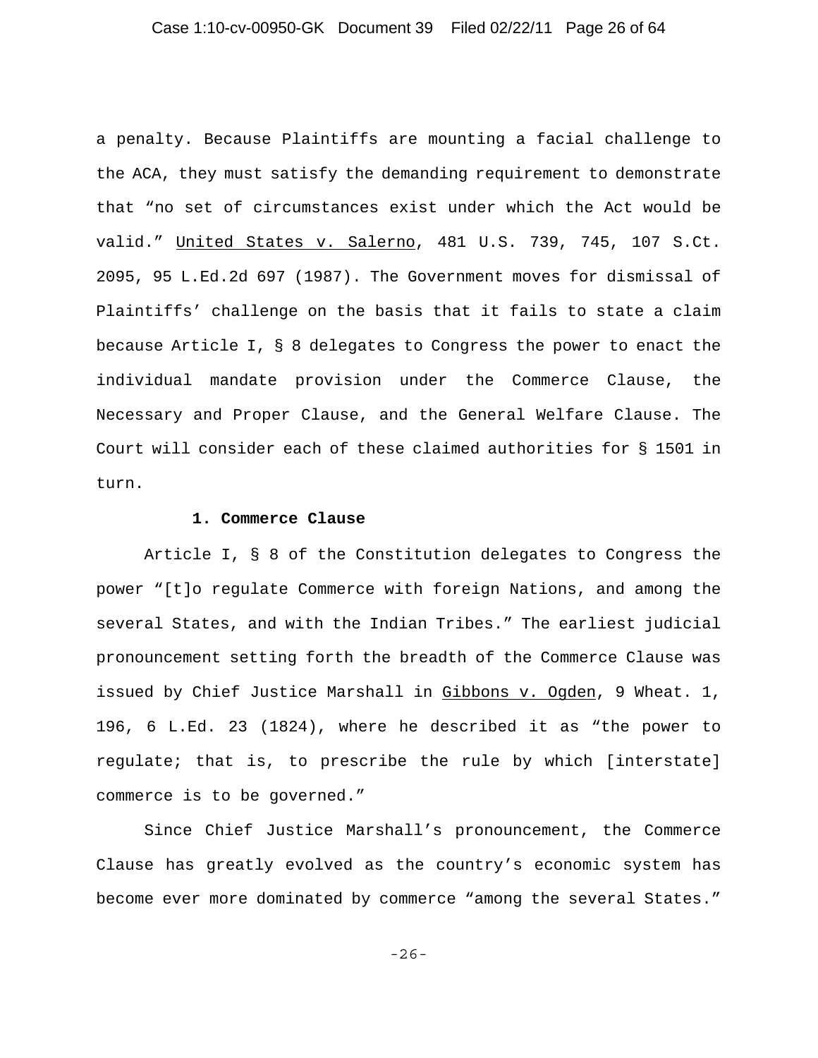a penalty. Because Plaintiffs are mounting a facial challenge to the ACA, they must satisfy the demanding requirement to demonstrate that "no set of circumstances exist under which the Act would be valid." United States v. Salerno, 481 U.S. 739, 745, 107 S.Ct. 2095, 95 L.Ed.2d 697 (1987). The Government moves for dismissal of Plaintiffs' challenge on the basis that it fails to state a claim because Article I, § 8 delegates to Congress the power to enact the individual mandate provision under the Commerce Clause, the Necessary and Proper Clause, and the General Welfare Clause. The Court will consider each of these claimed authorities for § 1501 in turn.

### 1. Commerce Clause

Article I, § 8 of the Constitution delegates to Congress the power "[t]o regulate Commerce with foreign Nations, and among the several States, and with the Indian Tribes." The earliest judicial pronouncement setting forth the breadth of the Commerce Clause was issued by Chief Justice Marshall in Gibbons v. Ogden, 9 Wheat. 1, 196, 6 L.Ed. 23 (1824), where he described it as "the power to regulate; that is, to prescribe the rule by which [interstate] commerce is to be governed."

Since Chief Justice Marshall's pronouncement, the Commerce Clause has greatly evolved as the country's economic system has become ever more dominated by commerce "among the several States."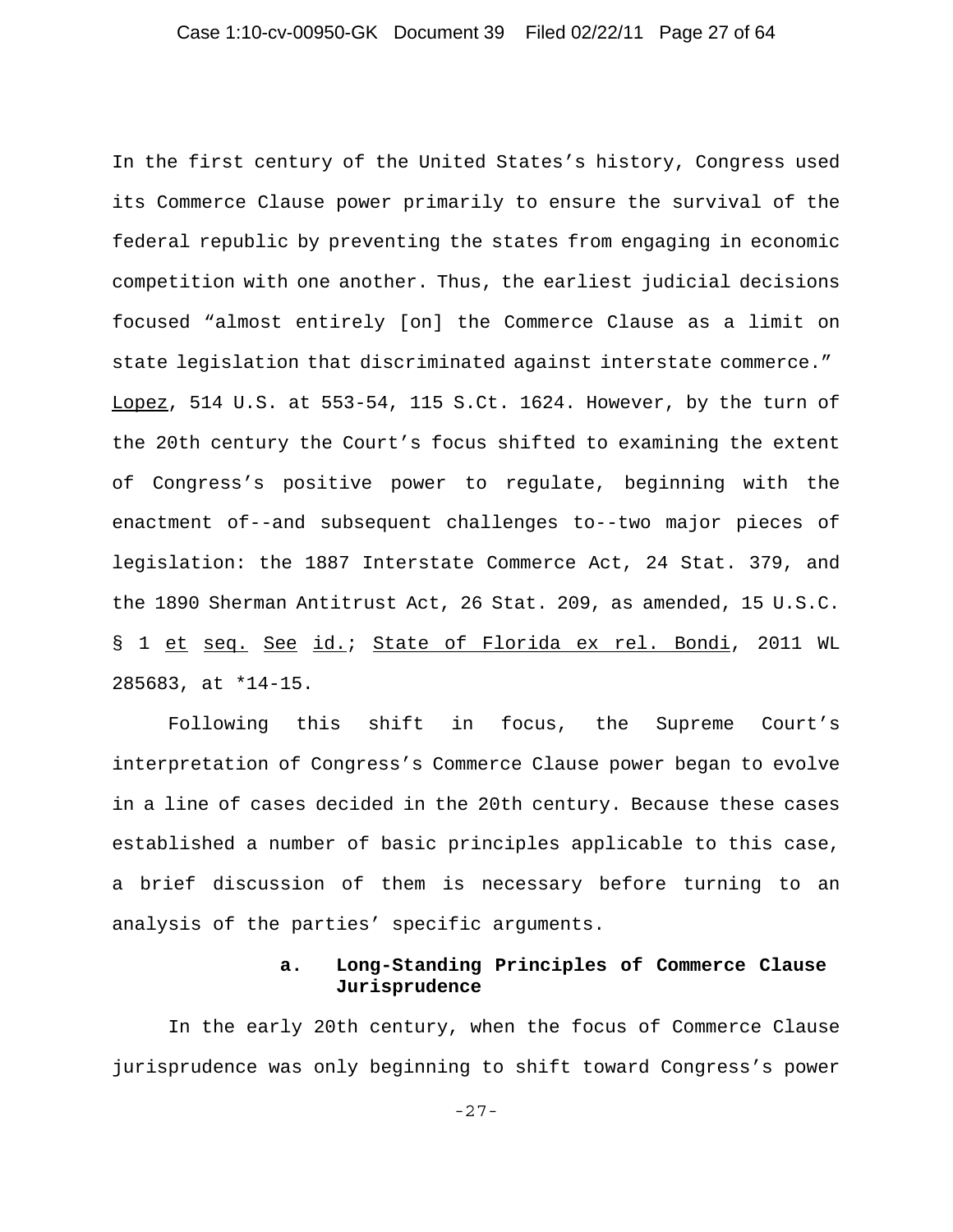In the first century of the United States's history, Congress used its Commerce Clause power primarily to ensure the survival of the federal republic by preventing the states from engaging in economic competition with one another. Thus, the earliest judicial decisions focused "almost entirely [on] the Commerce Clause as a limit on state legislation that discriminated against interstate commerce." Lopez, 514 U.S. at 553-54, 115 S.Ct. 1624. However, by the turn of the 20th century the Court's focus shifted to examining the extent of Congress's positive power to regulate, beginning with the enactment of--and subsequent challenges to--two major pieces of legislation: the 1887 Interstate Commerce Act, 24 Stat. 379, and the 1890 Sherman Antitrust Act, 26 Stat. 209, as amended, 15 U.S.C. § 1 et seq. See id.; State of Florida ex rel. Bondi, 2011 WL 285683, at *14-15.

Following this shift in focus, the Supreme Court's interpretation of Congress's Commerce Clause power began to evolve in a line of cases decided in the 20th century. Because these cases established a number of basic principles applicable to this case, a brief discussion of them is necessary before turning to an analysis of the parties' specific arguments.

**a. Long-Standing Principles of Commerce Clause Jurisprudence**

In the early 20th century, when the focus of Commerce Clause jurisprudence was only beginning to shift toward Congress's power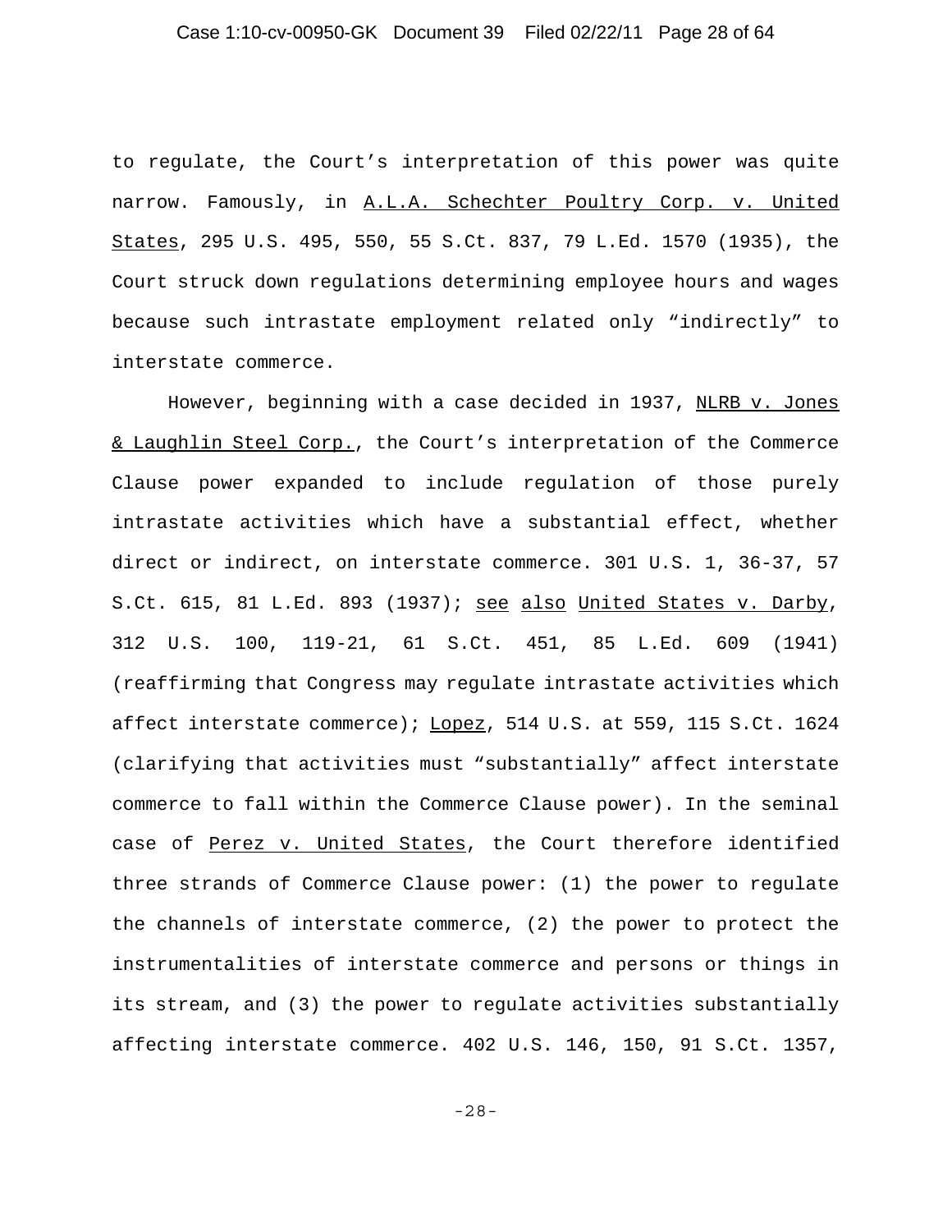to regulate, the Court's interpretation of this power was quite narrow. Famously, in A.L.A. Schechter Poultry Corp. v. United States, 295 U.S. 495, 550, 55 S.Ct. 837, 79 L.Ed. 1570 (1935), the Court struck down regulations determining employee hours and wages because such intrastate employment related only "indirectly" to interstate commerce.

However, beginning with a case decided in 1937, NLRB v. Jones & Laughlin Steel Corp., the Court's interpretation of the Commerce Clause power expanded to include regulation of those purely intrastate activities which have a substantial effect, whether direct or indirect, on interstate commerce. 301 U.S. 1, 36-37, 57 S.Ct. 615, 81 L.Ed. 893 (1937); see also United States v. Darby, 312 U.S. 100, 119-21, 61 S.Ct. 451, 85 L.Ed. 609 (1941) (reaffirming that Congress may regulate intrastate activities which affect interstate commerce); Lopez, 514 U.S. at 559, 115 S.Ct. 1624 (clarifying that activities must "substantially" affect interstate commerce to fall within the Commerce Clause power). In the seminal case of Perez v. United States, the Court therefore identified three strands of Commerce Clause power: (1) the power to regulate the channels of interstate commerce, (2) the power to protect the instrumentalities of interstate commerce and persons or things in its stream, and (3) the power to regulate activities substantially affecting interstate commerce. 402 U.S. 146, 150, 91 S.Ct. 1357,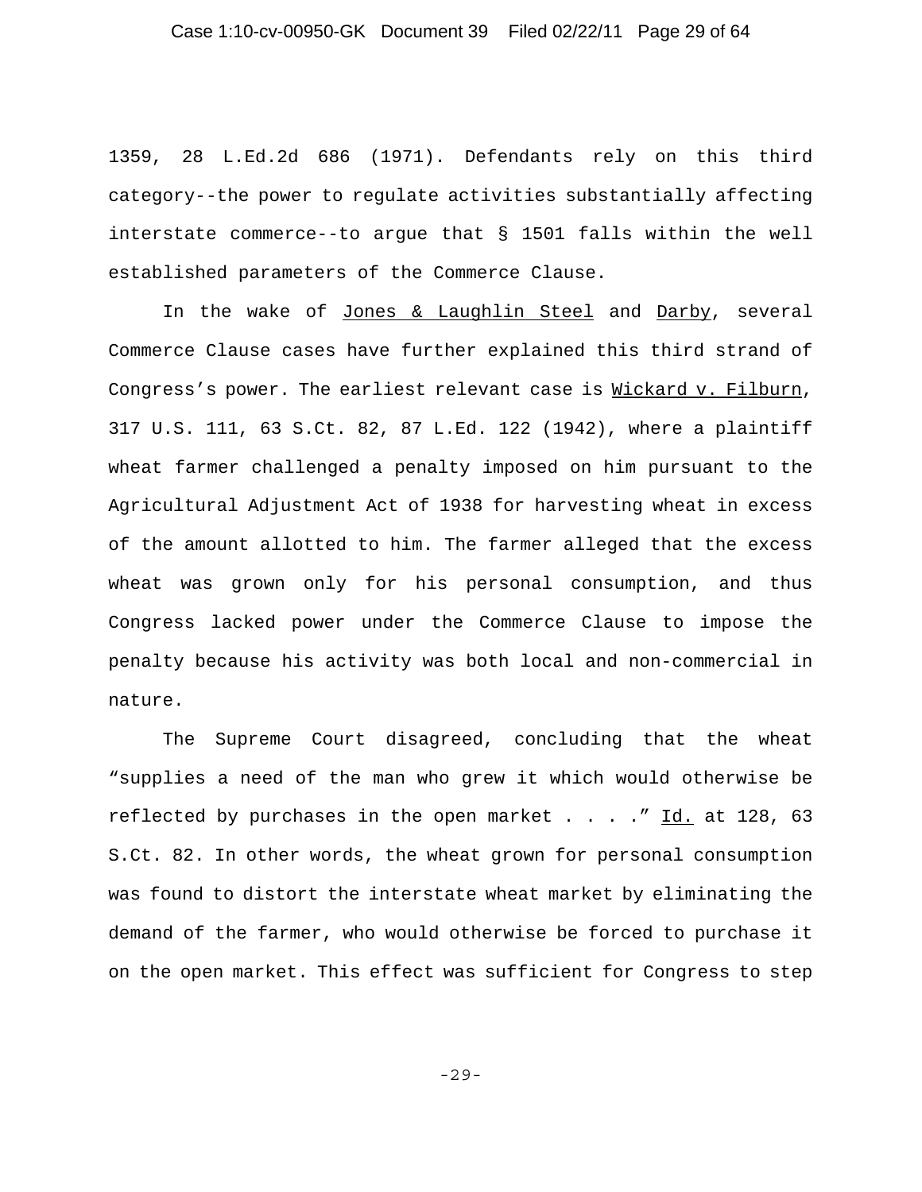1359, 28 L.Ed.2d 686 (1971). Defendants rely on this third category--the power to regulate activities substantially affecting interstate commerce--to argue that § 1501 falls within the well established parameters of the Commerce Clause.

In the wake of Jones & Laughlin Steel and Darby, several Commerce Clause cases have further explained this third strand of Congress's power. The earliest relevant case is Wickard v. Filburn, 317 U.S. 111, 63 S.Ct. 82, 87 L.Ed. 122 (1942), where a plaintiff wheat farmer challenged a penalty imposed on him pursuant to the Agricultural Adjustment Act of 1938 for harvesting wheat in excess of the amount allotted to him. The farmer alleged that the excess wheat was grown only for his personal consumption, and thus Congress lacked power under the Commerce Clause to impose the penalty because his activity was both local and non-commercial in nature.

The Supreme Court disagreed, concluding that the wheat "supplies a need of the man who grew it which would otherwise be reflected by purchases in the open market . . . ." Id. at 128, 63 S.Ct. 82. In other words, the wheat grown for personal consumption was found to distort the interstate wheat market by eliminating the demand of the farmer, who would otherwise be forced to purchase it on the open market. This effect was sufficient for Congress to step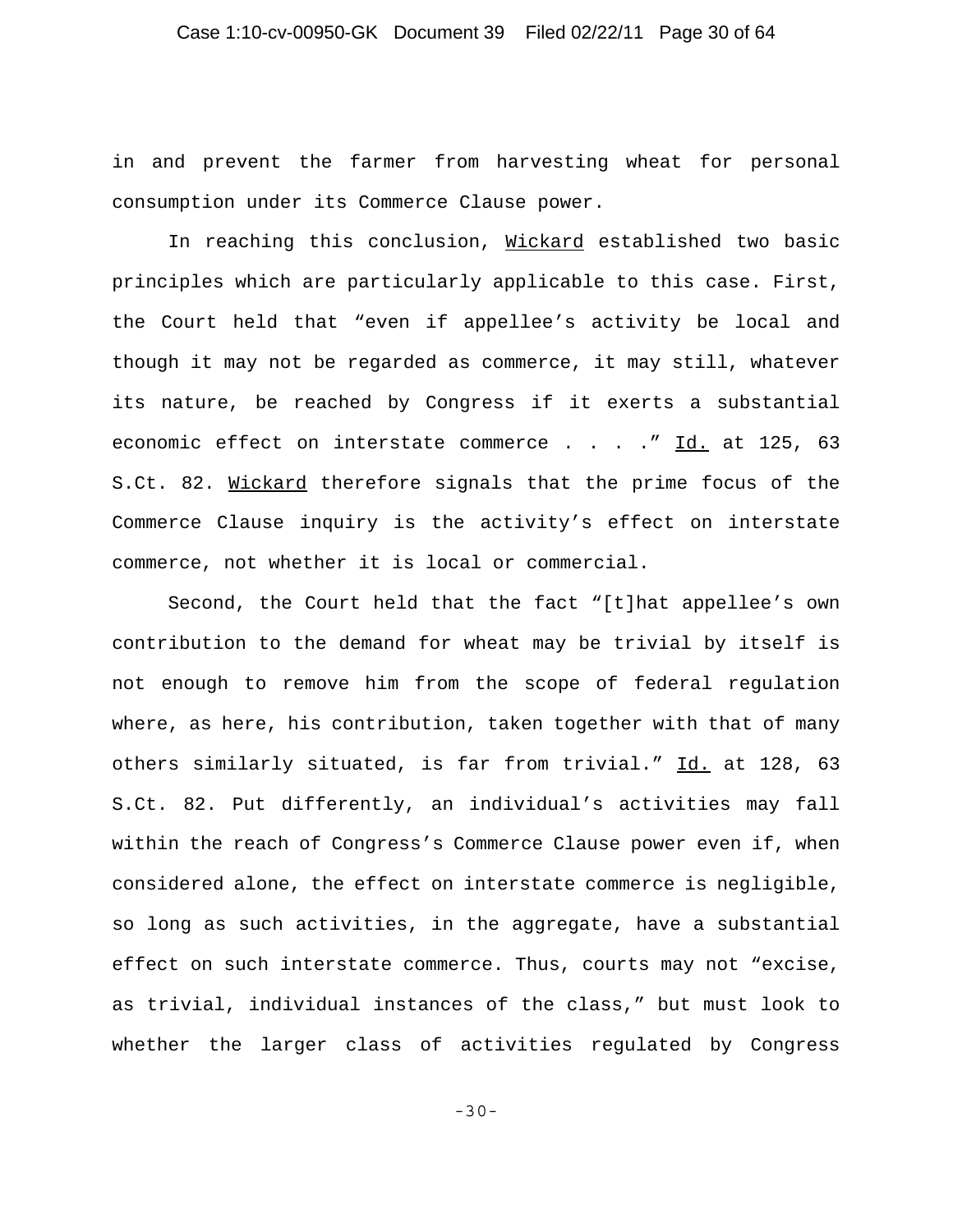in and prevent the farmer from harvesting wheat for personal consumption under its Commerce Clause power.

In reaching this conclusion, Wickard established two basic principles which are particularly applicable to this case. First, the Court held that "even if appellee's activity be local and though it may not be regarded as commerce, it may still, whatever its nature, be reached by Congress if it exerts a substantial economic effect on interstate commerce . . . ." Id. at 125, 63 S.Ct. 82. Wickard therefore signals that the prime focus of the Commerce Clause inquiry is the activity's effect on interstate commerce, not whether it is local or commercial.

Second, the Court held that the fact "[t]hat appellee's own contribution to the demand for wheat may be trivial by itself is not enough to remove him from the scope of federal regulation where, as here, his contribution, taken together with that of many others similarly situated, is far from trivial." Id. at 128, 63 S.Ct. 82. Put differently, an individual's activities may fall within the reach of Congress's Commerce Clause power even if, when considered alone, the effect on interstate commerce is negligible, so long as such activities, in the aggregate, have a substantial effect on such interstate commerce. Thus, courts may not "excise, as trivial, individual instances of the class," but must look to whether the larger class of activities regulated by Congress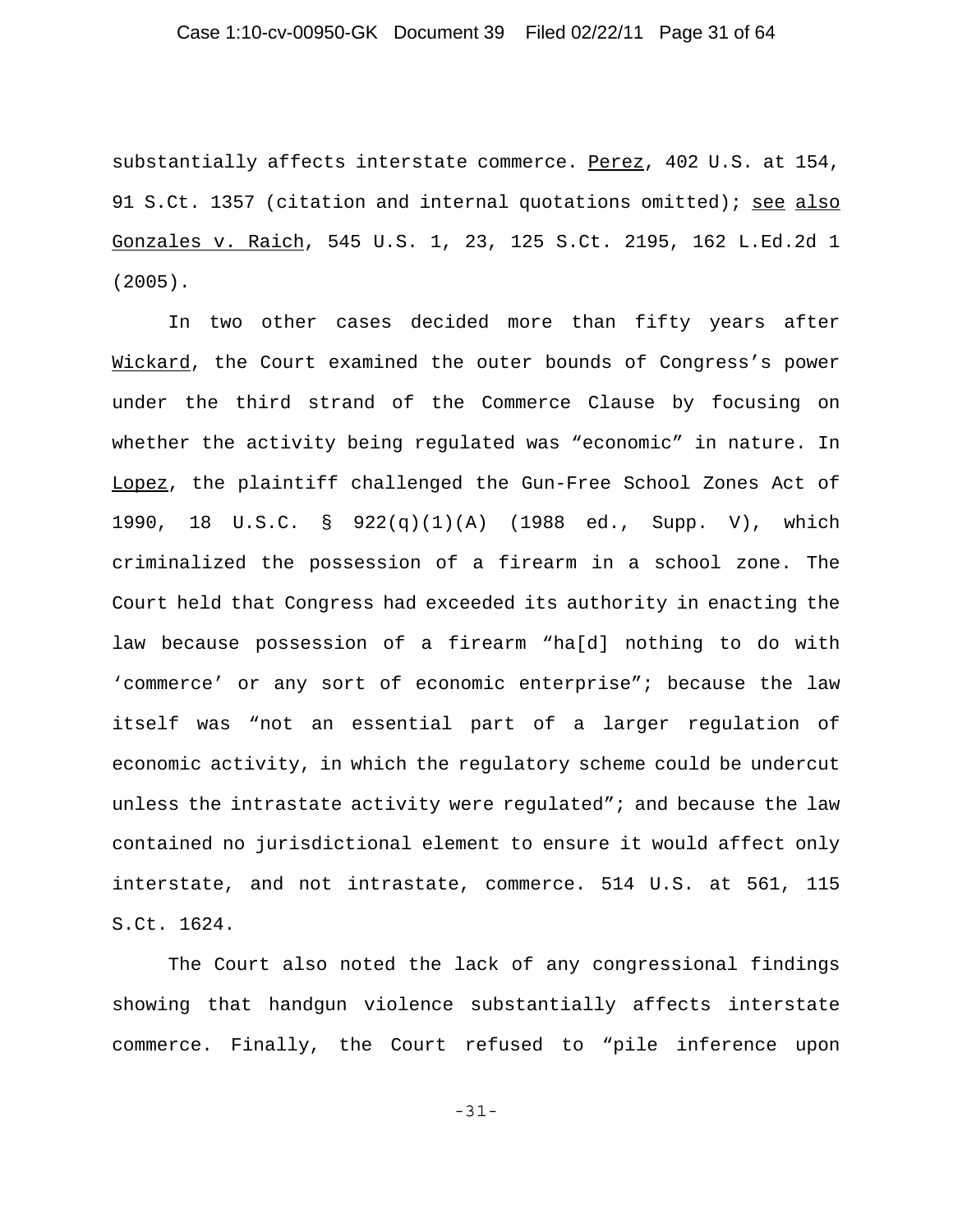substantially affects interstate commerce. Perez, 402 U.S. at 154, 91 S.Ct. 1357 (citation and internal quotations omitted); see also Gonzales v. Raich, 545 U.S. 1, 23, 125 S.Ct. 2195, 162 L.Ed.2d 1 (2005).

In two other cases decided more than fifty years after Wickard, the Court examined the outer bounds of Congress's power under the third strand of the Commerce Clause by focusing on whether the activity being regulated was "economic" in nature. In Lopez, the plaintiff challenged the Gun-Free School Zones Act of 1990, 18 U.S.C. § 922(q)(1)(A) (1988 ed., Supp. V), which criminalized the possession of a firearm in a school zone. The Court held that Congress had exceeded its authority in enacting the law because possession of a firearm "ha[d] nothing to do with 'commerce' or any sort of economic enterprise"; because the law itself was "not an essential part of a larger regulation of economic activity, in which the regulatory scheme could be undercut unless the intrastate activity were regulated"; and because the law contained no jurisdictional element to ensure it would affect only interstate, and not intrastate, commerce. 514 U.S. at 561, 115 S.Ct. 1624.

The Court also noted the lack of any congressional findings showing that handgun violence substantially affects interstate commerce. Finally, the Court refused to "pile inference upon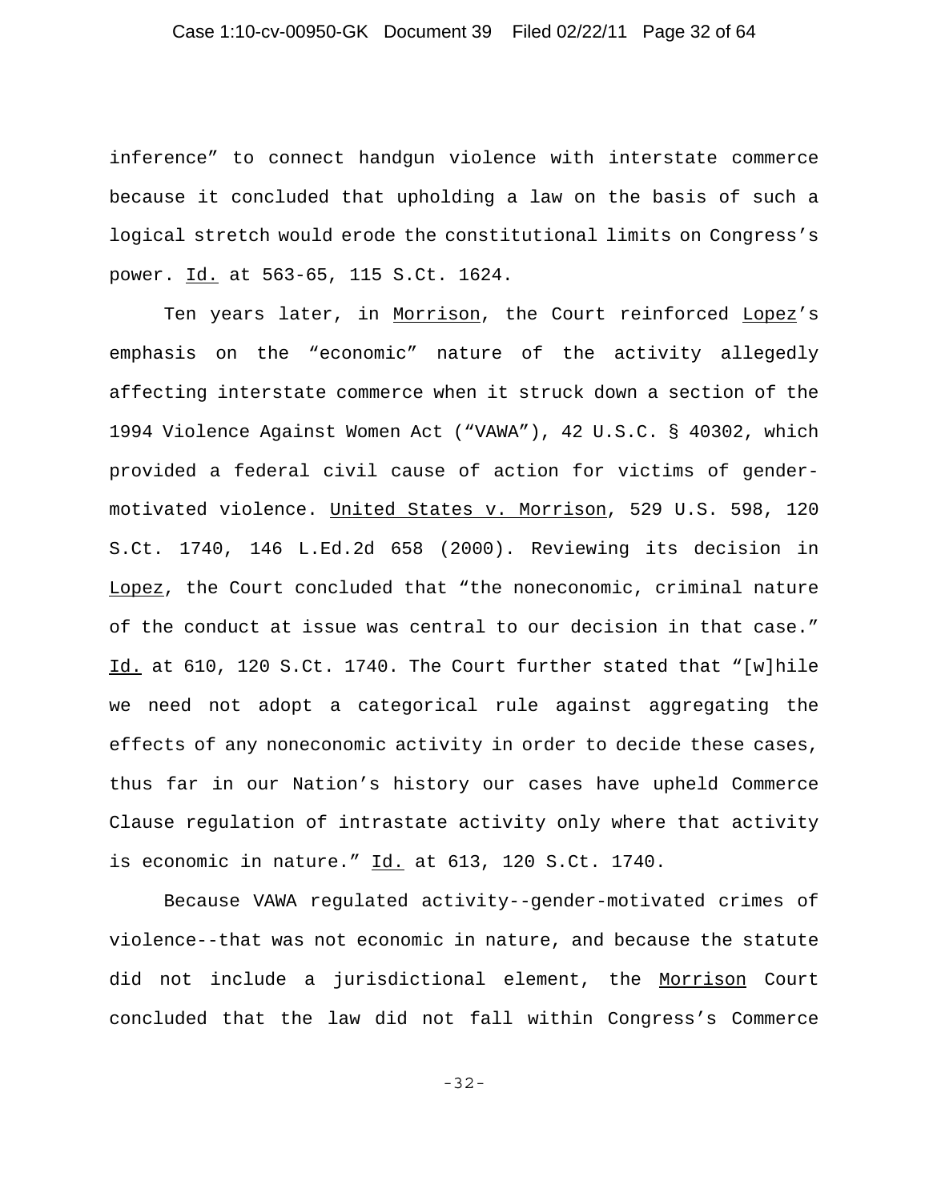inference" to connect handgun violence with interstate commerce because it concluded that upholding a law on the basis of such a logical stretch would erode the constitutional limits on Congress's power. Id. at 563-65, 115 S.Ct. 1624.

Ten years later, in Morrison, the Court reinforced Lopez's emphasis on the "economic" nature of the activity allegedly affecting interstate commerce when it struck down a section of the 1994 Violence Against Women Act ("VAWA"), 42 U.S.C. § 40302, which provided a federal civil cause of action for victims of gender-motivated violence. United States v. Morrison, 529 U.S. 598, 120 S.Ct. 1740, 146 L.Ed.2d 658 (2000). Reviewing its decision in Lopez, the Court concluded that "the noneconomic, criminal nature of the conduct at issue was central to our decision in that case." Id. at 610, 120 S.Ct. 1740. The Court further stated that "[w]hile we need not adopt a categorical rule against aggregating the effects of any noneconomic activity in order to decide these cases, thus far in our Nation's history our cases have upheld Commerce Clause regulation of intrastate activity only where that activity is economic in nature." Id. at 613, 120 S.Ct. 1740.

Because VAWA regulated activity--gender-motivated crimes of violence--that was not economic in nature, and because the statute did not include a jurisdictional element, the Morrison Court concluded that the law did not fall within Congress's Commerce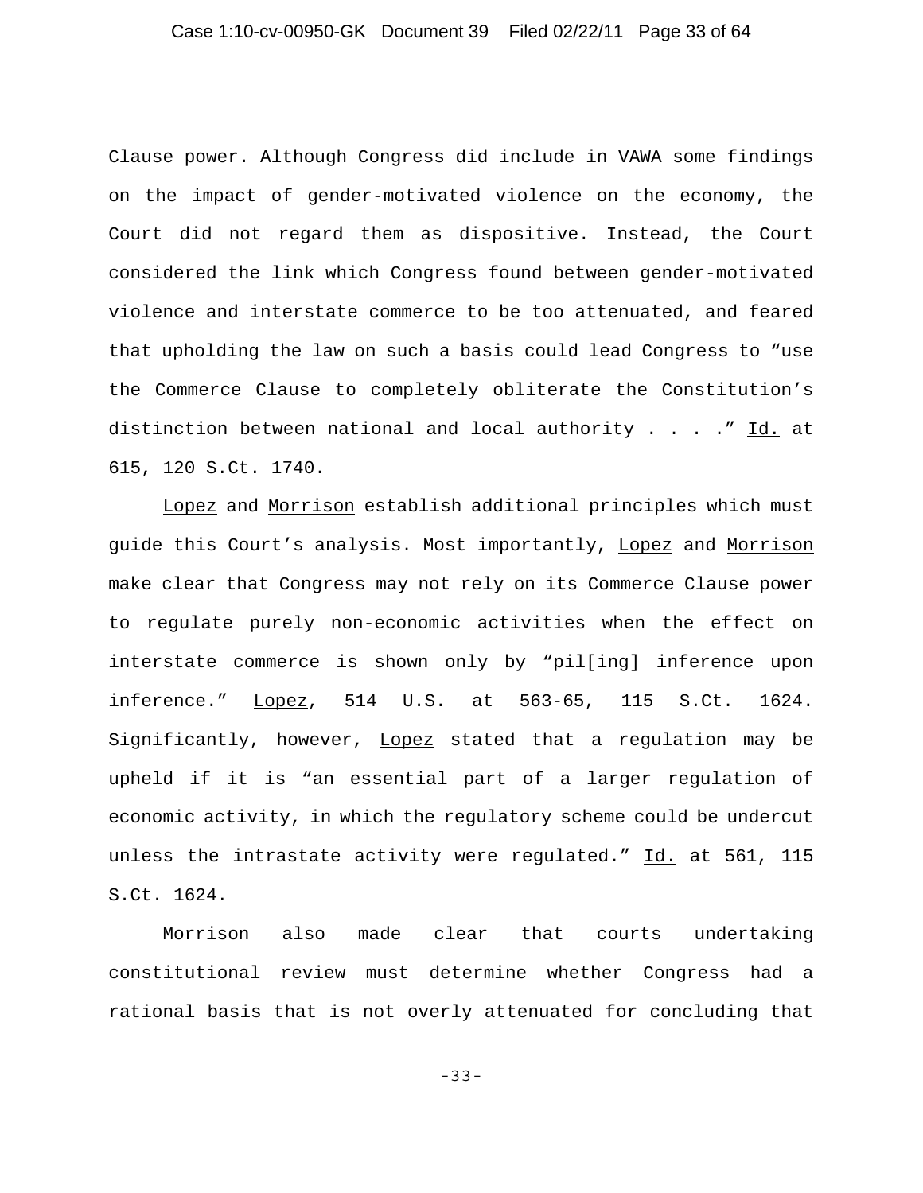Clause power. Although Congress did include in VAWA some findings on the impact of gender-motivated violence on the economy, the Court did not regard them as dispositive. Instead, the Court considered the link which Congress found between gender-motivated violence and interstate commerce to be too attenuated, and feared that upholding the law on such a basis could lead Congress to "use the Commerce Clause to completely obliterate the Constitution's distinction between national and local authority . . . ." Id. at 615, 120 S.Ct. 1740.

Lopez and Morrison establish additional principles which must guide this Court's analysis. Most importantly, Lopez and Morrison make clear that Congress may not rely on its Commerce Clause power to regulate purely non-economic activities when the effect on interstate commerce is shown only by "pil[ing] inference upon inference." Lopez, 514 U.S. at 563-65, 115 S.Ct. 1624. Significantly, however, Lopez stated that a regulation may be upheld if it is "an essential part of a larger regulation of economic activity, in which the regulatory scheme could be undercut unless the intrastate activity were regulated." Id. at 561, 115 S.Ct. 1624.

Morrison also made clear that courts undertaking constitutional review must determine whether Congress had a rational basis that is not overly attenuated for concluding that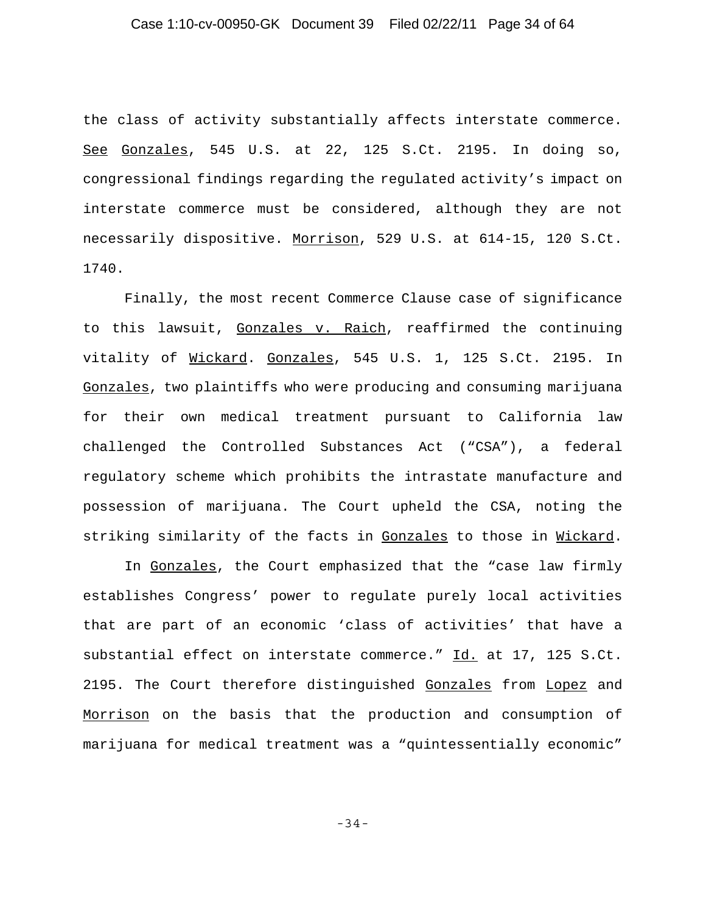the class of activity substantially affects interstate commerce. See Gonzales, 545 U.S. at 22, 125 S.Ct. 2195. In doing so, congressional findings regarding the regulated activity's impact on interstate commerce must be considered, although they are not necessarily dispositive. Morrison, 529 U.S. at 614-15, 120 S.Ct. 1740.

Finally, the most recent Commerce Clause case of significance to this lawsuit, Gonzales v. Raich, reaffirmed the continuing vitality of Wickard. Gonzales, 545 U.S. 1, 125 S.Ct. 2195. In Gonzales, two plaintiffs who were producing and consuming marijuana for their own medical treatment pursuant to California law challenged the Controlled Substances Act ("CSA"), a federal regulatory scheme which prohibits the intrastate manufacture and possession of marijuana. The Court upheld the CSA, noting the striking similarity of the facts in Gonzales to those in Wickard.

In Gonzales, the Court emphasized that the "case law firmly establishes Congress' power to regulate purely local activities that are part of an economic 'class of activities' that have a substantial effect on interstate commerce." Id. at 17, 125 S.Ct. 2195. The Court therefore distinguished Gonzales from Lopez and Morrison on the basis that the production and consumption of marijuana for medical treatment was a "quintessentially economic"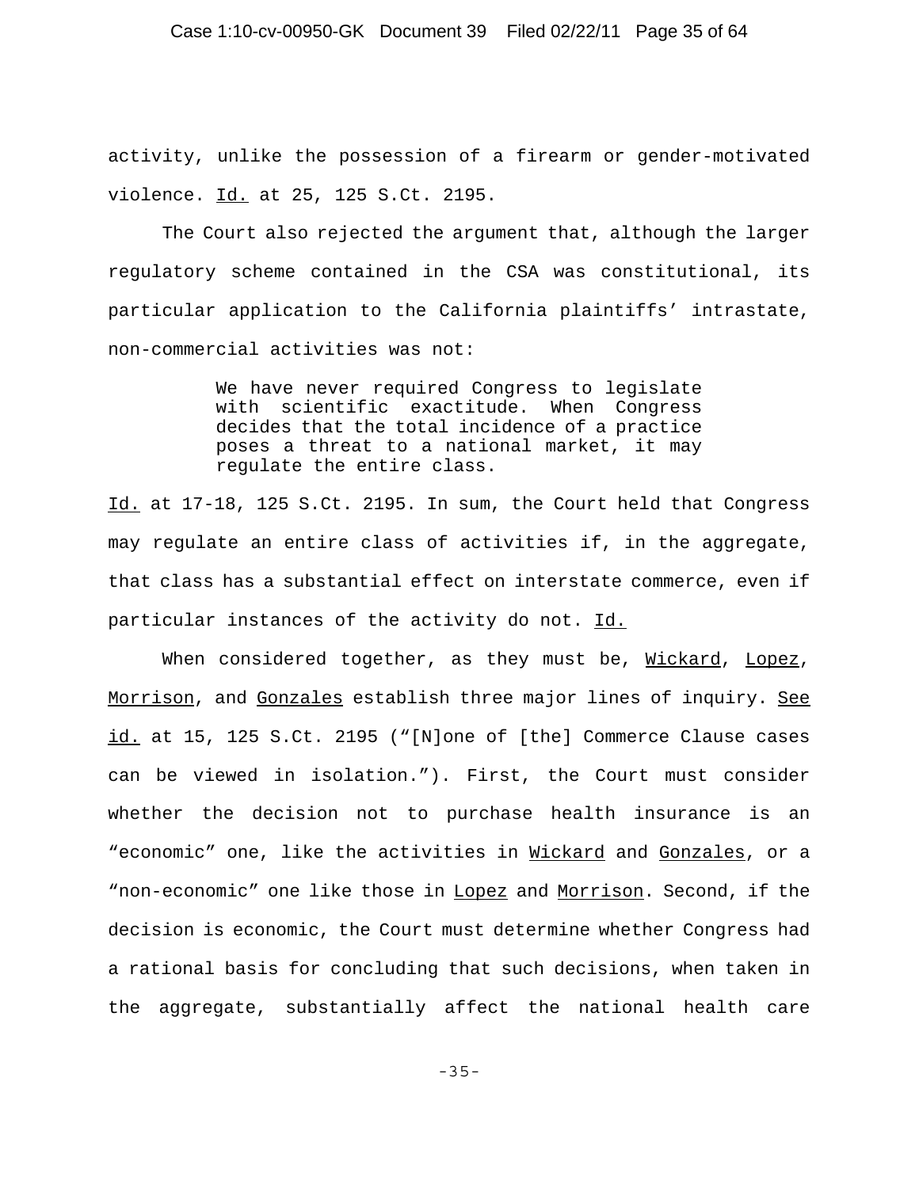activity, unlike the possession of a firearm or gender-motivated violence. Id. at 25, 125 S.Ct. 2195.

The Court also rejected the argument that, although the larger regulatory scheme contained in the CSA was constitutional, its particular application to the California plaintiffs' intrastate, non-commercial activities was not:

> We have never required Congress to legislate with scientific exactitude. When Congress decides that the total incidence of a practice poses a threat to a national market, it may regulate the entire class.

Id. at 17-18, 125 S.Ct. 2195. In sum, the Court held that Congress may regulate an entire class of activities if, in the aggregate, that class has a substantial effect on interstate commerce, even if particular instances of the activity do not. Id.

When considered together, as they must be, Wickard, Lopez, Morrison, and Gonzales establish three major lines of inquiry. See id. at 15, 125 S.Ct. 2195 ("[N]one of [the] Commerce Clause cases can be viewed in isolation."). First, the Court must consider whether the decision not to purchase health insurance is an "economic" one, like the activities in Wickard and Gonzales, or a "non-economic" one like those in Lopez and Morrison. Second, if the decision is economic, the Court must determine whether Congress had a rational basis for concluding that such decisions, when taken in the aggregate, substantially affect the national health care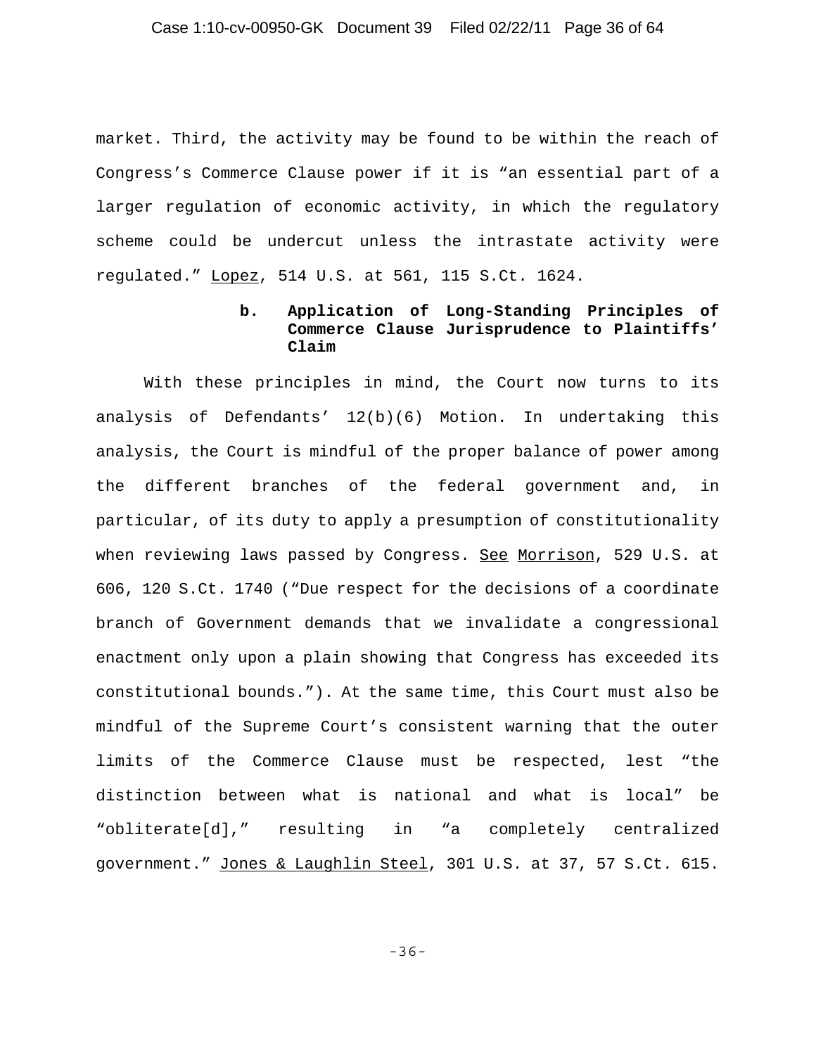market. Third, the activity may be found to be within the reach of Congress's Commerce Clause power if it is "an essential part of a larger regulation of economic activity, in which the regulatory scheme could be undercut unless the intrastate activity were regulated." Lopez, 514 U.S. at 561, 115 S.Ct. 1624.

**b. Application of Long-Standing Principles of Commerce Clause Jurisprudence to Plaintiffs' Claim**

With these principles in mind, the Court now turns to its analysis of Defendants' 12(b)(6) Motion. In undertaking this analysis, the Court is mindful of the proper balance of power among the different branches of the federal government and, in particular, of its duty to apply a presumption of constitutionality when reviewing laws passed by Congress. See Morrison, 529 U.S. at 606, 120 S.Ct. 1740 ("Due respect for the decisions of a coordinate branch of Government demands that we invalidate a congressional enactment only upon a plain showing that Congress has exceeded its constitutional bounds."). At the same time, this Court must also be mindful of the Supreme Court's consistent warning that the outer limits of the Commerce Clause must be respected, lest "the distinction between what is national and what is local" be "obliterate[d]," resulting in "a completely centralized government." Jones & Laughlin Steel, 301 U.S. at 37, 57 S.Ct. 615.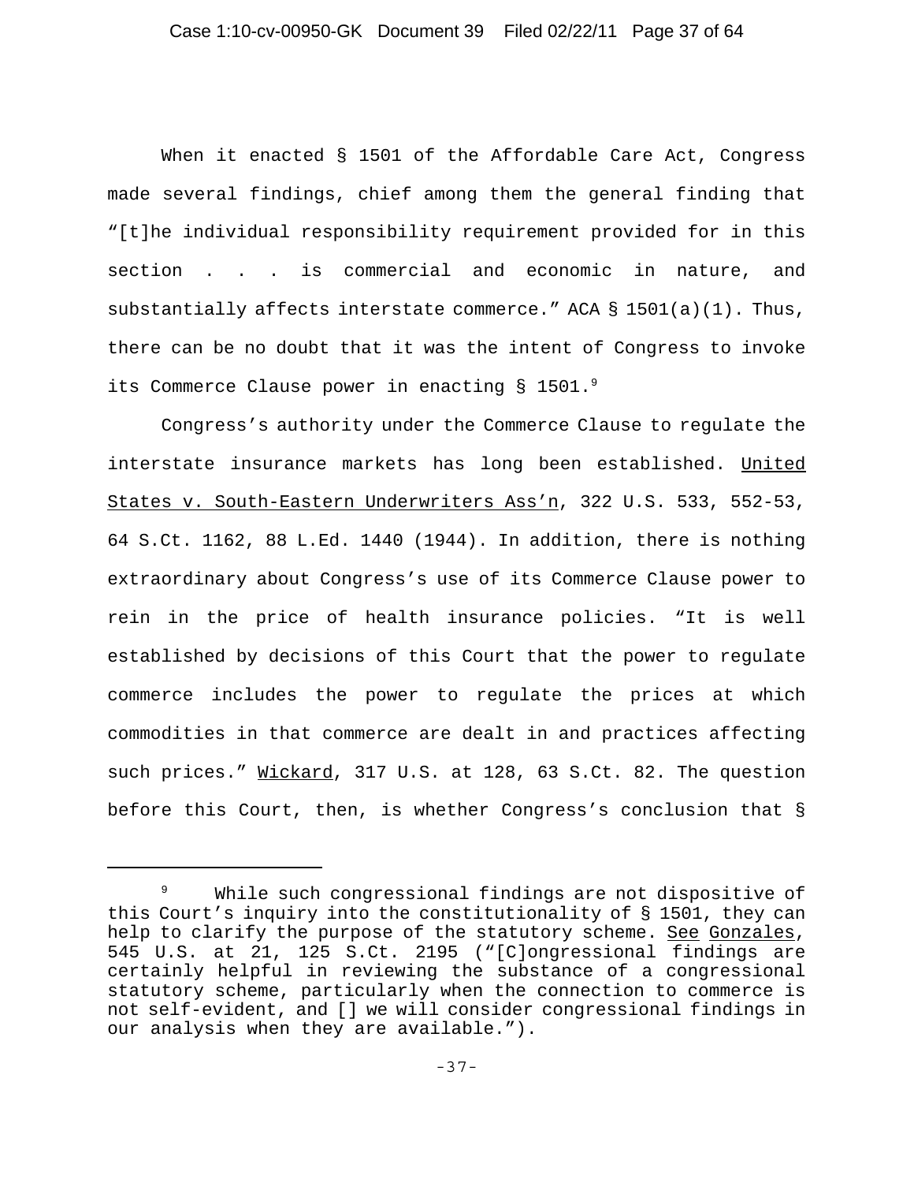When it enacted § 1501 of the Affordable Care Act, Congress made several findings, chief among them the general finding that "[t]he individual responsibility requirement provided for in this section . . . is commercial and economic in nature, and substantially affects interstate commerce." ACA § 1501(a)(1). Thus, there can be no doubt that it was the intent of Congress to invoke its Commerce Clause power in enacting § 1501.[9]

Congress's authority under the Commerce Clause to regulate the interstate insurance markets has long been established. United States v. South-Eastern Underwriters Ass'n, 322 U.S. 533, 552-53, 64 S.Ct. 1162, 88 L.Ed. 1440 (1944). In addition, there is nothing extraordinary about Congress's use of its Commerce Clause power to rein in the price of health insurance policies. "It is well established by decisions of this Court that the power to regulate commerce includes the power to regulate the prices at which commodities in that commerce are dealt in and practices affecting such prices." Wickard, 317 U.S. at 128, 63 S.Ct. 82. The question before this Court, then, is whether Congress's conclusion that §

---

[9] While such congressional findings are not dispositive of this Court's inquiry into the constitutionality of § 1501, they can help to clarify the purpose of the statutory scheme. See Gonzales, 545 U.S. at 21, 125 S.Ct. 2195 ("[C]ongressional findings are certainly helpful in reviewing the substance of a congressional statutory scheme, particularly when the connection to commerce is not self-evident, and [] we will consider congressional findings in our analysis when they are available.").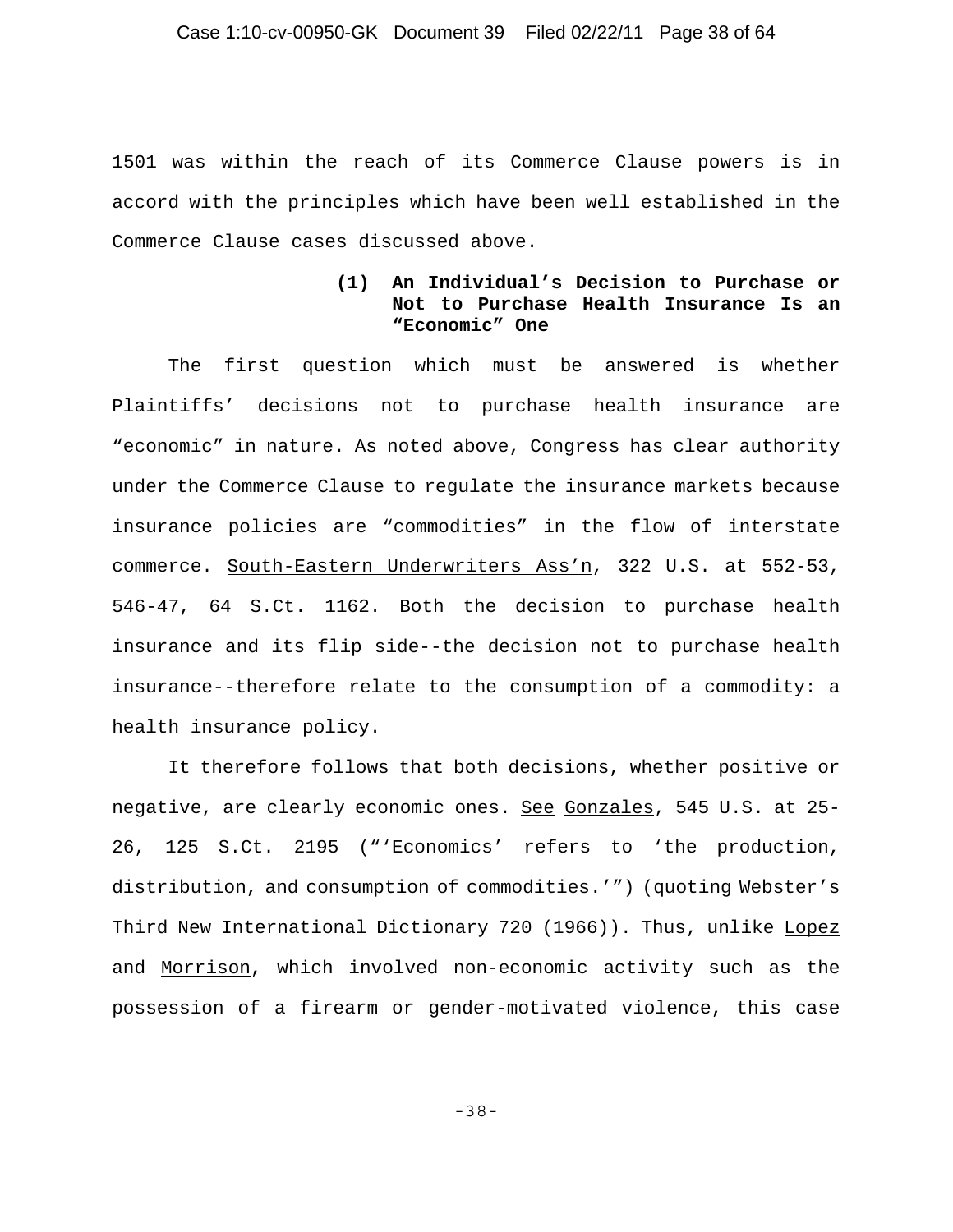1501 was within the reach of its Commerce Clause powers is in accord with the principles which have been well established in the Commerce Clause cases discussed above.

**(1) An Individual's Decision to Purchase or Not to Purchase Health Insurance Is an "Economic" One**

The first question which must be answered is whether Plaintiffs' decisions not to purchase health insurance are "economic" in nature. As noted above, Congress has clear authority under the Commerce Clause to regulate the insurance markets because insurance policies are "commodities" in the flow of interstate commerce. South-Eastern Underwriters Ass'n, 322 U.S. at 552-53, 546-47, 64 S.Ct. 1162. Both the decision to purchase health insurance and its flip side--the decision not to purchase health insurance--therefore relate to the consumption of a commodity: a health insurance policy.

It therefore follows that both decisions, whether positive or negative, are clearly economic ones. See Gonzales, 545 U.S. at 25-26, 125 S.Ct. 2195 ("'Economics' refers to 'the production, distribution, and consumption of commodities.'") (quoting Webster's Third New International Dictionary 720 (1966)). Thus, unlike Lopez and Morrison, which involved non-economic activity such as the possession of a firearm or gender-motivated violence, this case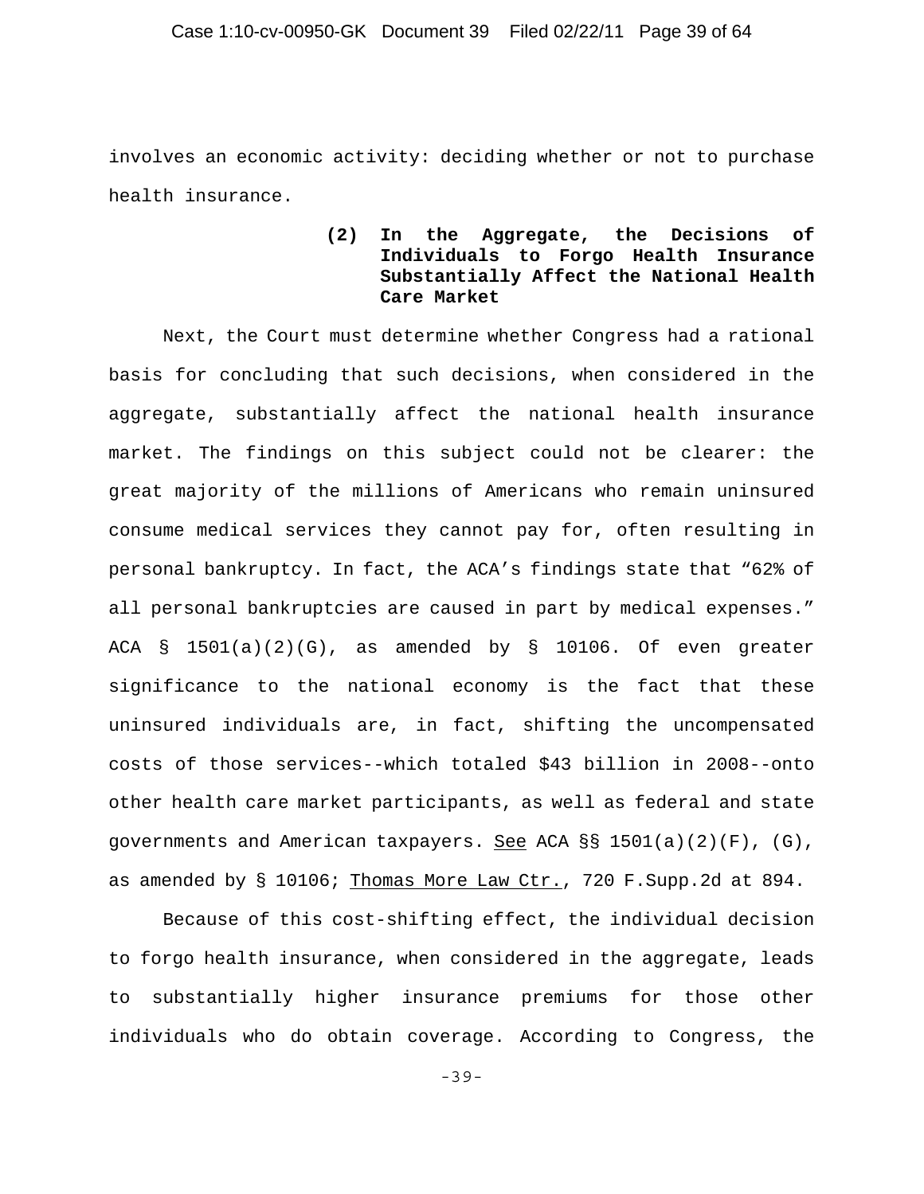involves an economic activity: deciding whether or not to purchase health insurance.

#### (2) In the Aggregate, the Decisions of Individuals to Forgo Health Insurance Substantially Affect the National Health Care Market

Next, the Court must determine whether Congress had a rational basis for concluding that such decisions, when considered in the aggregate, substantially affect the national health insurance market. The findings on this subject could not be clearer: the great majority of the millions of Americans who remain uninsured consume medical services they cannot pay for, often resulting in personal bankruptcy. In fact, the ACA's findings state that "62% of all personal bankruptcies are caused in part by medical expenses." ACA § 1501(a)(2)(G), as amended by § 10106. Of even greater significance to the national economy is the fact that these uninsured individuals are, in fact, shifting the uncompensated costs of those services--which totaled $43 billion in 2008--onto other health care market participants, as well as federal and state governments and American taxpayers. See ACA §§ 1501(a)(2)(F), (G), as amended by § 10106; Thomas More Law Ctr., 720 F.Supp.2d at 894.

Because of this cost-shifting effect, the individual decision to forgo health insurance, when considered in the aggregate, leads to substantially higher insurance premiums for those other individuals who do obtain coverage. According to Congress, the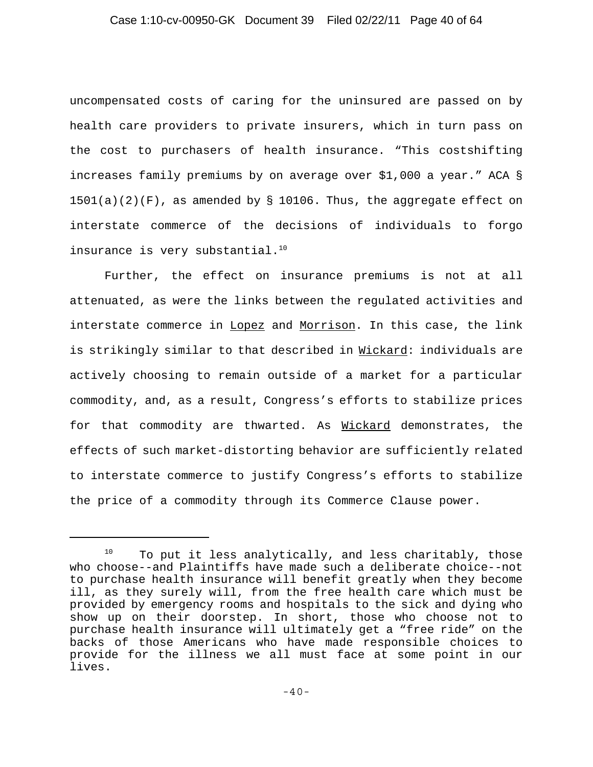uncompensated costs of caring for the uninsured are passed on by health care providers to private insurers, which in turn pass on the cost to purchasers of health insurance. "This costshifting increases family premiums by on average over $1,000 a year." ACA § 1501(a)(2)(F), as amended by § 10106. Thus, the aggregate effect on interstate commerce of the decisions of individuals to forgo insurance is very substantial.[10]

Further, the effect on insurance premiums is not at all attenuated, as were the links between the regulated activities and interstate commerce in Lopez and Morrison. In this case, the link is strikingly similar to that described in Wickard: individuals are actively choosing to remain outside of a market for a particular commodity, and, as a result, Congress's efforts to stabilize prices for that commodity are thwarted. As Wickard demonstrates, the effects of such market-distorting behavior are sufficiently related to interstate commerce to justify Congress's efforts to stabilize the price of a commodity through its Commerce Clause power.

---

[10] To put it less analytically, and less charitably, those who choose--and Plaintiffs have made such a deliberate choice--not to purchase health insurance will benefit greatly when they become ill, as they surely will, from the free health care which must be provided by emergency rooms and hospitals to the sick and dying who show up on their doorstep. In short, those who choose not to purchase health insurance will ultimately get a "free ride" on the backs of those Americans who have made responsible choices to provide for the illness we all must face at some point in our lives.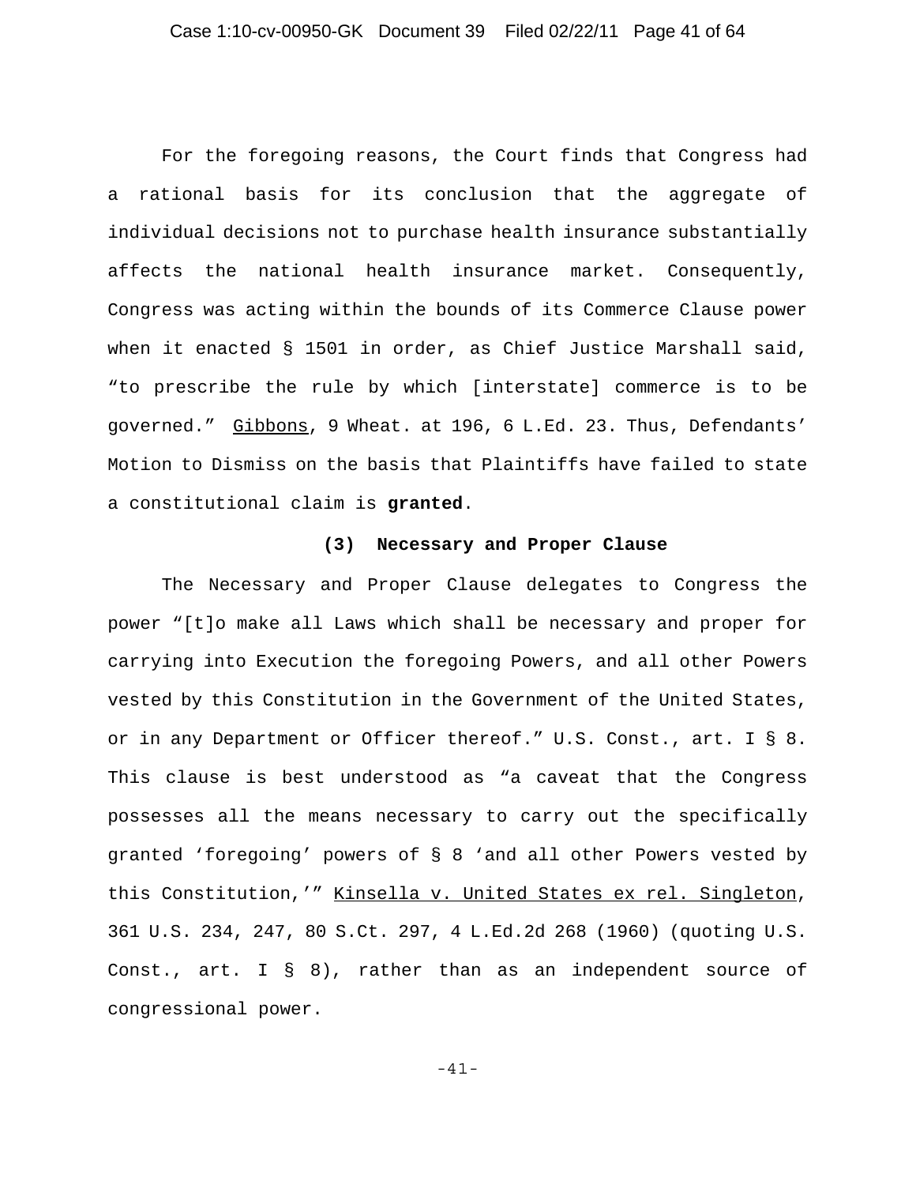For the foregoing reasons, the Court finds that Congress had a rational basis for its conclusion that the aggregate of individual decisions not to purchase health insurance substantially affects the national health insurance market. Consequently, Congress was acting within the bounds of its Commerce Clause power when it enacted § 1501 in order, as Chief Justice Marshall said, "to prescribe the rule by which [interstate] commerce is to be governed." Gibbons, 9 Wheat. at 196, 6 L.Ed. 23. Thus, Defendants' Motion to Dismiss on the basis that Plaintiffs have failed to state a constitutional claim is **granted**.

### (3) Necessary and Proper Clause

The Necessary and Proper Clause delegates to Congress the power "[t]o make all Laws which shall be necessary and proper for carrying into Execution the foregoing Powers, and all other Powers vested by this Constitution in the Government of the United States, or in any Department or Officer thereof." U.S. Const., art. I § 8. This clause is best understood as "a caveat that the Congress possesses all the means necessary to carry out the specifically granted 'foregoing' powers of § 8 'and all other Powers vested by this Constitution,'" Kinsella v. United States ex rel. Singleton, 361 U.S. 234, 247, 80 S.Ct. 297, 4 L.Ed.2d 268 (1960) (quoting U.S. Const., art. I § 8), rather than as an independent source of congressional power.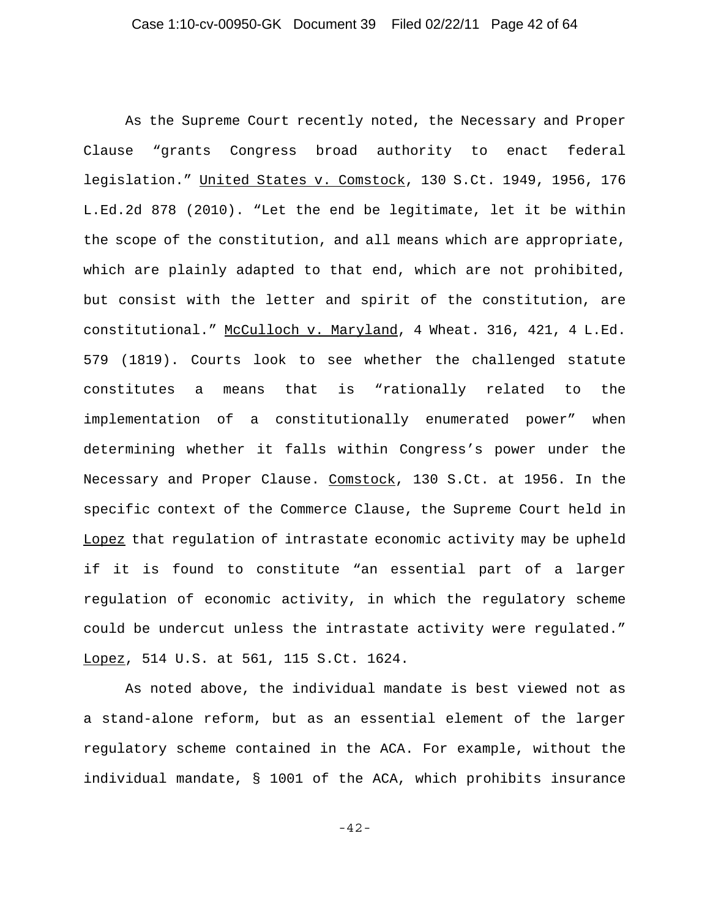As the Supreme Court recently noted, the Necessary and Proper Clause "grants Congress broad authority to enact federal legislation." United States v. Comstock, 130 S.Ct. 1949, 1956, 176 L.Ed.2d 878 (2010). "Let the end be legitimate, let it be within the scope of the constitution, and all means which are appropriate, which are plainly adapted to that end, which are not prohibited, but consist with the letter and spirit of the constitution, are constitutional." McCulloch v. Maryland, 4 Wheat. 316, 421, 4 L.Ed. 579 (1819). Courts look to see whether the challenged statute constitutes a means that is "rationally related to the implementation of a constitutionally enumerated power" when determining whether it falls within Congress's power under the Necessary and Proper Clause. Comstock, 130 S.Ct. at 1956. In the specific context of the Commerce Clause, the Supreme Court held in Lopez that regulation of intrastate economic activity may be upheld if it is found to constitute "an essential part of a larger regulation of economic activity, in which the regulatory scheme could be undercut unless the intrastate activity were regulated." Lopez, 514 U.S. at 561, 115 S.Ct. 1624.

As noted above, the individual mandate is best viewed not as a stand-alone reform, but as an essential element of the larger regulatory scheme contained in the ACA. For example, without the individual mandate, § 1001 of the ACA, which prohibits insurance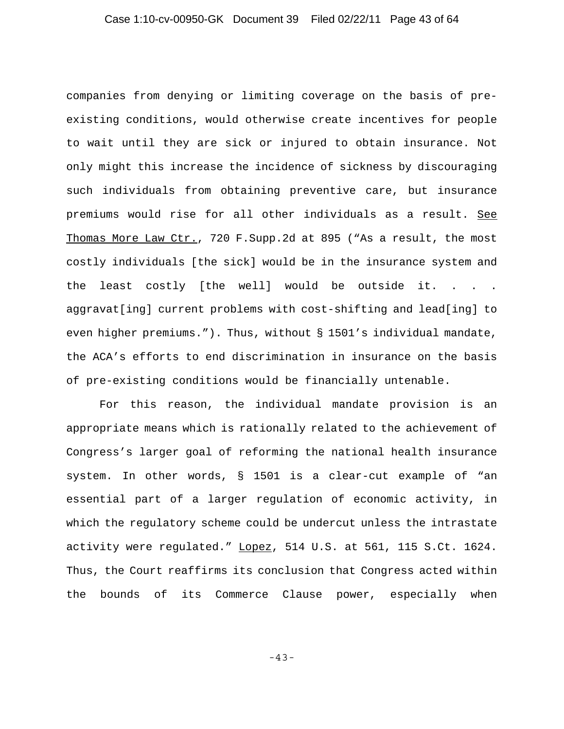companies from denying or limiting coverage on the basis of pre-existing conditions, would otherwise create incentives for people to wait until they are sick or injured to obtain insurance. Not only might this increase the incidence of sickness by discouraging such individuals from obtaining preventive care, but insurance premiums would rise for all other individuals as a result. See Thomas More Law Ctr., 720 F.Supp.2d at 895 ("As a result, the most costly individuals [the sick] would be in the insurance system and the least costly [the well] would be outside it. . . . aggravat[ing] current problems with cost-shifting and lead[ing] to even higher premiums."). Thus, without § 1501's individual mandate, the ACA's efforts to end discrimination in insurance on the basis of pre-existing conditions would be financially untenable.

For this reason, the individual mandate provision is an appropriate means which is rationally related to the achievement of Congress's larger goal of reforming the national health insurance system. In other words, § 1501 is a clear-cut example of "an essential part of a larger regulation of economic activity, in which the regulatory scheme could be undercut unless the intrastate activity were regulated." Lopez, 514 U.S. at 561, 115 S.Ct. 1624. Thus, the Court reaffirms its conclusion that Congress acted within the bounds of its Commerce Clause power, especially when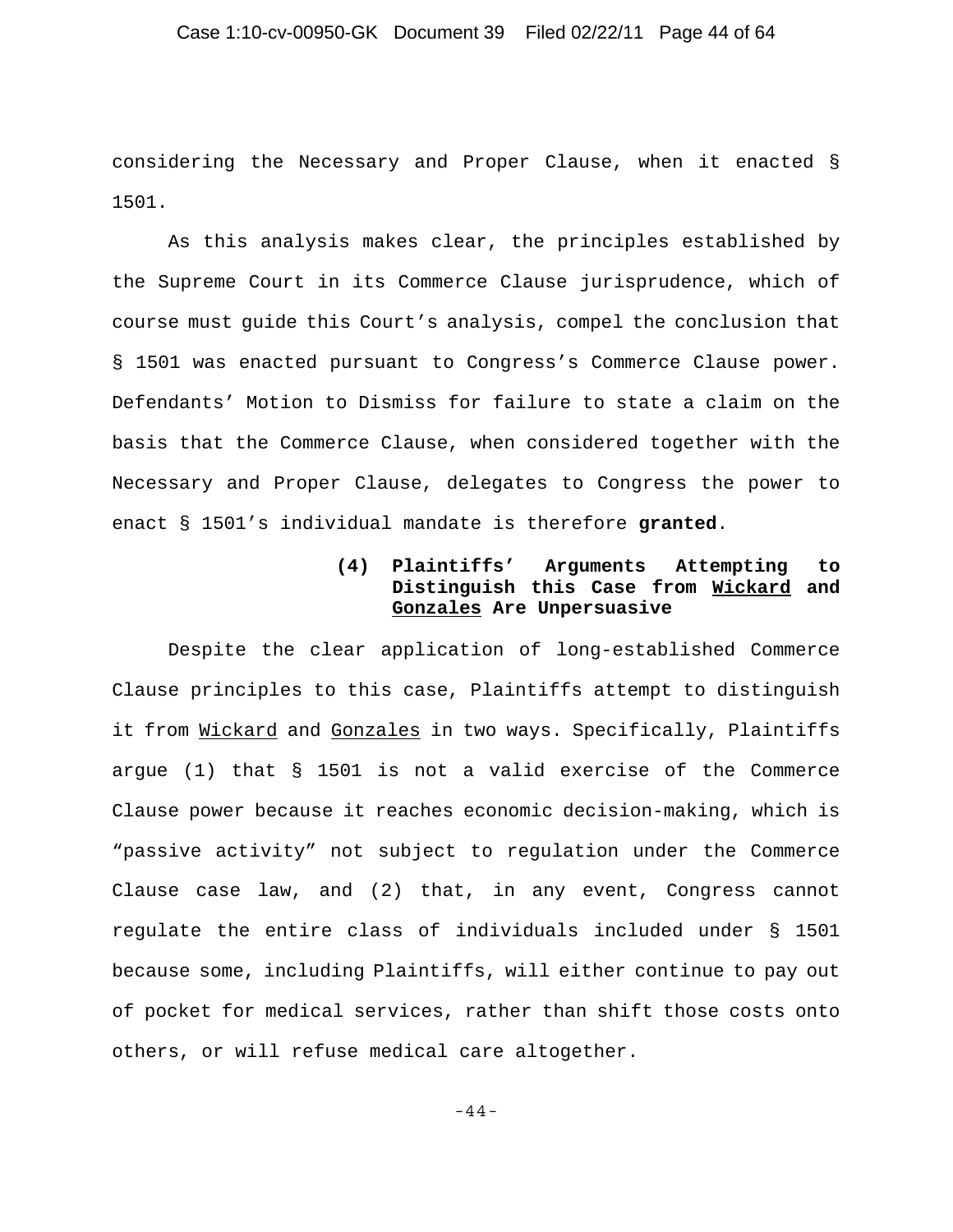considering the Necessary and Proper Clause, when it enacted § 1501.

As this analysis makes clear, the principles established by the Supreme Court in its Commerce Clause jurisprudence, which of course must guide this Court's analysis, compel the conclusion that § 1501 was enacted pursuant to Congress's Commerce Clause power. Defendants' Motion to Dismiss for failure to state a claim on the basis that the Commerce Clause, when considered together with the Necessary and Proper Clause, delegates to Congress the power to enact § 1501's individual mandate is therefore **granted**.

**(4) Plaintiffs' Arguments Attempting to Distinguish this Case from Wickard and Gonzales Are Unpersuasive**

Despite the clear application of long-established Commerce Clause principles to this case, Plaintiffs attempt to distinguish it from Wickard and Gonzales in two ways. Specifically, Plaintiffs argue (1) that § 1501 is not a valid exercise of the Commerce Clause power because it reaches economic decision-making, which is "passive activity" not subject to regulation under the Commerce Clause case law, and (2) that, in any event, Congress cannot regulate the entire class of individuals included under § 1501 because some, including Plaintiffs, will either continue to pay out of pocket for medical services, rather than shift those costs onto others, or will refuse medical care altogether.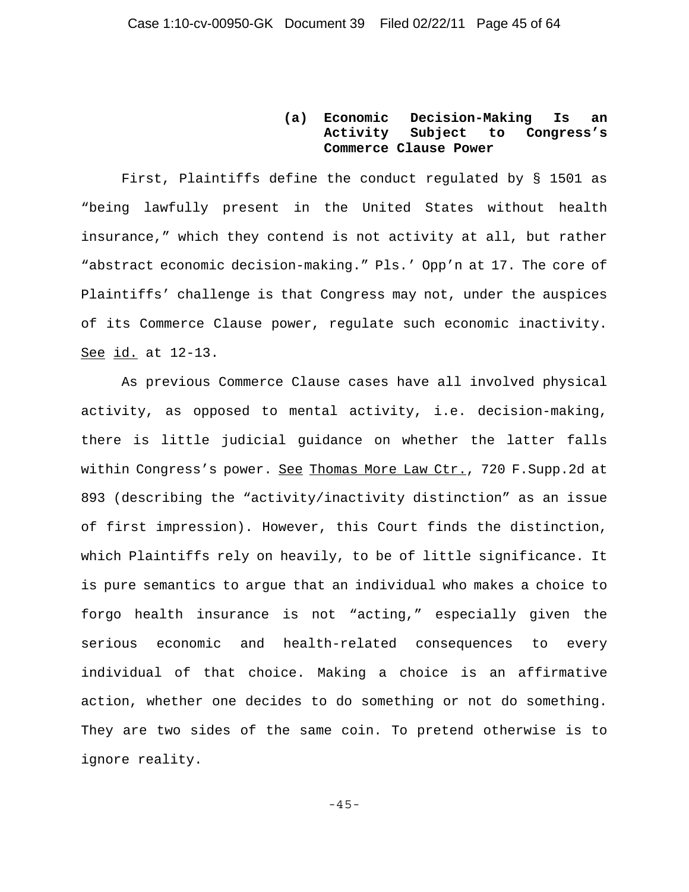#### (a) Economic Decision-Making Is an Activity Subject to Congress's Commerce Clause Power

First, Plaintiffs define the conduct regulated by § 1501 as "being lawfully present in the United States without health insurance," which they contend is not activity at all, but rather "abstract economic decision-making." Pls.' Opp'n at 17. The core of Plaintiffs' challenge is that Congress may not, under the auspices of its Commerce Clause power, regulate such economic inactivity. See id. at 12-13.

As previous Commerce Clause cases have all involved physical activity, as opposed to mental activity, i.e. decision-making, there is little judicial guidance on whether the latter falls within Congress's power. See Thomas More Law Ctr., 720 F.Supp.2d at 893 (describing the "activity/inactivity distinction" as an issue of first impression). However, this Court finds the distinction, which Plaintiffs rely on heavily, to be of little significance. It is pure semantics to argue that an individual who makes a choice to forgo health insurance is not "acting," especially given the serious economic and health-related consequences to every individual of that choice. Making a choice is an affirmative action, whether one decides to do something or not do something. They are two sides of the same coin. To pretend otherwise is to ignore reality.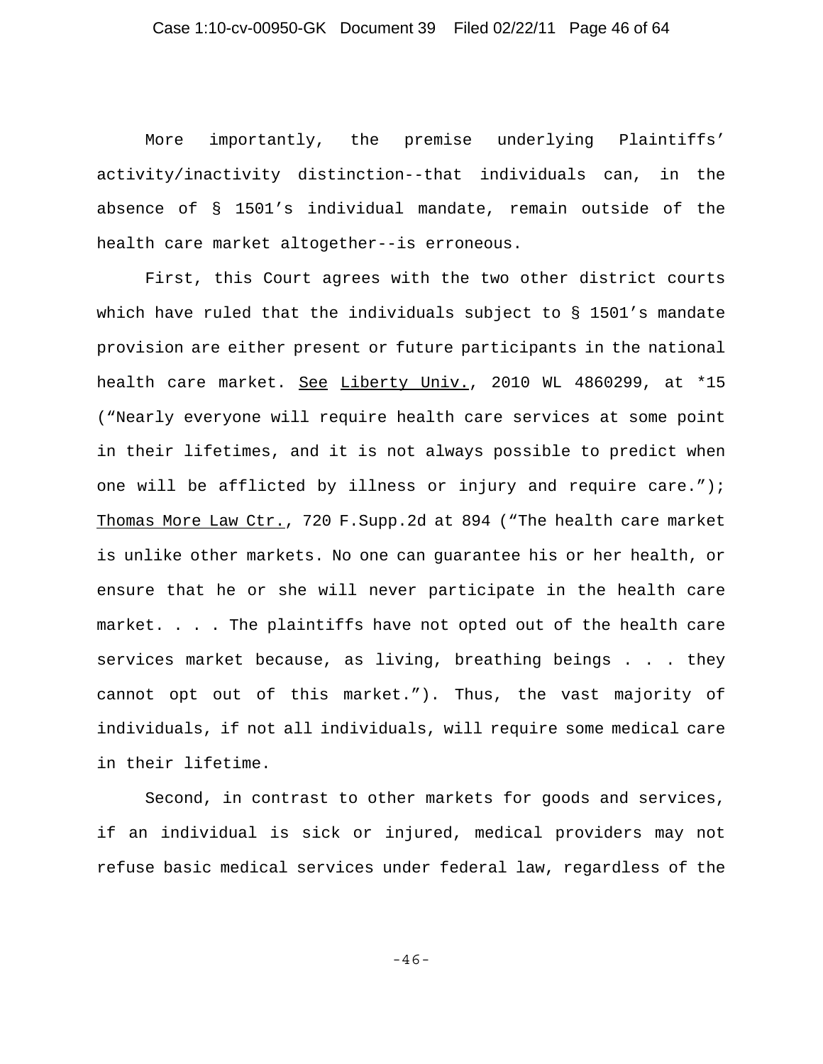More importantly, the premise underlying Plaintiffs' activity/inactivity distinction--that individuals can, in the absence of § 1501's individual mandate, remain outside of the health care market altogether--is erroneous.

First, this Court agrees with the two other district courts which have ruled that the individuals subject to § 1501's mandate provision are either present or future participants in the national health care market. See Liberty Univ., 2010 WL 4860299, at *15 ("Nearly everyone will require health care services at some point in their lifetimes, and it is not always possible to predict when one will be afflicted by illness or injury and require care."); Thomas More Law Ctr., 720 F.Supp.2d at 894 ("The health care market is unlike other markets. No one can guarantee his or her health, or ensure that he or she will never participate in the health care market. . . . The plaintiffs have not opted out of the health care services market because, as living, breathing beings . . . they cannot opt out of this market."). Thus, the vast majority of individuals, if not all individuals, will require some medical care in their lifetime.

Second, in contrast to other markets for goods and services, if an individual is sick or injured, medical providers may not refuse basic medical services under federal law, regardless of the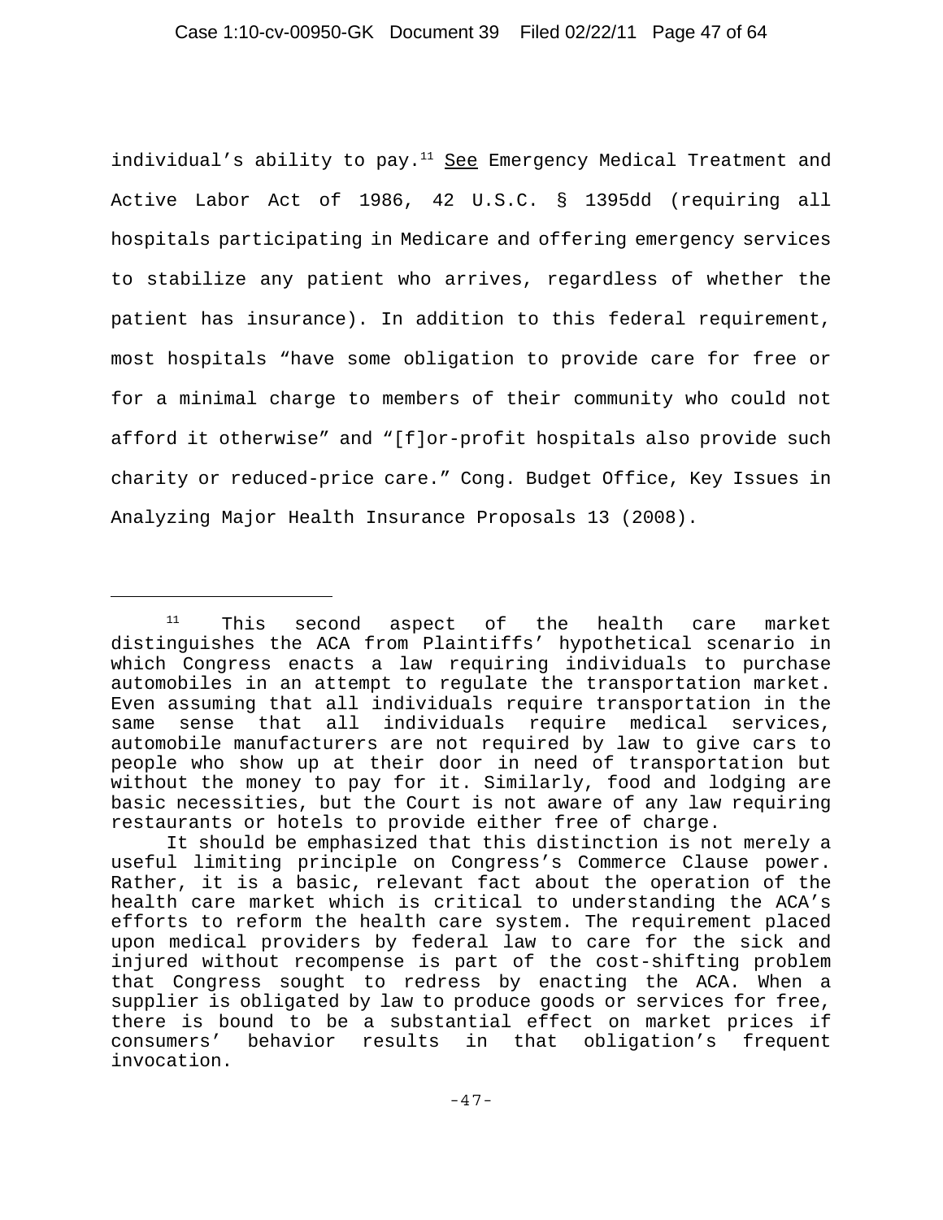individual's ability to pay.[11] <u>See</u> Emergency Medical Treatment and Active Labor Act of 1986, 42 U.S.C. § 1395dd (requiring all hospitals participating in Medicare and offering emergency services to stabilize any patient who arrives, regardless of whether the patient has insurance). In addition to this federal requirement, most hospitals "have some obligation to provide care for free or for a minimal charge to members of their community who could not afford it otherwise" and "[f]or-profit hospitals also provide such charity or reduced-price care." Cong. Budget Office, Key Issues in Analyzing Major Health Insurance Proposals 13 (2008).

---

[11] This second aspect of the health care market distinguishes the ACA from Plaintiffs' hypothetical scenario in which Congress enacts a law requiring individuals to purchase automobiles in an attempt to regulate the transportation market. Even assuming that all individuals require transportation in the same sense that all individuals require medical services, automobile manufacturers are not required by law to give cars to people who show up at their door in need of transportation but without the money to pay for it. Similarly, food and lodging are basic necessities, but the Court is not aware of any law requiring restaurants or hotels to provide either free of charge.

It should be emphasized that this distinction is not merely a useful limiting principle on Congress's Commerce Clause power. Rather, it is a basic, relevant fact about the operation of the health care market which is critical to understanding the ACA's efforts to reform the health care system. The requirement placed upon medical providers by federal law to care for the sick and injured without recompense is part of the cost-shifting problem that Congress sought to redress by enacting the ACA. When a supplier is obligated by law to produce goods or services for free, there is bound to be a substantial effect on market prices if consumers' behavior results in that obligation's frequent invocation.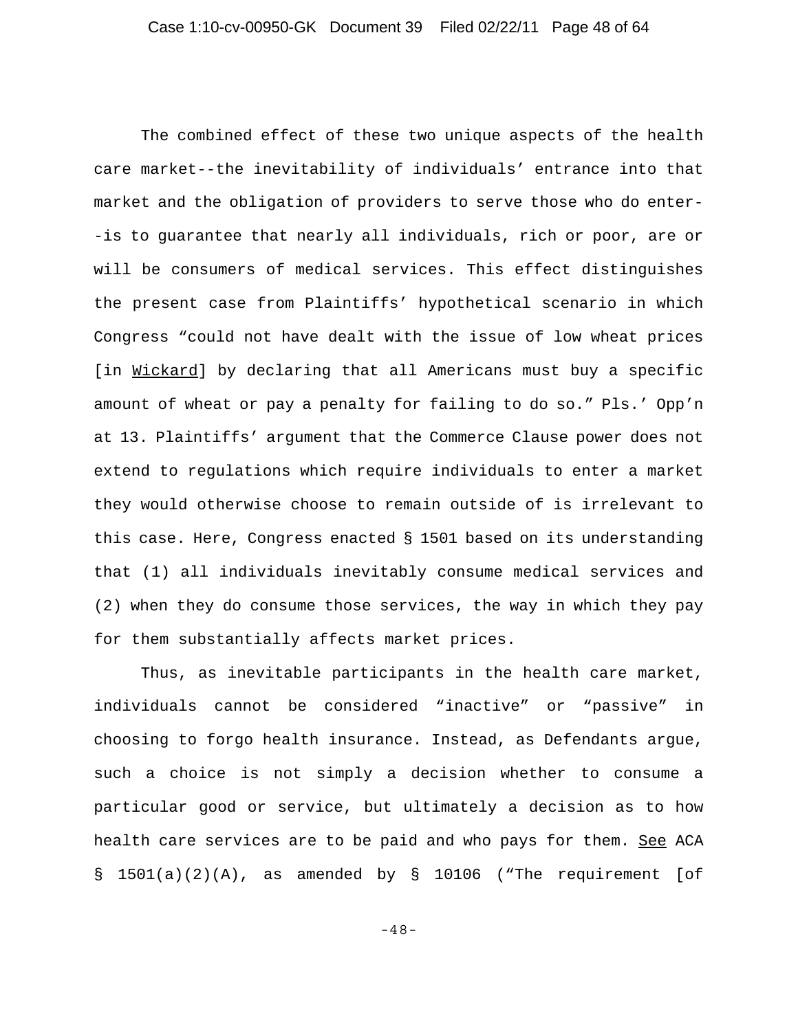The combined effect of these two unique aspects of the health care market--the inevitability of individuals' entrance into that market and the obligation of providers to serve those who do enter--is to guarantee that nearly all individuals, rich or poor, are or will be consumers of medical services. This effect distinguishes the present case from Plaintiffs' hypothetical scenario in which Congress "could not have dealt with the issue of low wheat prices [in Wickard] by declaring that all Americans must buy a specific amount of wheat or pay a penalty for failing to do so." Pls.' Opp'n at 13. Plaintiffs' argument that the Commerce Clause power does not extend to regulations which require individuals to enter a market they would otherwise choose to remain outside of is irrelevant to this case. Here, Congress enacted § 1501 based on its understanding that (1) all individuals inevitably consume medical services and (2) when they do consume those services, the way in which they pay for them substantially affects market prices.

Thus, as inevitable participants in the health care market, individuals cannot be considered "inactive" or "passive" in choosing to forgo health insurance. Instead, as Defendants argue, such a choice is not simply a decision whether to consume a particular good or service, but ultimately a decision as to how health care services are to be paid and who pays for them. See ACA § 1501(a)(2)(A), as amended by § 10106 ("The requirement [of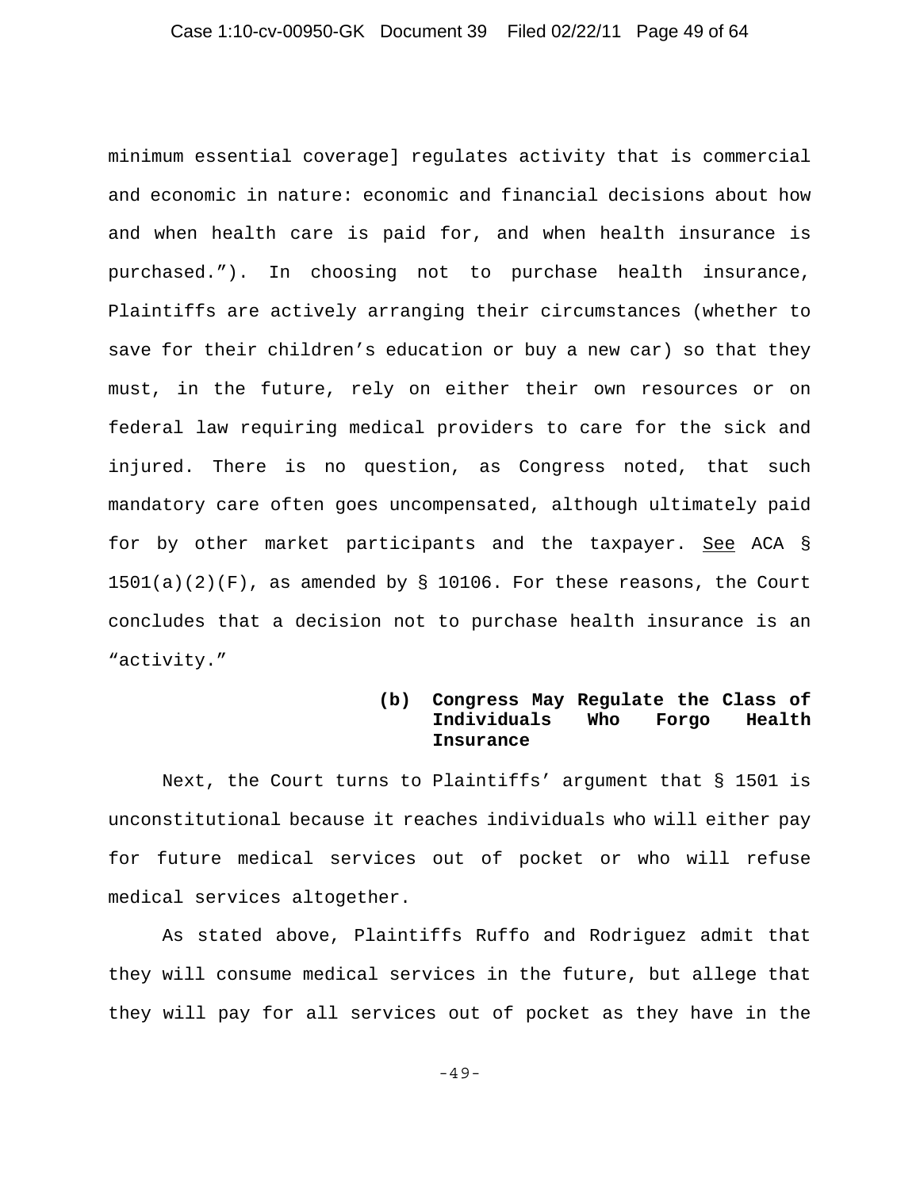minimum essential coverage] regulates activity that is commercial and economic in nature: economic and financial decisions about how and when health care is paid for, and when health insurance is purchased."). In choosing not to purchase health insurance, Plaintiffs are actively arranging their circumstances (whether to save for their children's education or buy a new car) so that they must, in the future, rely on either their own resources or on federal law requiring medical providers to care for the sick and injured. There is no question, as Congress noted, that such mandatory care often goes uncompensated, although ultimately paid for by other market participants and the taxpayer. See ACA § 1501(a)(2)(F), as amended by § 10106. For these reasons, the Court concludes that a decision not to purchase health insurance is an "activity."

**(b) Congress May Regulate the Class of Individuals Who Forgo Health Insurance**

Next, the Court turns to Plaintiffs' argument that § 1501 is unconstitutional because it reaches individuals who will either pay for future medical services out of pocket or who will refuse medical services altogether.

As stated above, Plaintiffs Ruffo and Rodriguez admit that they will consume medical services in the future, but allege that they will pay for all services out of pocket as they have in the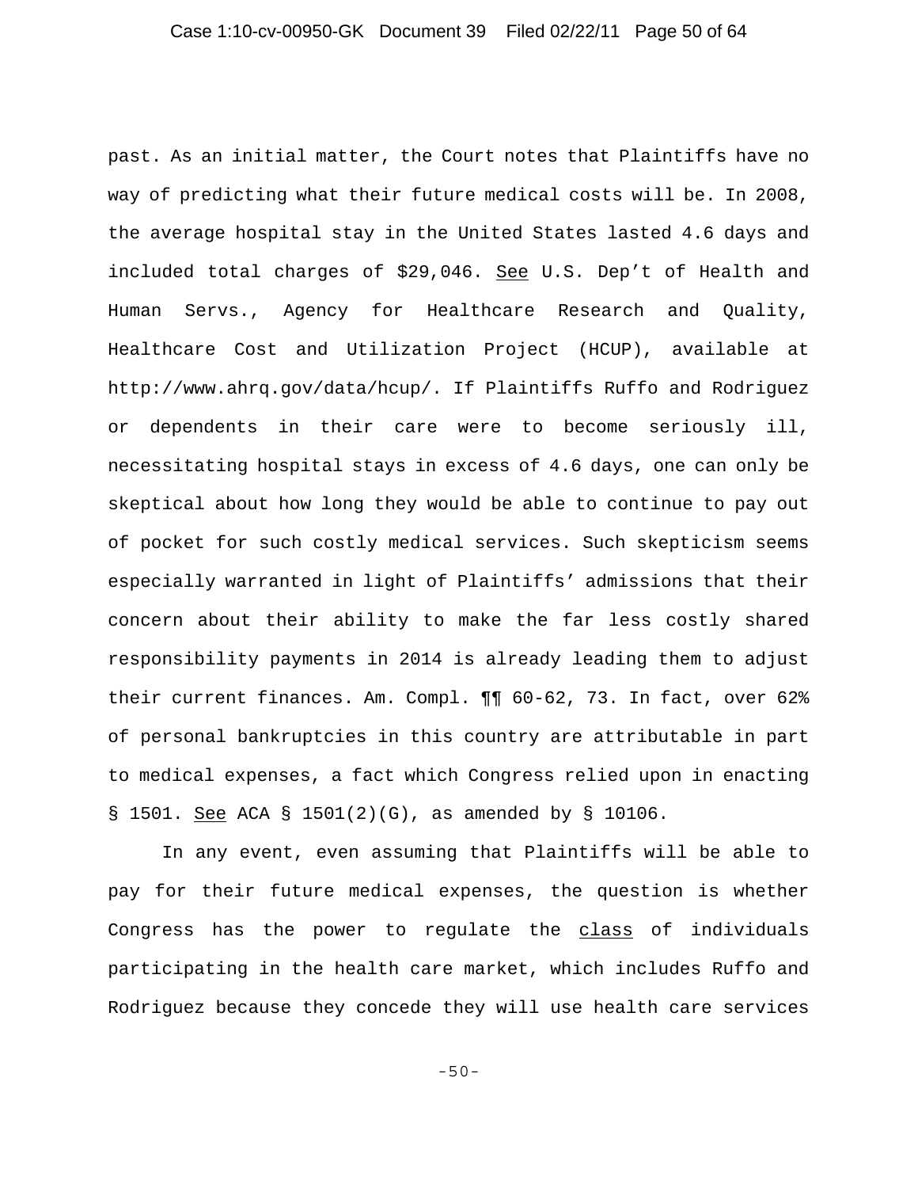past. As an initial matter, the Court notes that Plaintiffs have no way of predicting what their future medical costs will be. In 2008, the average hospital stay in the United States lasted 4.6 days and included total charges of $29,046. See U.S. Dep't of Health and Human Servs., Agency for Healthcare Research and Quality, Healthcare Cost and Utilization Project (HCUP), available at http://www.ahrq.gov/data/hcup/. If Plaintiffs Ruffo and Rodriguez or dependents in their care were to become seriously ill, necessitating hospital stays in excess of 4.6 days, one can only be skeptical about how long they would be able to continue to pay out of pocket for such costly medical services. Such skepticism seems especially warranted in light of Plaintiffs' admissions that their concern about their ability to make the far less costly shared responsibility payments in 2014 is already leading them to adjust their current finances. Am. Compl. ¶¶ 60-62, 73. In fact, over 62% of personal bankruptcies in this country are attributable in part to medical expenses, a fact which Congress relied upon in enacting § 1501. See ACA § 1501(2)(G), as amended by § 10106.

In any event, even assuming that Plaintiffs will be able to pay for their future medical expenses, the question is whether Congress has the power to regulate the class of individuals participating in the health care market, which includes Ruffo and Rodriguez because they concede they will use health care services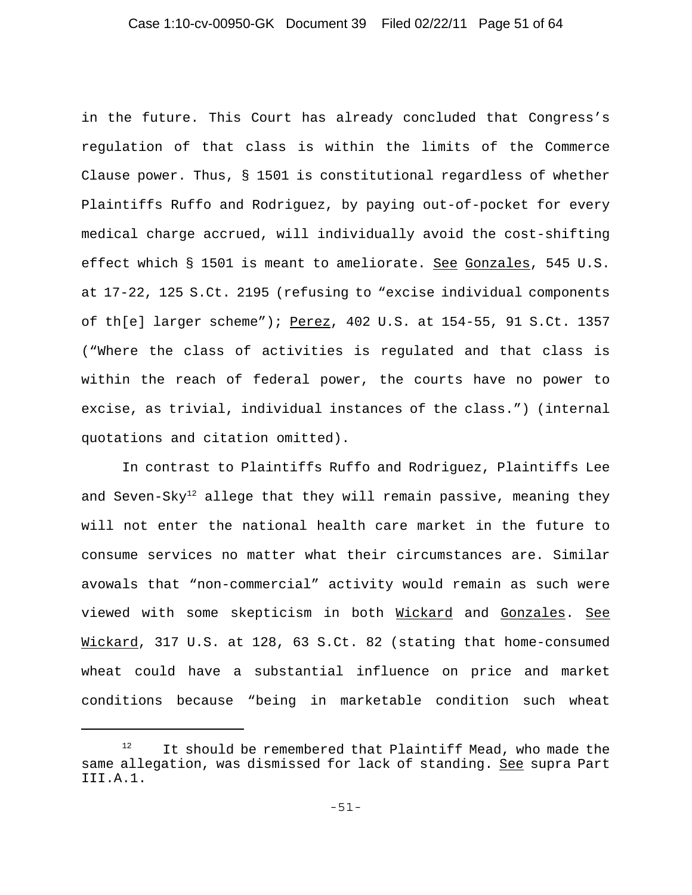in the future. This Court has already concluded that Congress's regulation of that class is within the limits of the Commerce Clause power. Thus, § 1501 is constitutional regardless of whether Plaintiffs Ruffo and Rodriguez, by paying out-of-pocket for every medical charge accrued, will individually avoid the cost-shifting effect which § 1501 is meant to ameliorate. See Gonzales, 545 U.S. at 17-22, 125 S.Ct. 2195 (refusing to "excise individual components of th[e] larger scheme"); Perez, 402 U.S. at 154-55, 91 S.Ct. 1357 ("Where the class of activities is regulated and that class is within the reach of federal power, the courts have no power to excise, as trivial, individual instances of the class.") (internal quotations and citation omitted).

In contrast to Plaintiffs Ruffo and Rodriguez, Plaintiffs Lee and Seven-Sky[12] allege that they will remain passive, meaning they will not enter the national health care market in the future to consume services no matter what their circumstances are. Similar avowals that "non-commercial" activity would remain as such were viewed with some skepticism in both Wickard and Gonzales. See Wickard, 317 U.S. at 128, 63 S.Ct. 82 (stating that home-consumed wheat could have a substantial influence on price and market conditions because "being in marketable condition such wheat

[12] It should be remembered that Plaintiff Mead, who made the same allegation, was dismissed for lack of standing. See supra Part III.A.1.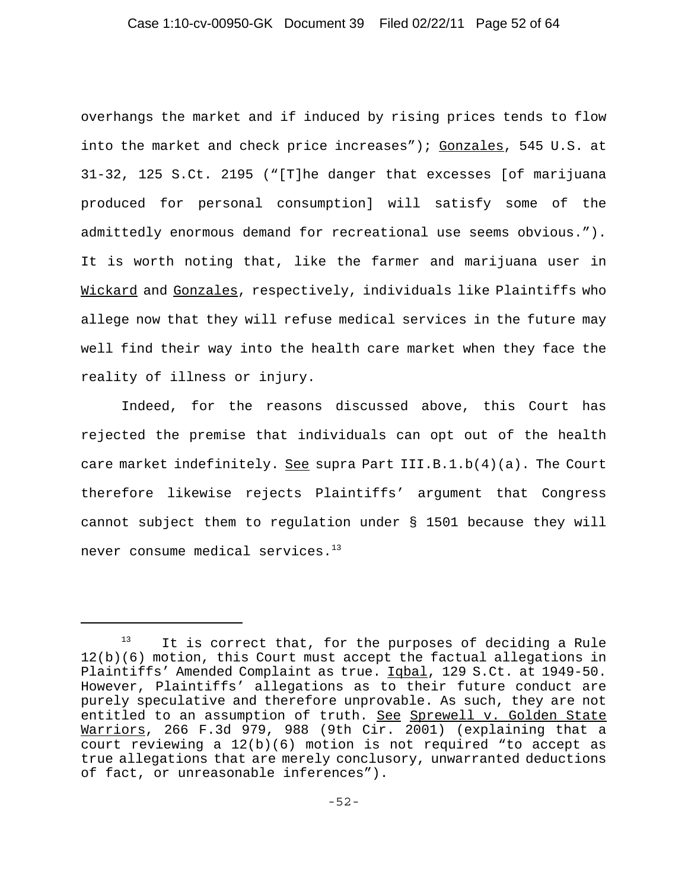overhangs the market and if induced by rising prices tends to flow into the market and check price increases"); Gonzales, 545 U.S. at 31-32, 125 S.Ct. 2195 ("[T]he danger that excesses [of marijuana produced for personal consumption] will satisfy some of the admittedly enormous demand for recreational use seems obvious."). It is worth noting that, like the farmer and marijuana user in Wickard and Gonzales, respectively, individuals like Plaintiffs who allege now that they will refuse medical services in the future may well find their way into the health care market when they face the reality of illness or injury.

Indeed, for the reasons discussed above, this Court has rejected the premise that individuals can opt out of the health care market indefinitely. See supra Part III.B.1.b(4)(a). The Court therefore likewise rejects Plaintiffs' argument that Congress cannot subject them to regulation under § 1501 because they will never consume medical services.[13]

---

[13] It is correct that, for the purposes of deciding a Rule 12(b)(6) motion, this Court must accept the factual allegations in Plaintiffs' Amended Complaint as true. Iqbal, 129 S.Ct. at 1949-50. However, Plaintiffs' allegations as to their future conduct are purely speculative and therefore unprovable. As such, they are not entitled to an assumption of truth. See Sprewell v. Golden State Warriors, 266 F.3d 979, 988 (9th Cir. 2001) (explaining that a court reviewing a 12(b)(6) motion is not required "to accept as true allegations that are merely conclusory, unwarranted deductions of fact, or unreasonable inferences").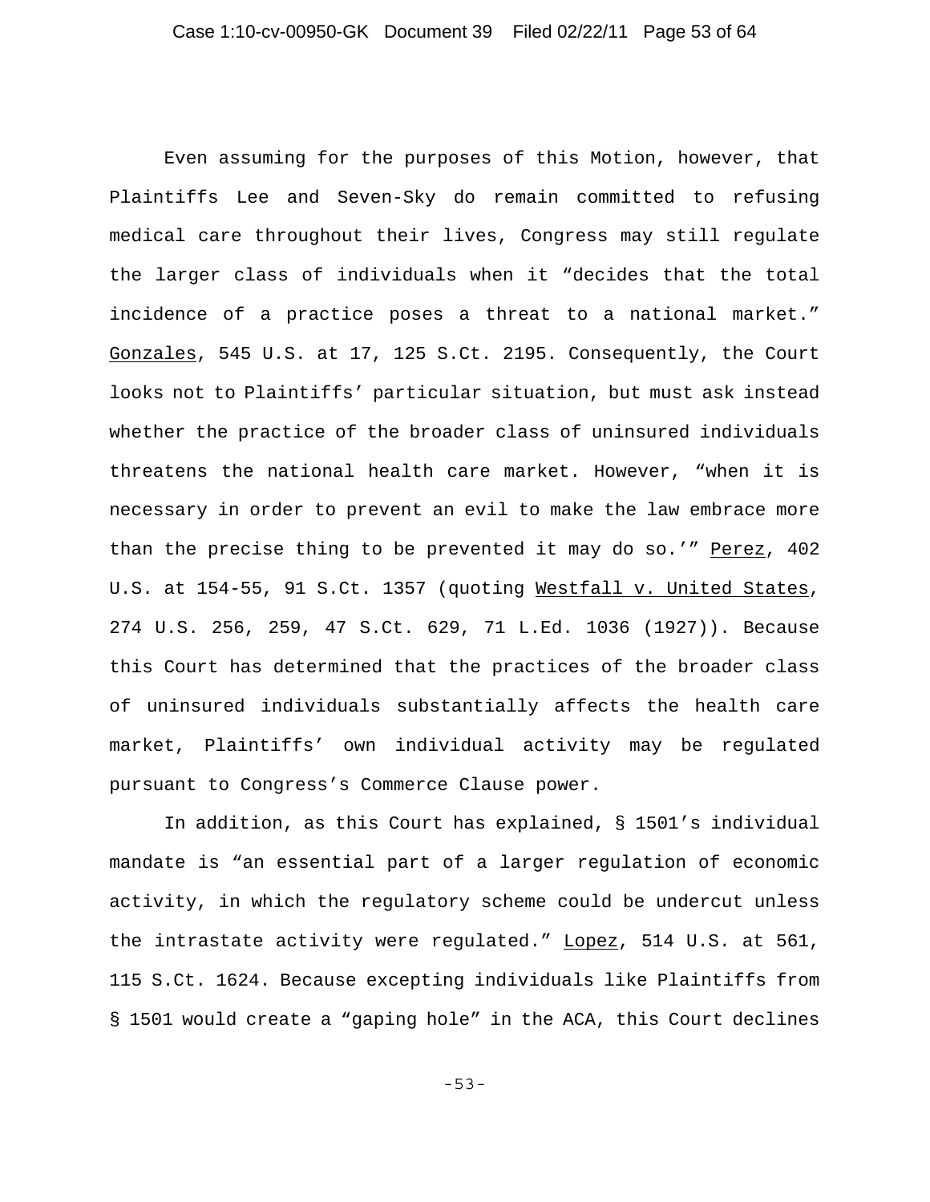Even assuming for the purposes of this Motion, however, that Plaintiffs Lee and Seven-Sky do remain committed to refusing medical care throughout their lives, Congress may still regulate the larger class of individuals when it "decides that the total incidence of a practice poses a threat to a national market." Gonzales, 545 U.S. at 17, 125 S.Ct. 2195. Consequently, the Court looks not to Plaintiffs' particular situation, but must ask instead whether the practice of the broader class of uninsured individuals threatens the national health care market. However, "when it is necessary in order to prevent an evil to make the law embrace more than the precise thing to be prevented it may do so.'" Perez, 402 U.S. at 154-55, 91 S.Ct. 1357 (quoting Westfall v. United States, 274 U.S. 256, 259, 47 S.Ct. 629, 71 L.Ed. 1036 (1927)). Because this Court has determined that the practices of the broader class of uninsured individuals substantially affects the health care market, Plaintiffs' own individual activity may be regulated pursuant to Congress's Commerce Clause power.

In addition, as this Court has explained, § 1501's individual mandate is "an essential part of a larger regulation of economic activity, in which the regulatory scheme could be undercut unless the intrastate activity were regulated." Lopez, 514 U.S. at 561, 115 S.Ct. 1624. Because excepting individuals like Plaintiffs from § 1501 would create a "gaping hole" in the ACA, this Court declines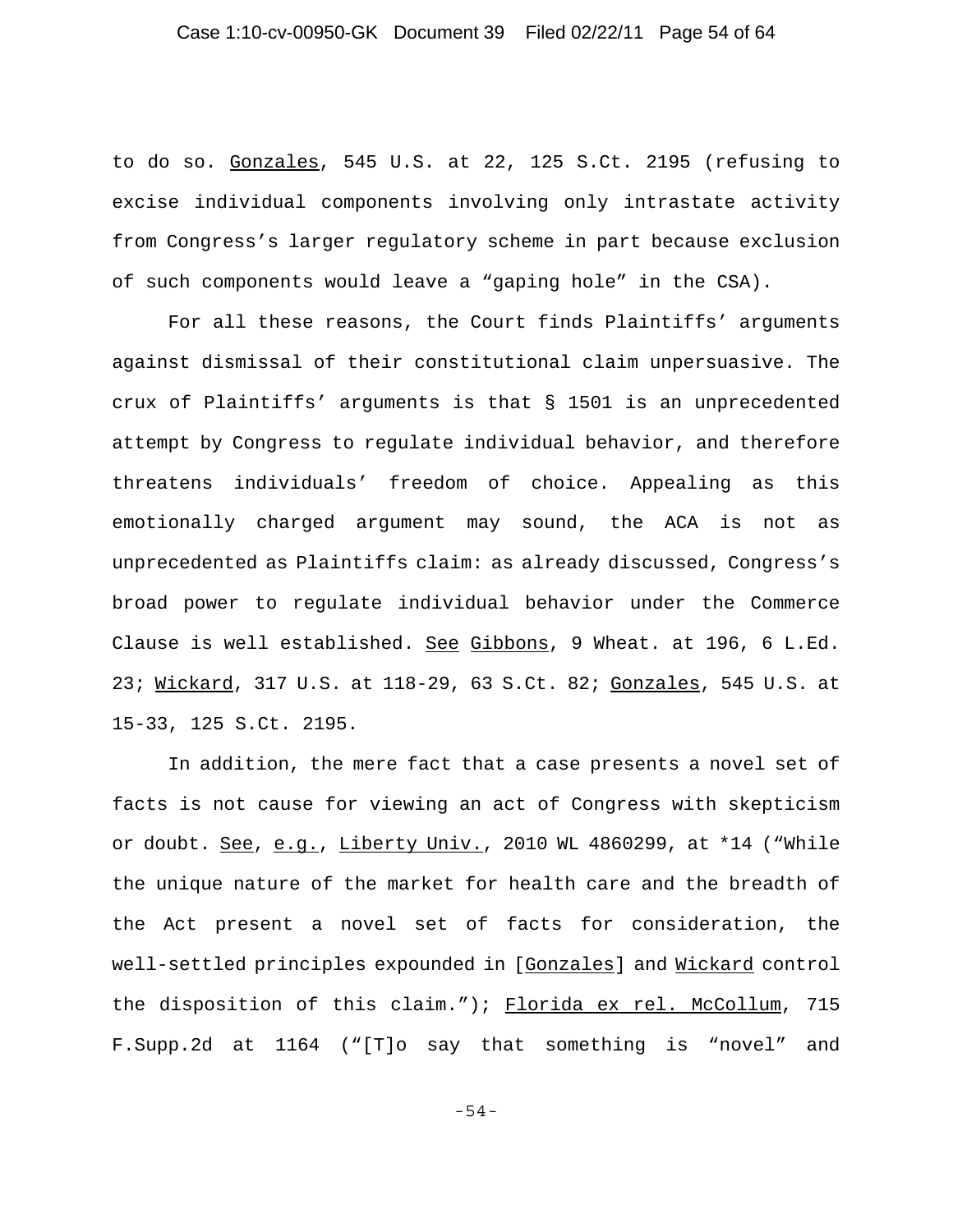to do so. Gonzales, 545 U.S. at 22, 125 S.Ct. 2195 (refusing to excise individual components involving only intrastate activity from Congress's larger regulatory scheme in part because exclusion of such components would leave a "gaping hole" in the CSA).

For all these reasons, the Court finds Plaintiffs' arguments against dismissal of their constitutional claim unpersuasive. The crux of Plaintiffs' arguments is that § 1501 is an unprecedented attempt by Congress to regulate individual behavior, and therefore threatens individuals' freedom of choice. Appealing as this emotionally charged argument may sound, the ACA is not as unprecedented as Plaintiffs claim: as already discussed, Congress's broad power to regulate individual behavior under the Commerce Clause is well established. See Gibbons, 9 Wheat. at 196, 6 L.Ed. 23; Wickard, 317 U.S. at 118-29, 63 S.Ct. 82; Gonzales, 545 U.S. at 15-33, 125 S.Ct. 2195.

In addition, the mere fact that a case presents a novel set of facts is not cause for viewing an act of Congress with skepticism or doubt. See, e.g., Liberty Univ., 2010 WL 4860299, at *14 ("While the unique nature of the market for health care and the breadth of the Act present a novel set of facts for consideration, the well-settled principles expounded in [Gonzales] and Wickard control the disposition of this claim."); Florida ex rel. McCollum, 715 F.Supp.2d at 1164 ("[T]o say that something is "novel" and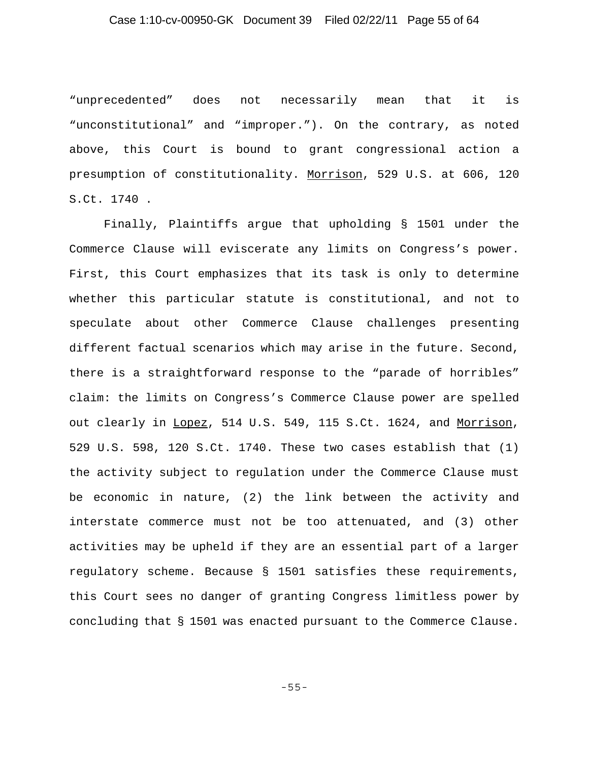"unprecedented" does not necessarily mean that it is "unconstitutional" and "improper."). On the contrary, as noted above, this Court is bound to grant congressional action a presumption of constitutionality. Morrison, 529 U.S. at 606, 120 S.Ct. 1740 .

Finally, Plaintiffs argue that upholding § 1501 under the Commerce Clause will eviscerate any limits on Congress's power. First, this Court emphasizes that its task is only to determine whether this particular statute is constitutional, and not to speculate about other Commerce Clause challenges presenting different factual scenarios which may arise in the future. Second, there is a straightforward response to the "parade of horribles" claim: the limits on Congress's Commerce Clause power are spelled out clearly in Lopez, 514 U.S. 549, 115 S.Ct. 1624, and Morrison, 529 U.S. 598, 120 S.Ct. 1740. These two cases establish that (1) the activity subject to regulation under the Commerce Clause must be economic in nature, (2) the link between the activity and interstate commerce must not be too attenuated, and (3) other activities may be upheld if they are an essential part of a larger regulatory scheme. Because § 1501 satisfies these requirements, this Court sees no danger of granting Congress limitless power by concluding that § 1501 was enacted pursuant to the Commerce Clause.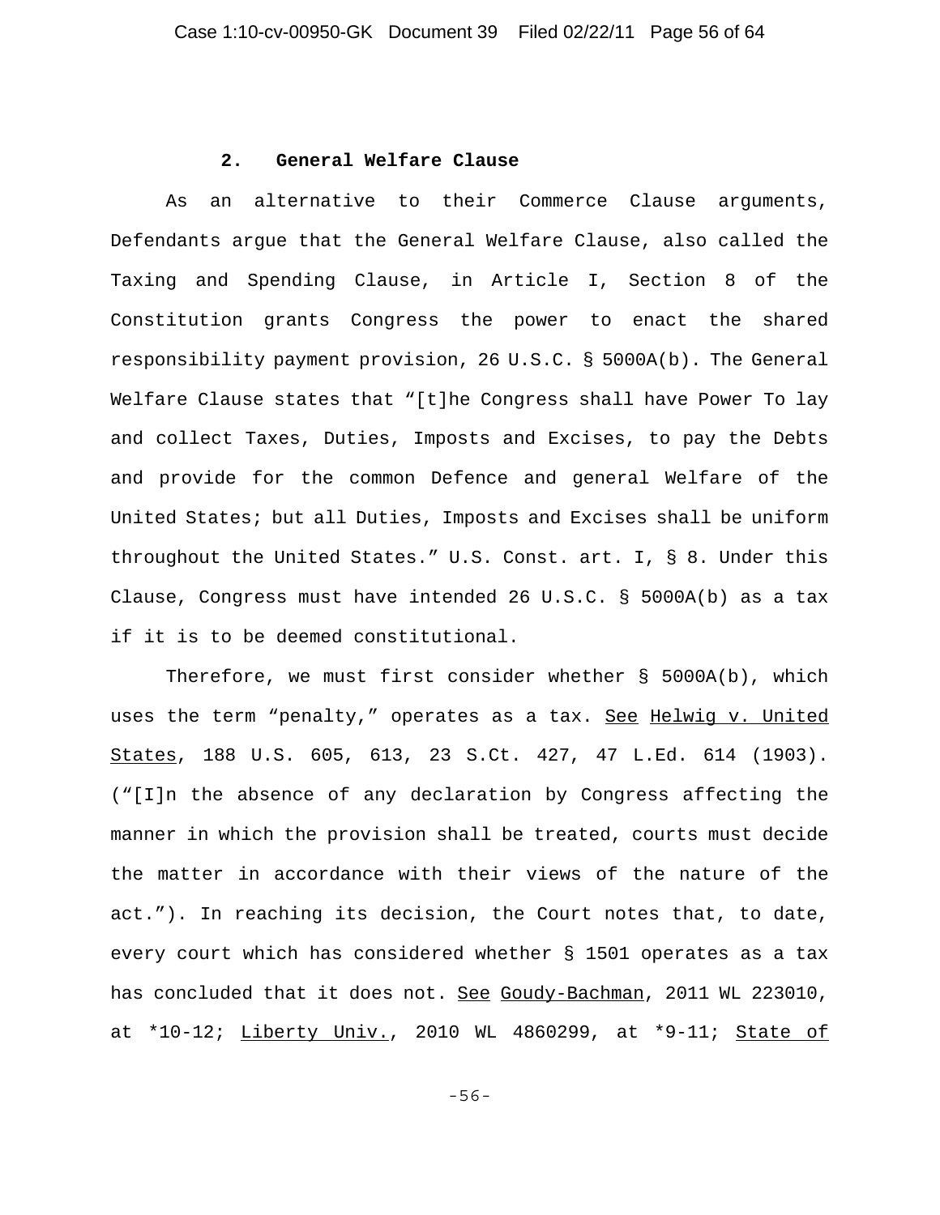### 2. General Welfare Clause

As an alternative to their Commerce Clause arguments, Defendants argue that the General Welfare Clause, also called the Taxing and Spending Clause, in Article I, Section 8 of the Constitution grants Congress the power to enact the shared responsibility payment provision, 26 U.S.C. § 5000A(b). The General Welfare Clause states that "[t]he Congress shall have Power To lay and collect Taxes, Duties, Imposts and Excises, to pay the Debts and provide for the common Defence and general Welfare of the United States; but all Duties, Imposts and Excises shall be uniform throughout the United States." U.S. Const. art. I, § 8. Under this Clause, Congress must have intended 26 U.S.C. § 5000A(b) as a tax if it is to be deemed constitutional.

Therefore, we must first consider whether § 5000A(b), which uses the term "penalty," operates as a tax. See Helwig v. United States, 188 U.S. 605, 613, 23 S.Ct. 427, 47 L.Ed. 614 (1903). ("[I]n the absence of any declaration by Congress affecting the manner in which the provision shall be treated, courts must decide the matter in accordance with their views of the nature of the act."). In reaching its decision, the Court notes that, to date, every court which has considered whether § 1501 operates as a tax has concluded that it does not. See Goudy-Bachman, 2011 WL 223010, at *10-12; Liberty Univ., 2010 WL 4860299, at *9-11; State of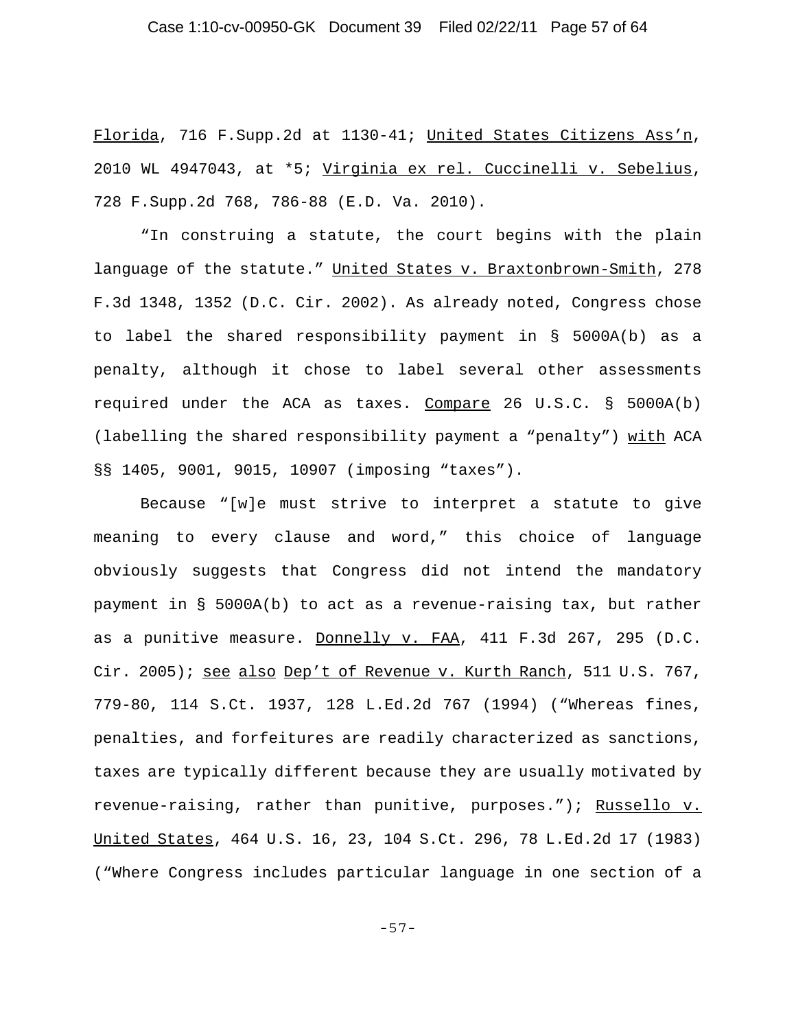Florida, 716 F.Supp.2d at 1130-41; United States Citizens Ass'n, 2010 WL 4947043, at *5; Virginia ex rel. Cuccinelli v. Sebelius, 728 F.Supp.2d 768, 786-88 (E.D. Va. 2010).

"In construing a statute, the court begins with the plain language of the statute." United States v. Braxtonbrown-Smith, 278 F.3d 1348, 1352 (D.C. Cir. 2002). As already noted, Congress chose to label the shared responsibility payment in § 5000A(b) as a penalty, although it chose to label several other assessments required under the ACA as taxes. Compare 26 U.S.C. § 5000A(b) (labelling the shared responsibility payment a "penalty") with ACA §§ 1405, 9001, 9015, 10907 (imposing "taxes").

Because "[w]e must strive to interpret a statute to give meaning to every clause and word," this choice of language obviously suggests that Congress did not intend the mandatory payment in § 5000A(b) to act as a revenue-raising tax, but rather as a punitive measure. Donnelly v. FAA, 411 F.3d 267, 295 (D.C. Cir. 2005); see also Dep't of Revenue v. Kurth Ranch, 511 U.S. 767, 779-80, 114 S.Ct. 1937, 128 L.Ed.2d 767 (1994) ("Whereas fines, penalties, and forfeitures are readily characterized as sanctions, taxes are typically different because they are usually motivated by revenue-raising, rather than punitive, purposes."); Russello v. United States, 464 U.S. 16, 23, 104 S.Ct. 296, 78 L.Ed.2d 17 (1983) ("Where Congress includes particular language in one section of a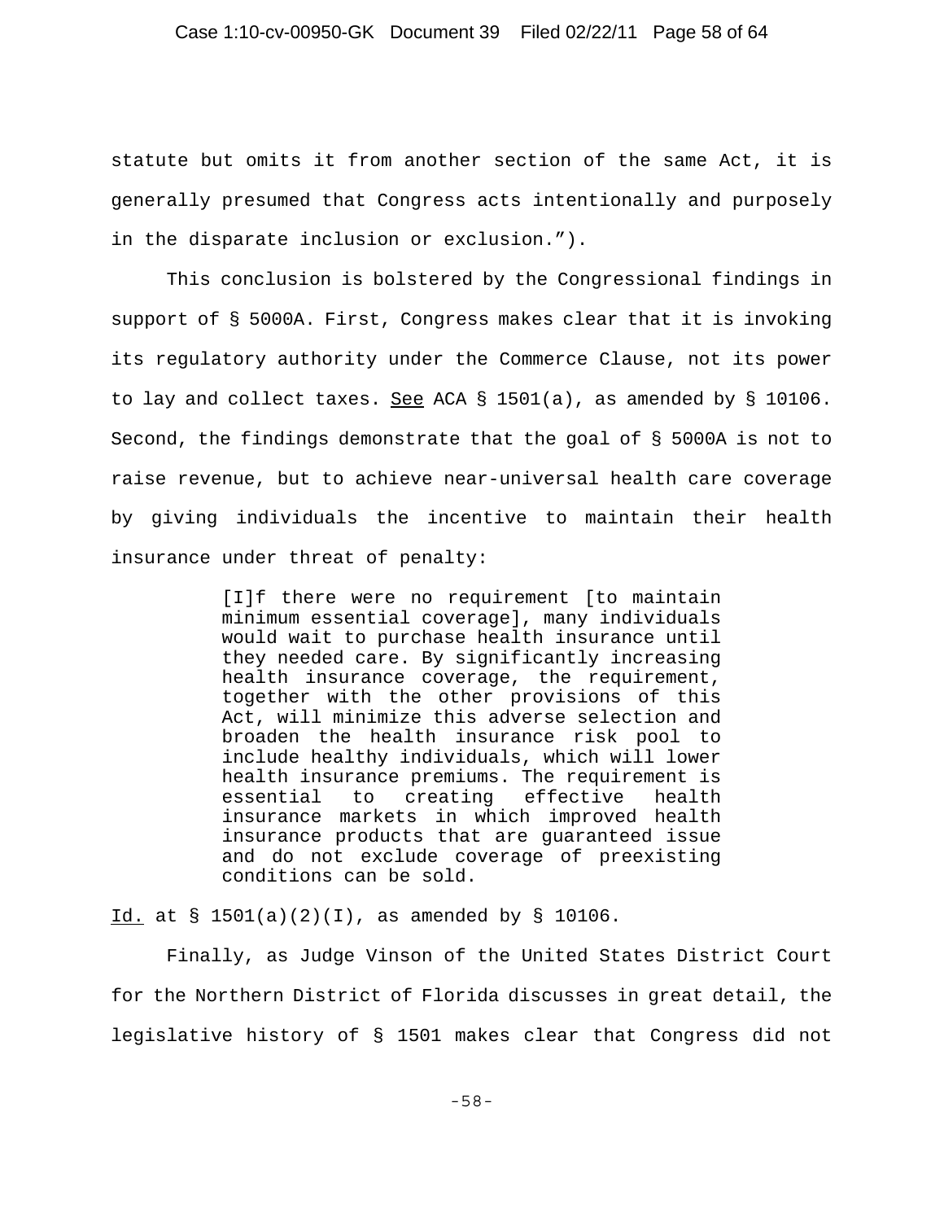statute but omits it from another section of the same Act, it is generally presumed that Congress acts intentionally and purposely in the disparate inclusion or exclusion.").

This conclusion is bolstered by the Congressional findings in support of § 5000A. First, Congress makes clear that it is invoking its regulatory authority under the Commerce Clause, not its power to lay and collect taxes. See ACA § 1501(a), as amended by § 10106. Second, the findings demonstrate that the goal of § 5000A is not to raise revenue, but to achieve near-universal health care coverage by giving individuals the incentive to maintain their health insurance under threat of penalty:

> [I]f there were no requirement [to maintain minimum essential coverage], many individuals would wait to purchase health insurance until they needed care. By significantly increasing health insurance coverage, the requirement, together with the other provisions of this Act, will minimize this adverse selection and broaden the health insurance risk pool to include healthy individuals, which will lower health insurance premiums. The requirement is essential to creating effective health insurance markets in which improved health insurance products that are guaranteed issue and do not exclude coverage of preexisting conditions can be sold.

Id. at § 1501(a)(2)(I), as amended by § 10106.

Finally, as Judge Vinson of the United States District Court for the Northern District of Florida discusses in great detail, the legislative history of § 1501 makes clear that Congress did not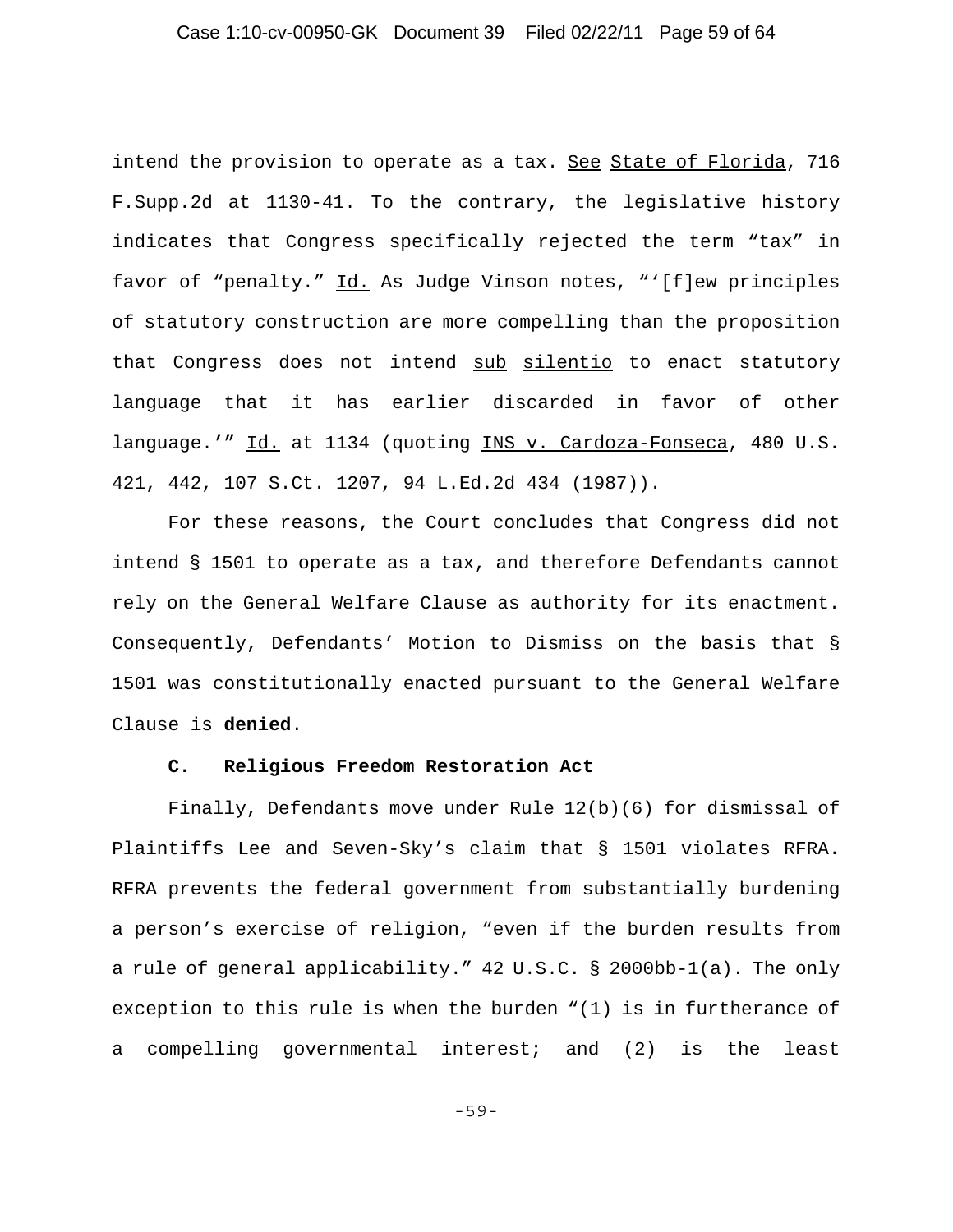intend the provision to operate as a tax. See State of Florida, 716 F.Supp.2d at 1130-41. To the contrary, the legislative history indicates that Congress specifically rejected the term "tax" in favor of "penalty." Id. As Judge Vinson notes, "'[f]ew principles of statutory construction are more compelling than the proposition that Congress does not intend sub silentio to enact statutory language that it has earlier discarded in favor of other language.'" Id. at 1134 (quoting INS v. Cardoza-Fonseca, 480 U.S. 421, 442, 107 S.Ct. 1207, 94 L.Ed.2d 434 (1987)).

For these reasons, the Court concludes that Congress did not intend § 1501 to operate as a tax, and therefore Defendants cannot rely on the General Welfare Clause as authority for its enactment. Consequently, Defendants' Motion to Dismiss on the basis that § 1501 was constitutionally enacted pursuant to the General Welfare Clause is **denied**.

### C. Religious Freedom Restoration Act

Finally, Defendants move under Rule 12(b)(6) for dismissal of Plaintiffs Lee and Seven-Sky's claim that § 1501 violates RFRA. RFRA prevents the federal government from substantially burdening a person's exercise of religion, "even if the burden results from a rule of general applicability." 42 U.S.C. § 2000bb-1(a). The only exception to this rule is when the burden "(1) is in furtherance of a compelling governmental interest; and (2) is the least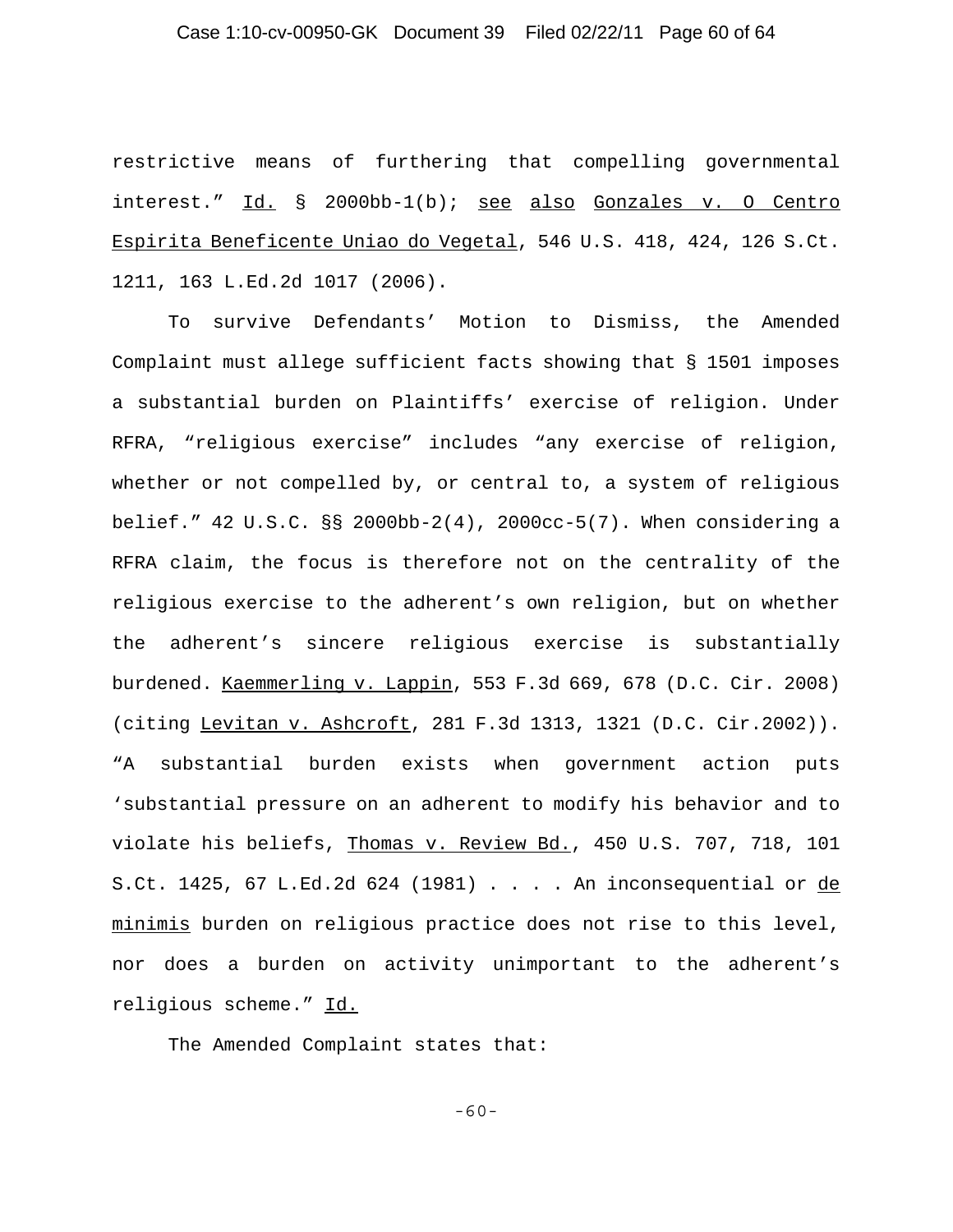restrictive means of furthering that compelling governmental interest." Id. § 2000bb-1(b); see also Gonzales v. O Centro Espirita Beneficente Uniao do Vegetal, 546 U.S. 418, 424, 126 S.Ct. 1211, 163 L.Ed.2d 1017 (2006).

To survive Defendants' Motion to Dismiss, the Amended Complaint must allege sufficient facts showing that § 1501 imposes a substantial burden on Plaintiffs' exercise of religion. Under RFRA, "religious exercise" includes "any exercise of religion, whether or not compelled by, or central to, a system of religious belief." 42 U.S.C. §§ 2000bb-2(4), 2000cc-5(7). When considering a RFRA claim, the focus is therefore not on the centrality of the religious exercise to the adherent's own religion, but on whether the adherent's sincere religious exercise is substantially burdened. Kaemmerling v. Lappin, 553 F.3d 669, 678 (D.C. Cir. 2008) (citing Levitan v. Ashcroft, 281 F.3d 1313, 1321 (D.C. Cir.2002)). "A substantial burden exists when government action puts 'substantial pressure on an adherent to modify his behavior and to violate his beliefs, Thomas v. Review Bd., 450 U.S. 707, 718, 101 S.Ct. 1425, 67 L.Ed.2d 624 (1981) . . . . An inconsequential or de minimis burden on religious practice does not rise to this level, nor does a burden on activity unimportant to the adherent's religious scheme." Id.

The Amended Complaint states that: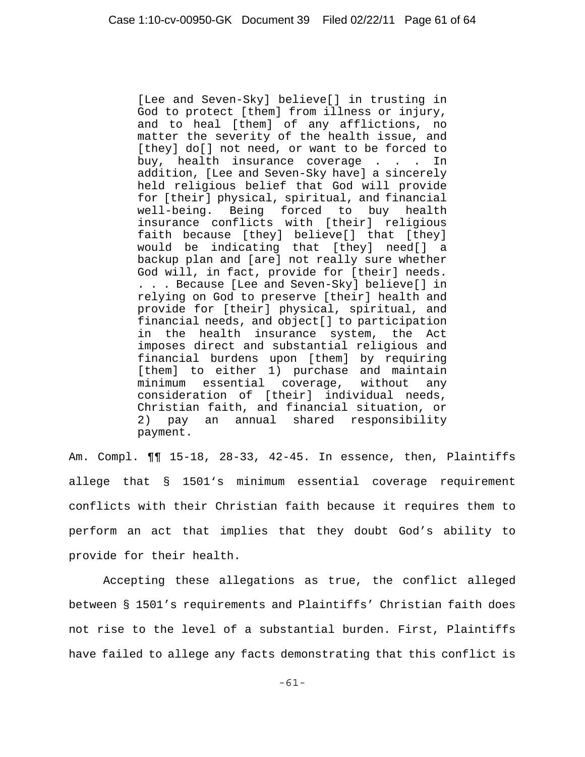> [Lee and Seven-Sky] believe[] in trusting in God to protect [them] from illness or injury, and to heal [them] of any afflictions, no matter the severity of the health issue, and [they] do[] not need, or want to be forced to buy, health insurance coverage . . . In addition, [Lee and Seven-Sky have] a sincerely held religious belief that God will provide for [their] physical, spiritual, and financial well-being. Being forced to buy health insurance conflicts with [their] religious faith because [they] believe[] that [they] would be indicating that [they] need[] a backup plan and [are] not really sure whether God will, in fact, provide for [their] needs. . . . Because [Lee and Seven-Sky] believe[] in relying on God to preserve [their] health and provide for [their] physical, spiritual, and financial needs, and object[] to participation in the health insurance system, the Act imposes direct and substantial religious and financial burdens upon [them] by requiring [them] to either 1) purchase and maintain minimum essential coverage, without any consideration of [their] individual needs, Christian faith, and financial situation, or 2) pay an annual shared responsibility payment.

Am. Compl. ¶¶ 15-18, 28-33, 42-45. In essence, then, Plaintiffs allege that § 1501's minimum essential coverage requirement conflicts with their Christian faith because it requires them to perform an act that implies that they doubt God's ability to provide for their health.

Accepting these allegations as true, the conflict alleged between § 1501's requirements and Plaintiffs' Christian faith does not rise to the level of a substantial burden. First, Plaintiffs have failed to allege any facts demonstrating that this conflict is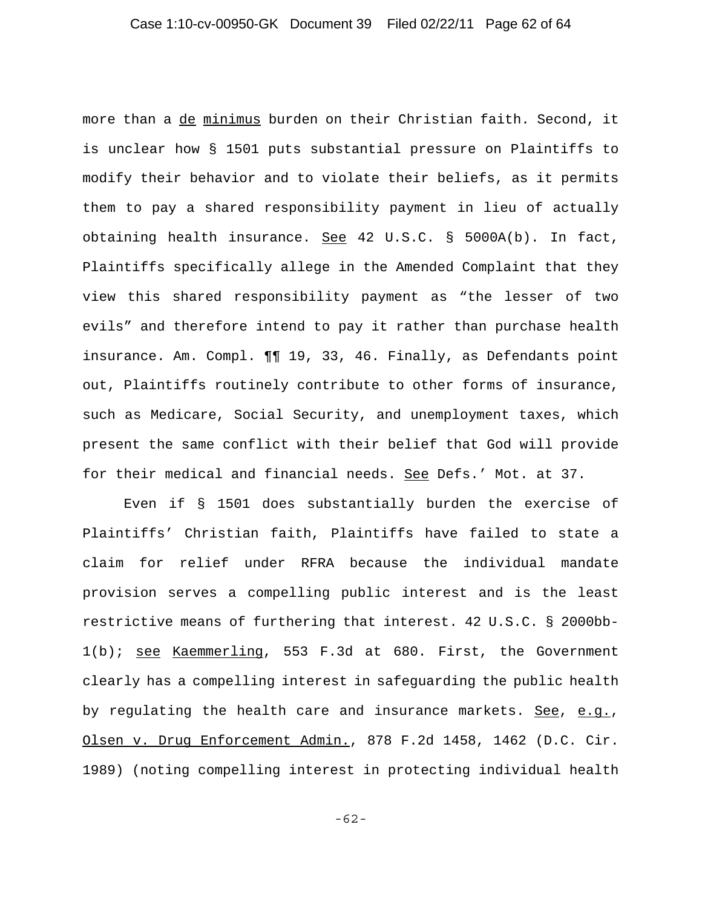more than a de minimus burden on their Christian faith. Second, it is unclear how § 1501 puts substantial pressure on Plaintiffs to modify their behavior and to violate their beliefs, as it permits them to pay a shared responsibility payment in lieu of actually obtaining health insurance. See 42 U.S.C. § 5000A(b). In fact, Plaintiffs specifically allege in the Amended Complaint that they view this shared responsibility payment as "the lesser of two evils" and therefore intend to pay it rather than purchase health insurance. Am. Compl. ¶¶ 19, 33, 46. Finally, as Defendants point out, Plaintiffs routinely contribute to other forms of insurance, such as Medicare, Social Security, and unemployment taxes, which present the same conflict with their belief that God will provide for their medical and financial needs. See Defs.' Mot. at 37.

Even if § 1501 does substantially burden the exercise of Plaintiffs' Christian faith, Plaintiffs have failed to state a claim for relief under RFRA because the individual mandate provision serves a compelling public interest and is the least restrictive means of furthering that interest. 42 U.S.C. § 2000bb-1(b); see Kaemmerling, 553 F.3d at 680. First, the Government clearly has a compelling interest in safeguarding the public health by regulating the health care and insurance markets. See, e.g., Olsen v. Drug Enforcement Admin., 878 F.2d 1458, 1462 (D.C. Cir. 1989) (noting compelling interest in protecting individual health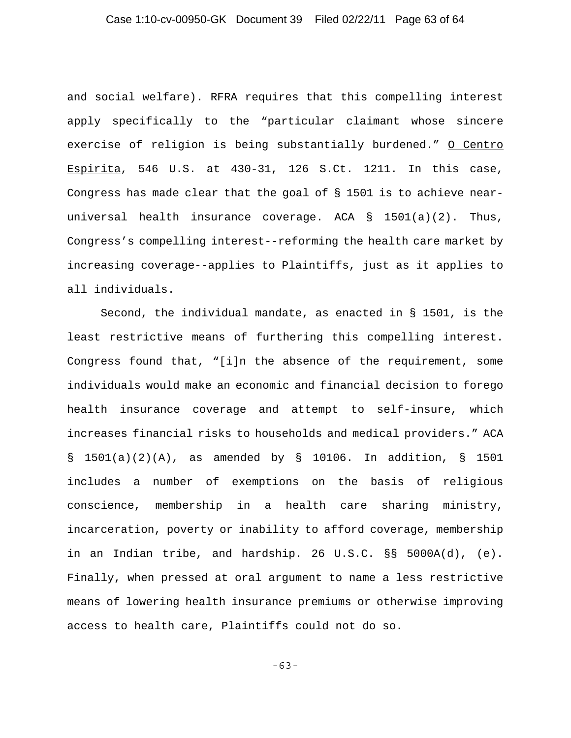and social welfare). RFRA requires that this compelling interest apply specifically to the "particular claimant whose sincere exercise of religion is being substantially burdened." O Centro Espirita, 546 U.S. at 430-31, 126 S.Ct. 1211. In this case, Congress has made clear that the goal of § 1501 is to achieve near-universal health insurance coverage. ACA § 1501(a)(2). Thus, Congress's compelling interest--reforming the health care market by increasing coverage--applies to Plaintiffs, just as it applies to all individuals.

Second, the individual mandate, as enacted in § 1501, is the least restrictive means of furthering this compelling interest. Congress found that, "[i]n the absence of the requirement, some individuals would make an economic and financial decision to forego health insurance coverage and attempt to self-insure, which increases financial risks to households and medical providers." ACA § 1501(a)(2)(A), as amended by § 10106. In addition, § 1501 includes a number of exemptions on the basis of religious conscience, membership in a health care sharing ministry, incarceration, poverty or inability to afford coverage, membership in an Indian tribe, and hardship. 26 U.S.C. §§ 5000A(d), (e). Finally, when pressed at oral argument to name a less restrictive means of lowering health insurance premiums or otherwise improving access to health care, Plaintiffs could not do so.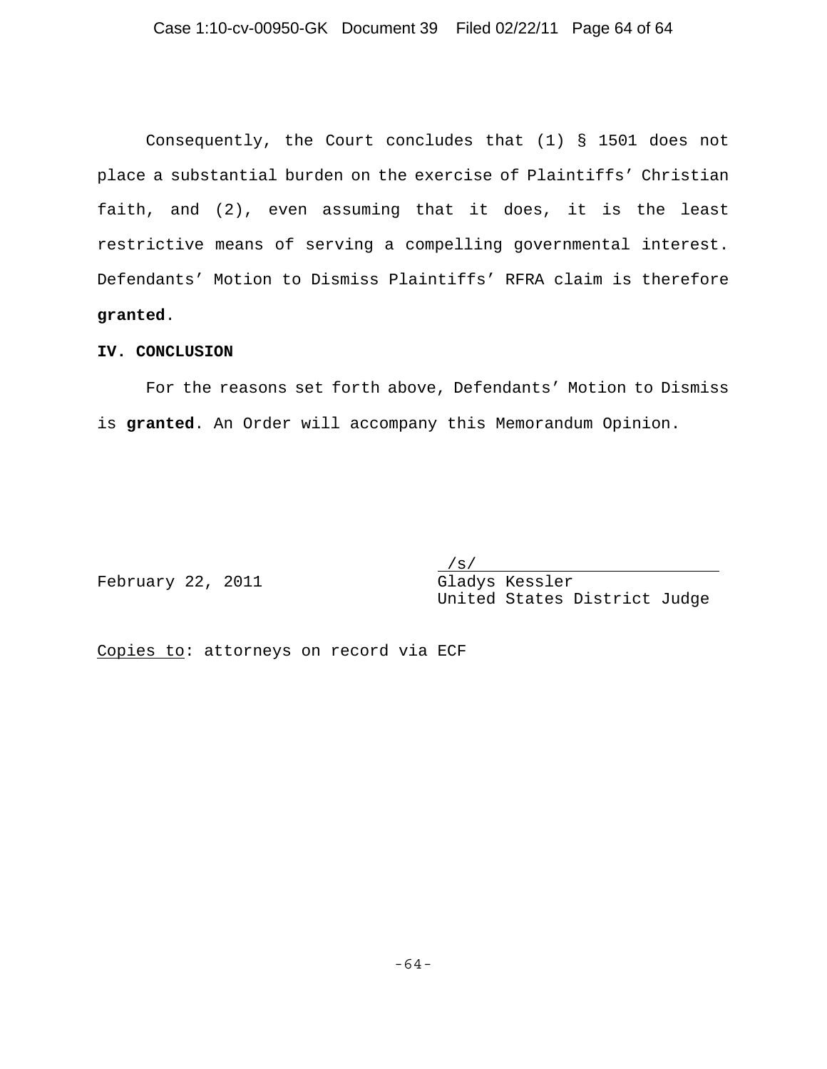Consequently, the Court concludes that (1) § 1501 does not place a substantial burden on the exercise of Plaintiffs' Christian faith, and (2), even assuming that it does, it is the least restrictive means of serving a compelling governmental interest. Defendants' Motion to Dismiss Plaintiffs' RFRA claim is therefore **granted**.

## IV. CONCLUSION

For the reasons set forth above, Defendants' Motion to Dismiss is **granted**. An Order will accompany this Memorandum Opinion.

/s/
Gladys Kessler
United States District Judge

February 22, 2011

Copies to: attorneys on record via ECF